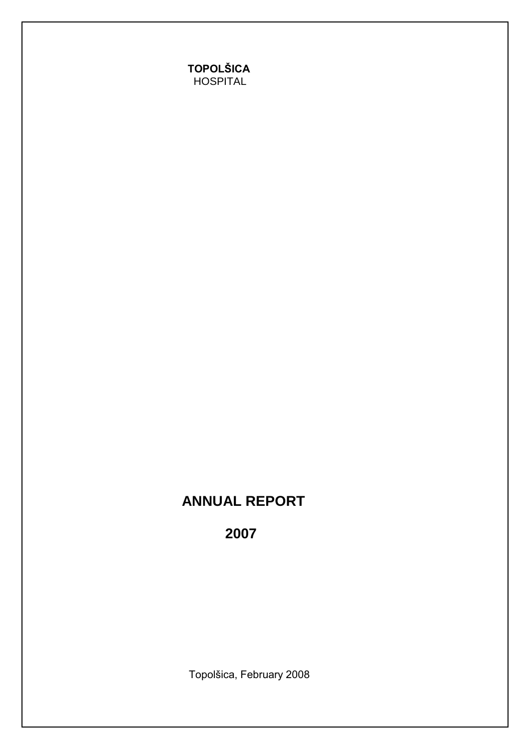**TOPOLŠICA**
HOSPITAL

# ANNUAL REPORT

# 2007

Topolšica, February 2008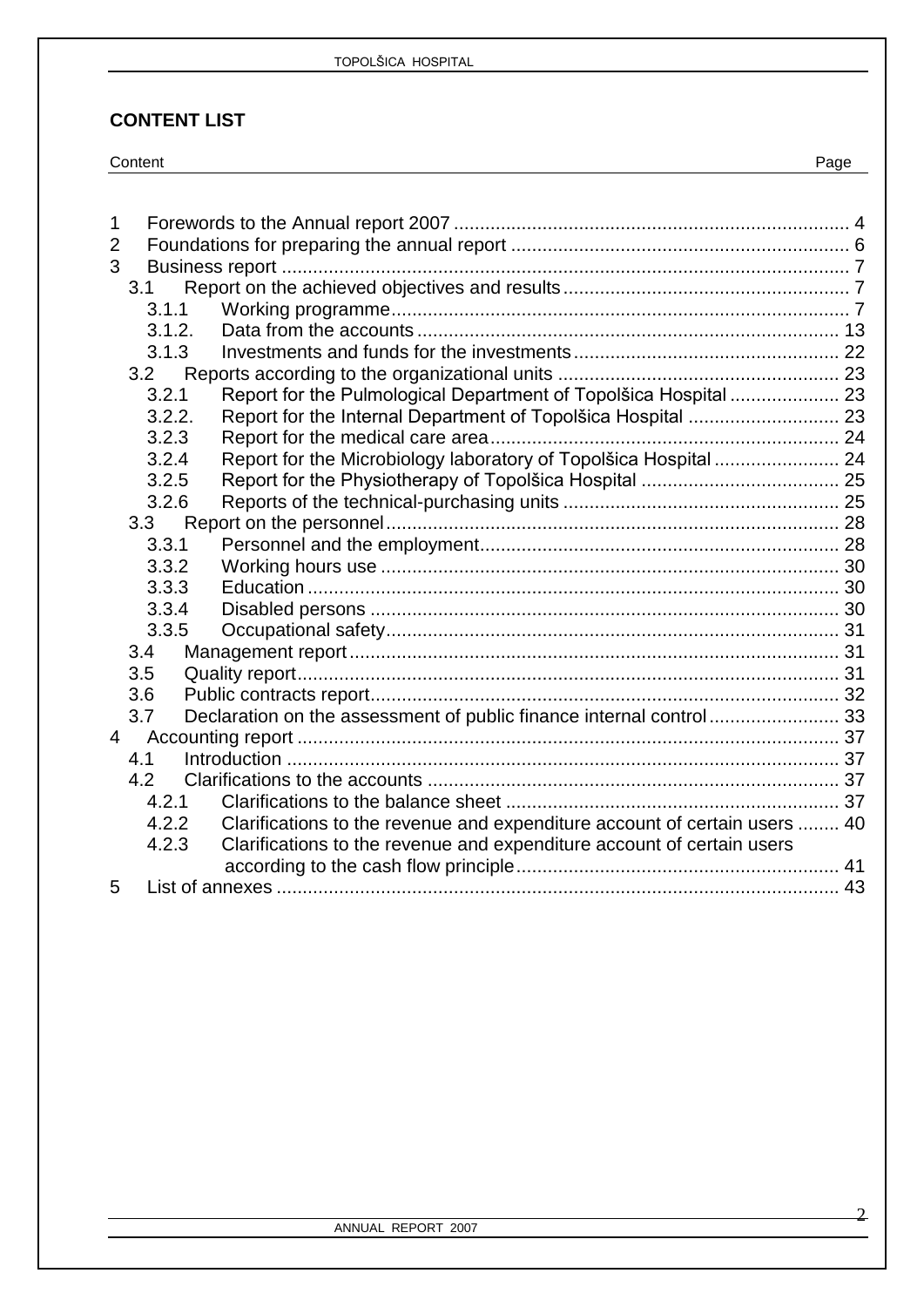## CONTENT LIST

| Content | | Page |
|---|---|---|
| 1 | Forewords to the Annual report 2007 | 4 |
| 2 | Foundations for preparing the annual report | 6 |
| 3 | Business report | 7 |
| 3.1 | Report on the achieved objectives and results | 7 |
| 3.1.1 | Working programme | 7 |
| 3.1.2. | Data from the accounts | 13 |
| 3.1.3 | Investments and funds for the investments | 22 |
| 3.2 | Reports according to the organizational units | 23 |
| 3.2.1 | Report for the Pulmological Department of Topolšica Hospital | 23 |
| 3.2.2. | Report for the Internal Department of Topolšica Hospital | 23 |
| 3.2.3 | Report for the medical care area | 24 |
| 3.2.4 | Report for the Microbiology laboratory of Topolšica Hospital | 24 |
| 3.2.5 | Report for the Physiotherapy of Topolšica Hospital | 25 |
| 3.2.6 | Reports of the technical-purchasing units | 25 |
| 3.3 | Report on the personnel | 28 |
| 3.3.1 | Personnel and the employment | 28 |
| 3.3.2 | Working hours use | 30 |
| 3.3.3 | Education | 30 |
| 3.3.4 | Disabled persons | 30 |
| 3.3.5 | Occupational safety | 31 |
| 3.4 | Management report | 31 |
| 3.5 | Quality report | 31 |
| 3.6 | Public contracts report | 32 |
| 3.7 | Declaration on the assessment of public finance internal control | 33 |
| 4 | Accounting report | 37 |
| 4.1 | Introduction | 37 |
| 4.2 | Clarifications to the accounts | 37 |
| 4.2.1 | Clarifications to the balance sheet | 37 |
| 4.2.2 | Clarifications to the revenue and expenditure account of certain users | 40 |
| 4.2.3 | Clarifications to the revenue and expenditure account of certain users according to the cash flow principle | 41 |
| 5 | List of annexes | 43 |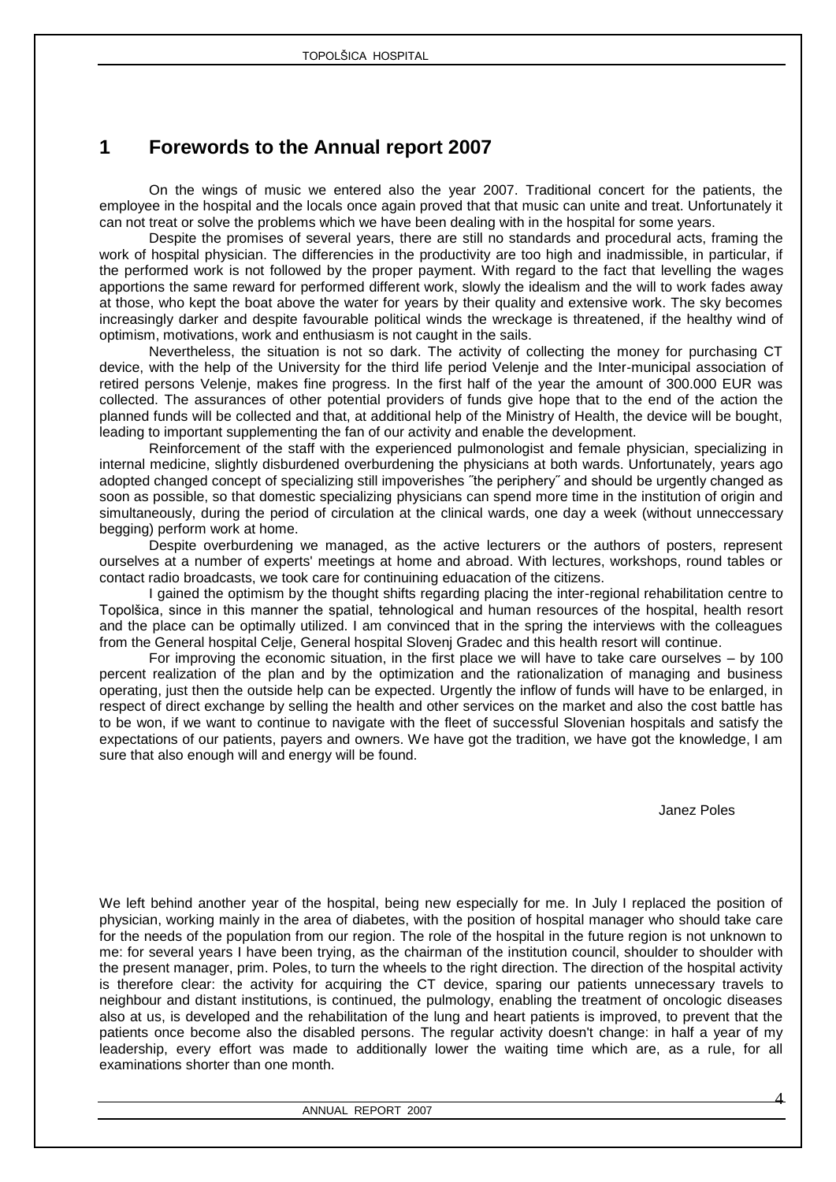# 1 Forewords to the Annual report 2007

On the wings of music we entered also the year 2007. Traditional concert for the patients, the employee in the hospital and the locals once again proved that that music can unite and treat. Unfortunately it can not treat or solve the problems which we have been dealing with in the hospital for some years.

Despite the promises of several years, there are still no standards and procedural acts, framing the work of hospital physician. The differencies in the productivity are too high and inadmissible, in particular, if the performed work is not followed by the proper payment. With regard to the fact that levelling the wages apportions the same reward for performed different work, slowly the idealism and the will to work fades away at those, who kept the boat above the water for years by their quality and extensive work. The sky becomes increasingly darker and despite favourable political winds the wreckage is threatened, if the healthy wind of optimism, motivations, work and enthusiasm is not caught in the sails.

Nevertheless, the situation is not so dark. The activity of collecting the money for purchasing CT device, with the help of the University for the third life period Velenje and the Inter-municipal association of retired persons Velenje, makes fine progress. In the first half of the year the amount of 300.000 EUR was collected. The assurances of other potential providers of funds give hope that to the end of the action the planned funds will be collected and that, at additional help of the Ministry of Health, the device will be bought, leading to important supplementing the fan of our activity and enable the development.

Reinforcement of the staff with the experienced pulmonologist and female physician, specializing in internal medicine, slightly disburdened overburdening the physicians at both wards. Unfortunately, years ago adopted changed concept of specializing still impoverishes ˝the periphery˝ and should be urgently changed as soon as possible, so that domestic specializing physicians can spend more time in the institution of origin and simultaneously, during the period of circulation at the clinical wards, one day a week (without unneccessary begging) perform work at home.

Despite overburdening we managed, as the active lecturers or the authors of posters, represent ourselves at a number of experts' meetings at home and abroad. With lectures, workshops, round tables or contact radio broadcasts, we took care for continuining eduacation of the citizens.

I gained the optimism by the thought shifts regarding placing the inter-regional rehabilitation centre to Topolšica, since in this manner the spatial, tehnological and human resources of the hospital, health resort and the place can be optimally utilized. I am convinced that in the spring the interviews with the colleagues from the General hospital Celje, General hospital Slovenj Gradec and this health resort will continue.

For improving the economic situation, in the first place we will have to take care ourselves – by 100 percent realization of the plan and by the optimization and the rationalization of managing and business operating, just then the outside help can be expected. Urgently the inflow of funds will have to be enlarged, in respect of direct exchange by selling the health and other services on the market and also the cost battle has to be won, if we want to continue to navigate with the fleet of successful Slovenian hospitals and satisfy the expectations of our patients, payers and owners. We have got the tradition, we have got the knowledge, I am sure that also enough will and energy will be found.

Janez Poles

We left behind another year of the hospital, being new especially for me. In July I replaced the position of physician, working mainly in the area of diabetes, with the position of hospital manager who should take care for the needs of the population from our region. The role of the hospital in the future region is not unknown to me: for several years I have been trying, as the chairman of the institution council, shoulder to shoulder with the present manager, prim. Poles, to turn the wheels to the right direction. The direction of the hospital activity is therefore clear: the activity for acquiring the CT device, sparing our patients unnecessary travels to neighbour and distant institutions, is continued, the pulmology, enabling the treatment of oncologic diseases also at us, is developed and the rehabilitation of the lung and heart patients is improved, to prevent that the patients once become also the disabled persons. The regular activity doesn't change: in half a year of my leadership, every effort was made to additionally lower the waiting time which are, as a rule, for all examinations shorter than one month.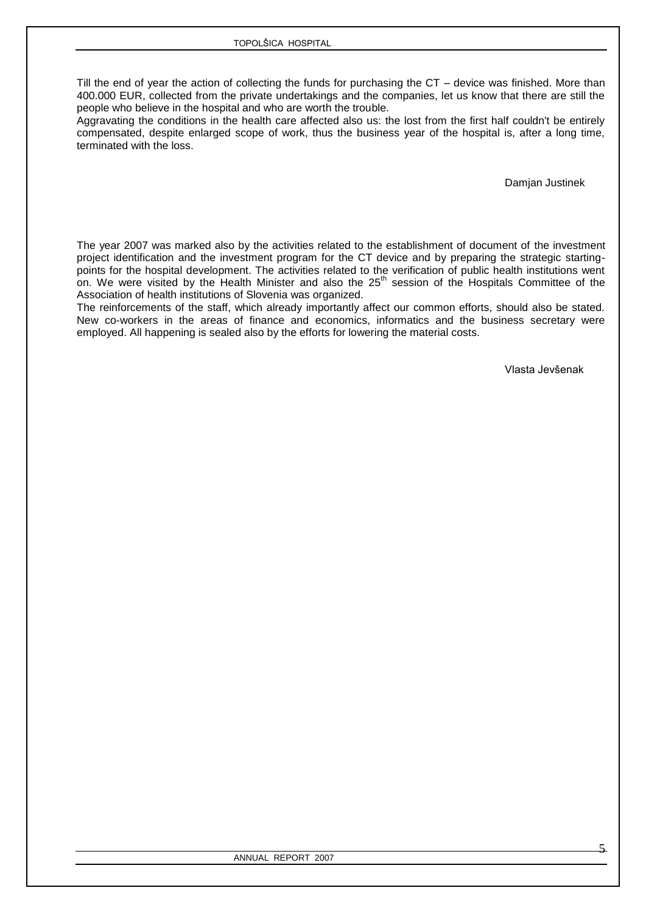Till the end of year the action of collecting the funds for purchasing the CT – device was finished. More than 400.000 EUR, collected from the private undertakings and the companies, let us know that there are still the people who believe in the hospital and who are worth the trouble.
Aggravating the conditions in the health care affected also us: the lost from the first half couldn't be entirely compensated, despite enlarged scope of work, thus the business year of the hospital is, after a long time, terminated with the loss.

Damjan Justinek

The year 2007 was marked also by the activities related to the establishment of document of the investment project identification and the investment program for the CT device and by preparing the strategic starting-points for the hospital development. The activities related to the verification of public health institutions went on. We were visited by the Health Minister and also the 25th session of the Hospitals Committee of the Association of health institutions of Slovenia was organized.
The reinforcements of the staff, which already importantly affect our common efforts, should also be stated. New co-workers in the areas of finance and economics, informatics and the business secretary were employed. All happening is sealed also by the efforts for lowering the material costs.

Vlasta Jevšenak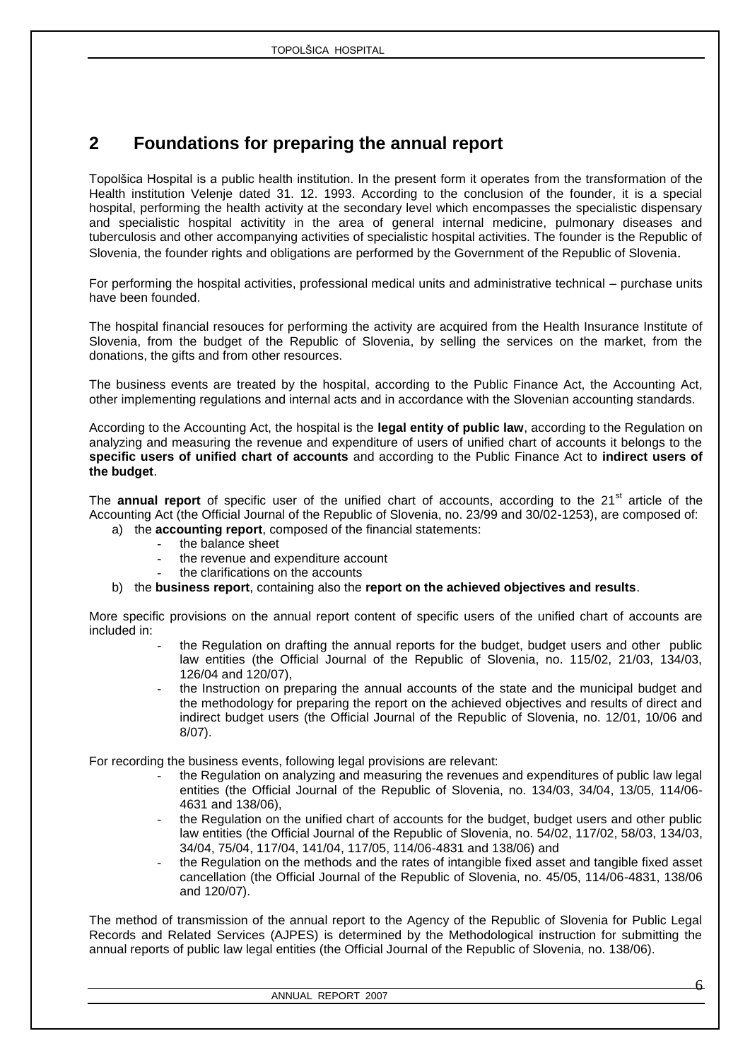## 2 Foundations for preparing the annual report

Topolšica Hospital is a public health institution. In the present form it operates from the transformation of the Health institution Velenje dated 31. 12. 1993. According to the conclusion of the founder, it is a special hospital, performing the health activity at the secondary level which encompasses the specialistic dispensary and specialistic hospital activitity in the area of general internal medicine, pulmonary diseases and tuberculosis and other accompanying activities of specialistic hospital activities. The founder is the Republic of Slovenia, the founder rights and obligations are performed by the Government of the Republic of Slovenia.

For performing the hospital activities, professional medical units and administrative technical – purchase units have been founded.

The hospital financial resouces for performing the activity are acquired from the Health Insurance Institute of Slovenia, from the budget of the Republic of Slovenia, by selling the services on the market, from the donations, the gifts and from other resources.

The business events are treated by the hospital, according to the Public Finance Act, the Accounting Act, other implementing regulations and internal acts and in accordance with the Slovenian accounting standards.

According to the Accounting Act, the hospital is the **legal entity of public law**, according to the Regulation on analyzing and measuring the revenue and expenditure of users of unified chart of accounts it belongs to the **specific users of unified chart of accounts** and according to the Public Finance Act to **indirect users of the budget**.

The **annual report** of specific user of the unified chart of accounts, according to the 21st article of the Accounting Act (the Official Journal of the Republic of Slovenia, no. 23/99 and 30/02-1253), are composed of:

a) the **accounting report**, composed of the financial statements:
   - the balance sheet
   - the revenue and expenditure account
   - the clarifications on the accounts
b) the **business report**, containing also the **report on the achieved objectives and results**.

More specific provisions on the annual report content of specific users of the unified chart of accounts are included in:

- the Regulation on drafting the annual reports for the budget, budget users and other public law entities (the Official Journal of the Republic of Slovenia, no. 115/02, 21/03, 134/03, 126/04 and 120/07),
- the Instruction on preparing the annual accounts of the state and the municipal budget and the methodology for preparing the report on the achieved objectives and results of direct and indirect budget users (the Official Journal of the Republic of Slovenia, no. 12/01, 10/06 and 8/07).

For recording the business events, following legal provisions are relevant:

- the Regulation on analyzing and measuring the revenues and expenditures of public law legal entities (the Official Journal of the Republic of Slovenia, no. 134/03, 34/04, 13/05, 114/06-4631 and 138/06),
- the Regulation on the unified chart of accounts for the budget, budget users and other public law entities (the Official Journal of the Republic of Slovenia, no. 54/02, 117/02, 58/03, 134/03, 34/04, 75/04, 117/04, 141/04, 117/05, 114/06-4831 and 138/06) and
- the Regulation on the methods and the rates of intangible fixed asset and tangible fixed asset cancellation (the Official Journal of the Republic of Slovenia, no. 45/05, 114/06-4831, 138/06 and 120/07).

The method of transmission of the annual report to the Agency of the Republic of Slovenia for Public Legal Records and Related Services (AJPES) is determined by the Methodological instruction for submitting the annual reports of public law legal entities (the Official Journal of the Republic of Slovenia, no. 138/06).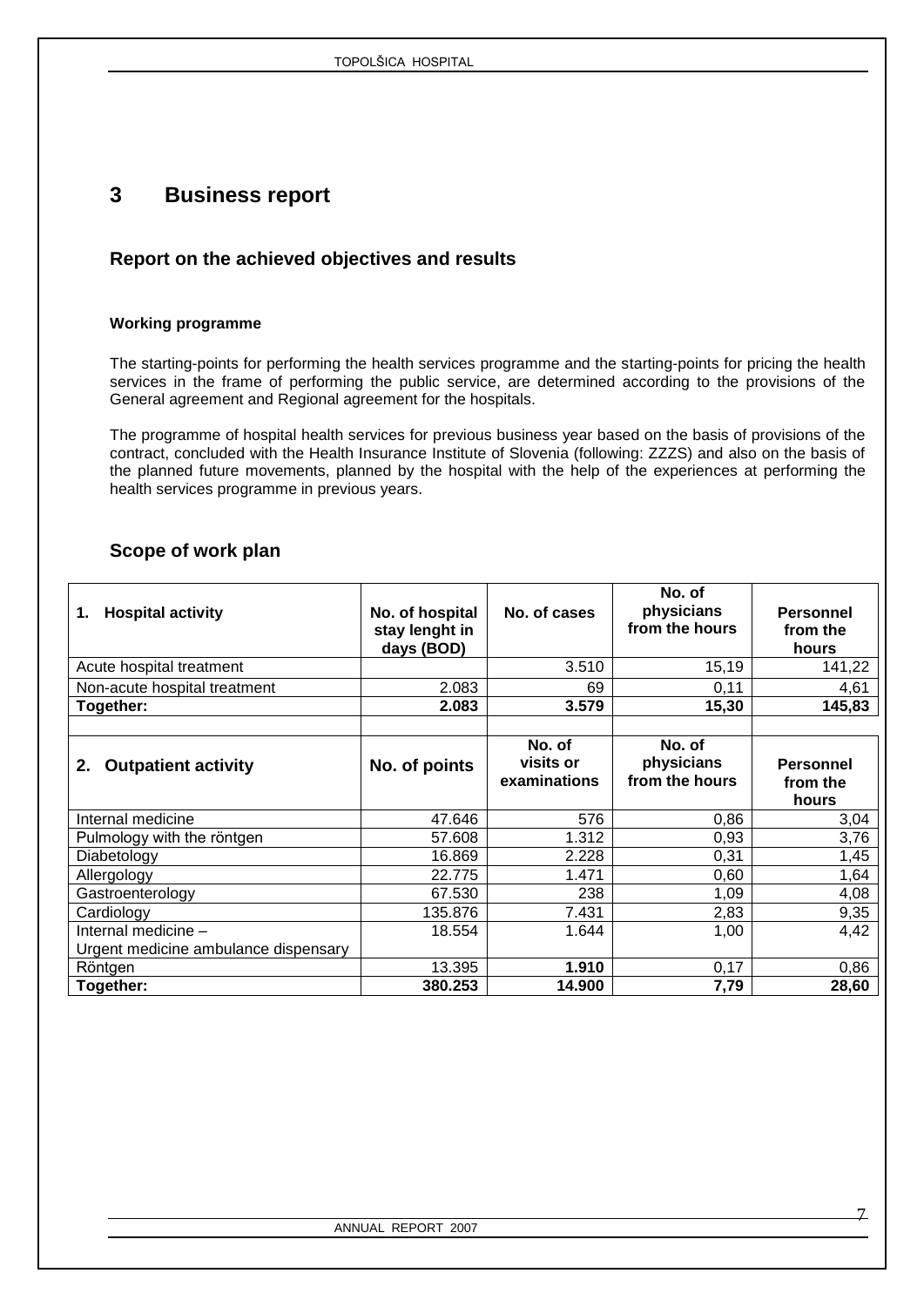# 3 Business report

## Report on the achieved objectives and results

### Working programme

The starting-points for performing the health services programme and the starting-points for pricing the health services in the frame of performing the public service, are determined according to the provisions of the General agreement and Regional agreement for the hospitals.

The programme of hospital health services for previous business year based on the basis of provisions of the contract, concluded with the Health Insurance Institute of Slovenia (following: ZZZS) and also on the basis of the planned future movements, planned by the hospital with the help of the experiences at performing the health services programme in previous years.

## Scope of work plan

| 1. Hospital activity | No. of hospital stay lenght in days (BOD) | No. of cases | No. of physicians from the hours | Personnel from the hours |
|---|---|---|---|---|
| Acute hospital treatment | | 3.510 | 15,19 | 141,22 |
| Non-acute hospital treatment | 2.083 | 69 | 0,11 | 4,61 |
| **Together:** | **2.083** | **3.579** | **15,30** | **145,83** |

| 2. Outpatient activity | No. of points | No. of visits or examinations | No. of physicians from the hours | Personnel from the hours |
|---|---|---|---|---|
| Internal medicine | 47.646 | 576 | 0,86 | 3,04 |
| Pulmology with the röntgen | 57.608 | 1.312 | 0,93 | 3,76 |
| Diabetology | 16.869 | 2.228 | 0,31 | 1,45 |
| Allergology | 22.775 | 1.471 | 0,60 | 1,64 |
| Gastroenterology | 67.530 | 238 | 1,09 | 4,08 |
| Cardiology | 135.876 | 7.431 | 2,83 | 9,35 |
| Internal medicine – Urgent medicine ambulance dispensary | 18.554 | 1.644 | 1,00 | 4,42 |
| Röntgen | 13.395 | **1.910** | 0,17 | 0,86 |
| **Together:** | **380.253** | **14.900** | **7,79** | **28,60** |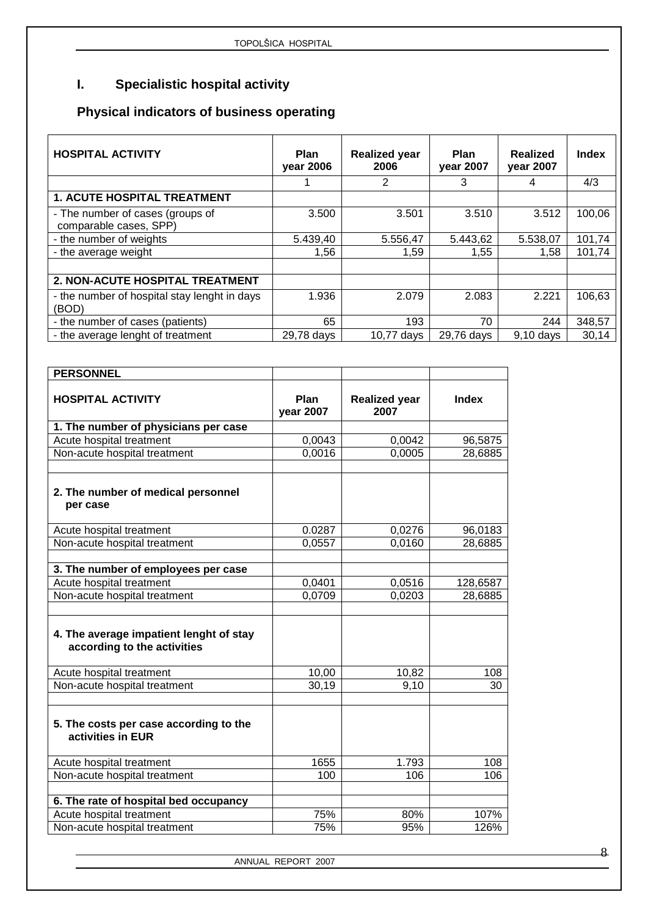## I. Specialistic hospital activity

### Physical indicators of business operating

| HOSPITAL ACTIVITY | Plan year 2006 | Realized year 2006 | Plan year 2007 | Realized year 2007 | Index |
|---|---|---|---|---|---|
| | 1 | 2 | 3 | 4 | 4/3 |
| **1. ACUTE HOSPITAL TREATMENT** | | | | | |
| - The number of cases (groups of comparable cases, SPP) | 3.500 | 3.501 | 3.510 | 3.512 | 100,06 |
| - the number of weights | 5.439,40 | 5.556,47 | 5.443,62 | 5.538,07 | 101,74 |
| - the average weight | 1,56 | 1,59 | 1,55 | 1,58 | 101,74 |
| | | | | | |
| **2. NON-ACUTE HOSPITAL TREATMENT** | | | | | |
| - the number of hospital stay lenght in days (BOD) | 1.936 | 2.079 | 2.083 | 2.221 | 106,63 |
| - the number of cases (patients) | 65 | 193 | 70 | 244 | 348,57 |
| - the average lenght of treatment | 29,78 days | 10,77 days | 29,76 days | 9,10 days | 30,14 |

| PERSONNEL | | | |
|---|---|---|---|
| **HOSPITAL ACTIVITY** | **Plan year 2007** | **Realized year 2007** | **Index** |
| **1. The number of physicians per case** | | | |
| Acute hospital treatment | 0,0043 | 0,0042 | 96,5875 |
| Non-acute hospital treatment | 0,0016 | 0,0005 | 28,6885 |
| | | | |
| **2. The number of medical personnel per case** | | | |
| Acute hospital treatment | 0.0287 | 0,0276 | 96,0183 |
| Non-acute hospital treatment | 0,0557 | 0,0160 | 28,6885 |
| | | | |
| **3. The number of employees per case** | | | |
| Acute hospital treatment | 0,0401 | 0,0516 | 128,6587 |
| Non-acute hospital treatment | 0,0709 | 0,0203 | 28,6885 |
| | | | |
| **4. The average impatient lenght of stay according to the activities** | | | |
| Acute hospital treatment | 10,00 | 10,82 | 108 |
| Non-acute hospital treatment | 30,19 | 9,10 | 30 |
| | | | |
| **5. The costs per case according to the activities in EUR** | | | |
| Acute hospital treatment | 1655 | 1.793 | 108 |
| Non-acute hospital treatment | 100 | 106 | 106 |
| | | | |
| **6. The rate of hospital bed occupancy** | | | |
| Acute hospital treatment | 75% | 80% | 107% |
| Non-acute hospital treatment | 75% | 95% | 126% |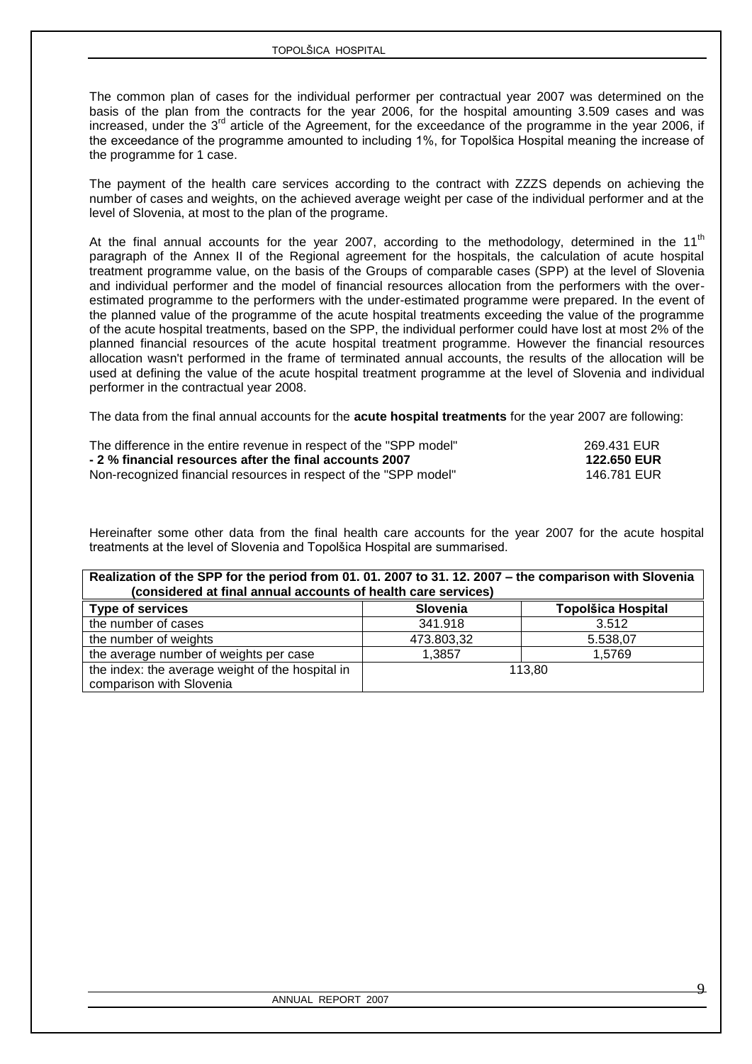The common plan of cases for the individual performer per contractual year 2007 was determined on the basis of the plan from the contracts for the year 2006, for the hospital amounting 3.509 cases and was increased, under the 3[rd] article of the Agreement, for the exceedance of the programme in the year 2006, if the exceedance of the programme amounted to including 1%, for Topolšica Hospital meaning the increase of the programme for 1 case.

The payment of the health care services according to the contract with ZZZS depends on achieving the number of cases and weights, on the achieved average weight per case of the individual performer and at the level of Slovenia, at most to the plan of the programe.

At the final annual accounts for the year 2007, according to the methodology, determined in the 11[th] paragraph of the Annex II of the Regional agreement for the hospitals, the calculation of acute hospital treatment programme value, on the basis of the Groups of comparable cases (SPP) at the level of Slovenia and individual performer and the model of financial resources allocation from the performers with the over-estimated programme to the performers with the under-estimated programme were prepared. In the event of the planned value of the programme of the acute hospital treatments exceeding the value of the programme of the acute hospital treatments, based on the SPP, the individual performer could have lost at most 2% of the planned financial resources of the acute hospital treatment programme. However the financial resources allocation wasn't performed in the frame of terminated annual accounts, the results of the allocation will be used at defining the value of the acute hospital treatment programme at the level of Slovenia and individual performer in the contractual year 2008.

The data from the final annual accounts for the **acute hospital treatments** for the year 2007 are following:

| | |
|---|---|
| The difference in the entire revenue in respect of the "SPP model" | 269.431 EUR |
| **- 2 % financial resources after the final accounts 2007** | **122.650 EUR** |
| Non-recognized financial resources in respect of the "SPP model" | 146.781 EUR |

Hereinafter some other data from the final health care accounts for the year 2007 for the acute hospital treatments at the level of Slovenia and Topolšica Hospital are summarised.

**Realization of the SPP for the period from 01. 01. 2007 to 31. 12. 2007 – the comparison with Slovenia (considered at final annual accounts of health care services)**

| Type of services | Slovenia | Topolšica Hospital |
|---|---|---|
| the number of cases | 341.918 | 3.512 |
| the number of weights | 473.803,32 | 5.538,07 |
| the average number of weights per case | 1,3857 | 1,5769 |
| the index: the average weight of the hospital in comparison with Slovenia | 113,80 | |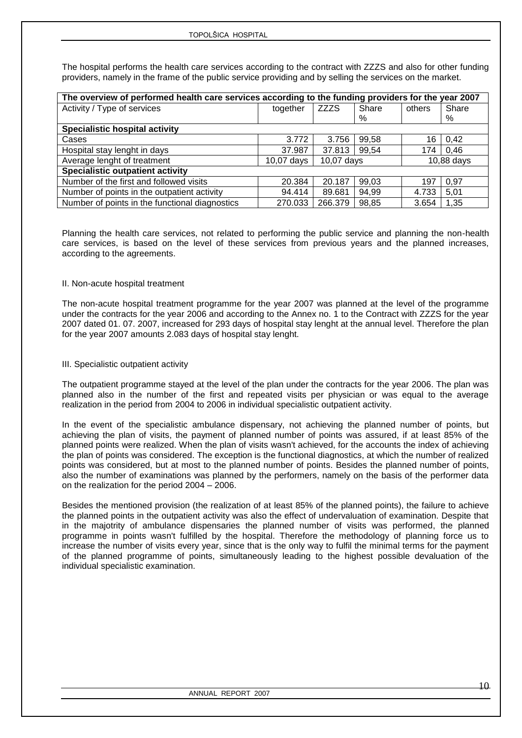The hospital performs the health care services according to the contract with ZZZS and also for other funding providers, namely in the frame of the public service providing and by selling the services on the market.

| The overview of performed health care services according to the funding providers for the year 2007 | | | | | |
|---|---|---|---|---|---|
| Activity / Type of services | together | ZZZS | Share % | others | Share % |
| **Specialistic hospital activity** | | | | | |
| Cases | 3.772 | 3.756 | 99,58 | 16 | 0,42 |
| Hospital stay lenght in days | 37.987 | 37.813 | 99,54 | 174 | 0,46 |
| Average lenght of treatment | 10,07 days | 10,07 days | | 10,88 days | |
| **Specialistic outpatient activity** | | | | | |
| Number of the first and followed visits | 20.384 | 20.187 | 99,03 | 197 | 0,97 |
| Number of points in the outpatient activity | 94.414 | 89.681 | 94,99 | 4.733 | 5,01 |
| Number of points in the functional diagnostics | 270.033 | 266.379 | 98,85 | 3.654 | 1,35 |

Planning the health care services, not related to performing the public service and planning the non-health care services, is based on the level of these services from previous years and the planned increases, according to the agreements.

II. Non-acute hospital treatment

The non-acute hospital treatment programme for the year 2007 was planned at the level of the programme under the contracts for the year 2006 and according to the Annex no. 1 to the Contract with ZZZS for the year 2007 dated 01. 07. 2007, increased for 293 days of hospital stay lenght at the annual level. Therefore the plan for the year 2007 amounts 2.083 days of hospital stay lenght.

III. Specialistic outpatient activity

The outpatient programme stayed at the level of the plan under the contracts for the year 2006. The plan was planned also in the number of the first and repeated visits per physician or was equal to the average realization in the period from 2004 to 2006 in individual specialistic outpatient activity.

In the event of the specialistic ambulance dispensary, not achieving the planned number of points, but achieving the plan of visits, the payment of planned number of points was assured, if at least 85% of the planned points were realized. When the plan of visits wasn't achieved, for the accounts the index of achieving the plan of points was considered. The exception is the functional diagnostics, at which the number of realized points was considered, but at most to the planned number of points. Besides the planned number of points, also the number of examinations was planned by the performers, namely on the basis of the performer data on the realization for the period 2004 – 2006.

Besides the mentioned provision (the realization of at least 85% of the planned points), the failure to achieve the planned points in the outpatient activity was also the effect of undervaluation of examination. Despite that in the majotrity of ambulance dispensaries the planned number of visits was performed, the planned programme in points wasn't fulfilled by the hospital. Therefore the methodology of planning force us to increase the number of visits every year, since that is the only way to fulfil the minimal terms for the payment of the planned programme of points, simultaneously leading to the highest possible devaluation of the individual specialistic examination.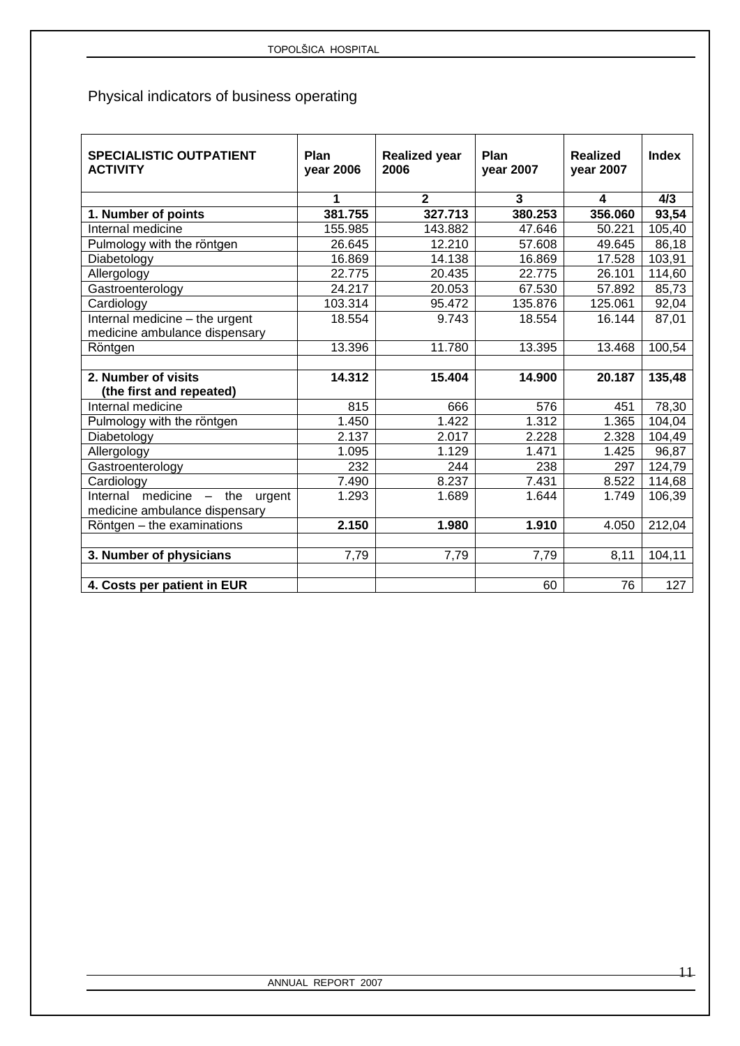Physical indicators of business operating

| SPECIALISTIC OUTPATIENT ACTIVITY | Plan year 2006 | Realized year 2006 | Plan year 2007 | Realized year 2007 | Index |
|---|---|---|---|---|---|
| | 1 | 2 | 3 | 4 | 4/3 |
| **1. Number of points** | **381.755** | **327.713** | **380.253** | **356.060** | **93,54** |
| Internal medicine | 155.985 | 143.882 | 47.646 | 50.221 | 105,40 |
| Pulmology with the röntgen | 26.645 | 12.210 | 57.608 | 49.645 | 86,18 |
| Diabetology | 16.869 | 14.138 | 16.869 | 17.528 | 103,91 |
| Allergology | 22.775 | 20.435 | 22.775 | 26.101 | 114,60 |
| Gastroenterology | 24.217 | 20.053 | 67.530 | 57.892 | 85,73 |
| Cardiology | 103.314 | 95.472 | 135.876 | 125.061 | 92,04 |
| Internal medicine – the urgent medicine ambulance dispensary | 18.554 | 9.743 | 18.554 | 16.144 | 87,01 |
| Röntgen | 13.396 | 11.780 | 13.395 | 13.468 | 100,54 |
| | | | | | |
| **2. Number of visits (the first and repeated)** | **14.312** | **15.404** | **14.900** | **20.187** | **135,48** |
| Internal medicine | 815 | 666 | 576 | 451 | 78,30 |
| Pulmology with the röntgen | 1.450 | 1.422 | 1.312 | 1.365 | 104,04 |
| Diabetology | 2.137 | 2.017 | 2.228 | 2.328 | 104,49 |
| Allergology | 1.095 | 1.129 | 1.471 | 1.425 | 96,87 |
| Gastroenterology | 232 | 244 | 238 | 297 | 124,79 |
| Cardiology | 7.490 | 8.237 | 7.431 | 8.522 | 114,68 |
| Internal medicine – the urgent medicine ambulance dispensary | 1.293 | 1.689 | 1.644 | 1.749 | 106,39 |
| Röntgen – the examinations | **2.150** | **1.980** | **1.910** | 4.050 | 212,04 |
| | | | | | |
| **3. Number of physicians** | 7,79 | 7,79 | 7,79 | 8,11 | 104,11 |
| | | | | | |
| **4. Costs per patient in EUR** | | | 60 | 76 | 127 |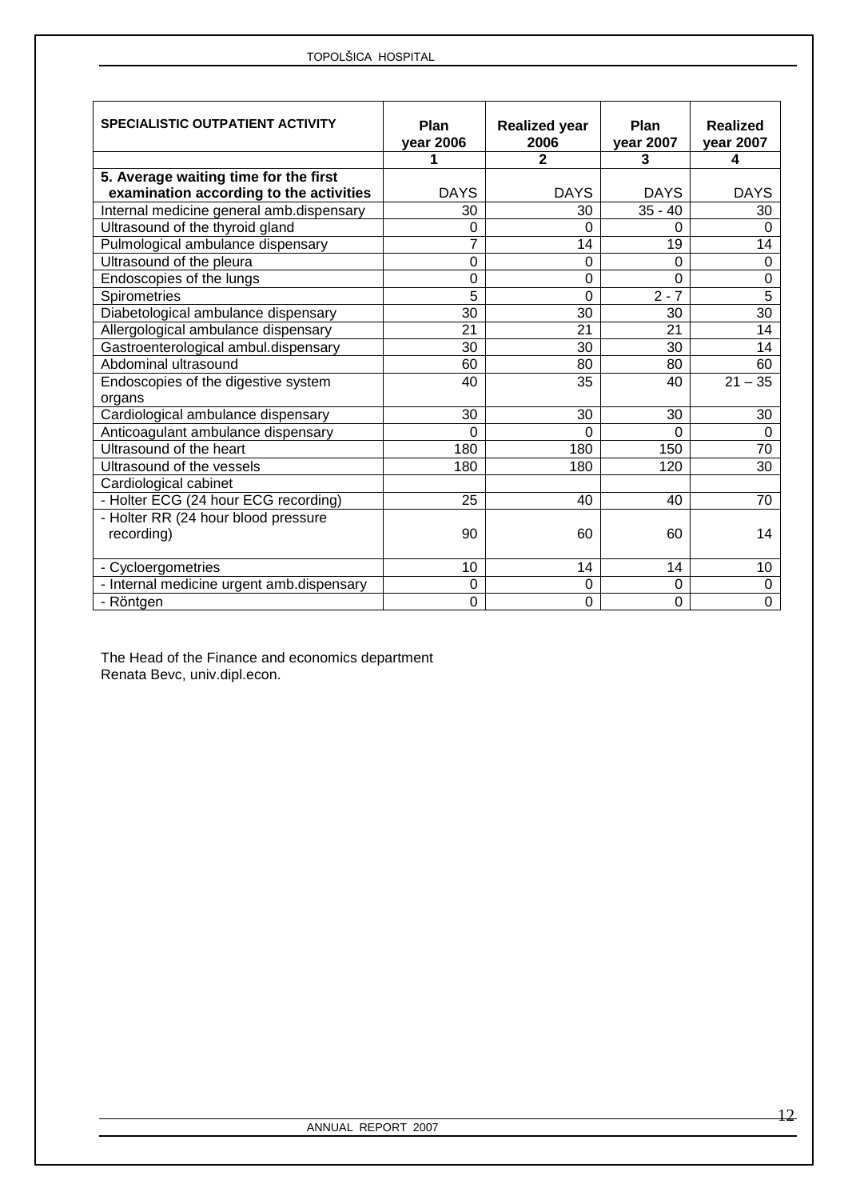| SPECIALISTIC OUTPATIENT ACTIVITY | Plan year 2006 | Realized year 2006 | Plan year 2007 | Realized year 2007 |
|---|---|---|---|---|
| | 1 | 2 | 3 | 4 |
| **5. Average waiting time for the first examination according to the activities** | DAYS | DAYS | DAYS | DAYS |
| Internal medicine general amb.dispensary | 30 | 30 | 35 - 40 | 30 |
| Ultrasound of the thyroid gland | 0 | 0 | 0 | 0 |
| Pulmological ambulance dispensary | 7 | 14 | 19 | 14 |
| Ultrasound of the pleura | 0 | 0 | 0 | 0 |
| Endoscopies of the lungs | 0 | 0 | 0 | 0 |
| Spirometries | 5 | 0 | 2 - 7 | 5 |
| Diabetological ambulance dispensary | 30 | 30 | 30 | 30 |
| Allergological ambulance dispensary | 21 | 21 | 21 | 14 |
| Gastroenterological ambul.dispensary | 30 | 30 | 30 | 14 |
| Abdominal ultrasound | 60 | 80 | 80 | 60 |
| Endoscopies of the digestive system organs | 40 | 35 | 40 | 21 – 35 |
| Cardiological ambulance dispensary | 30 | 30 | 30 | 30 |
| Anticoagulant ambulance dispensary | 0 | 0 | 0 | 0 |
| Ultrasound of the heart | 180 | 180 | 150 | 70 |
| Ultrasound of the vessels | 180 | 180 | 120 | 30 |
| Cardiological cabinet | | | | |
| - Holter ECG (24 hour ECG recording) | 25 | 40 | 40 | 70 |
| - Holter RR (24 hour blood pressure recording) | 90 | 60 | 60 | 14 |
| - Cycloergometries | 10 | 14 | 14 | 10 |
| - Internal medicine urgent amb.dispensary | 0 | 0 | 0 | 0 |
| - Röntgen | 0 | 0 | 0 | 0 |

The Head of the Finance and economics department
Renata Bevc, univ.dipl.econ.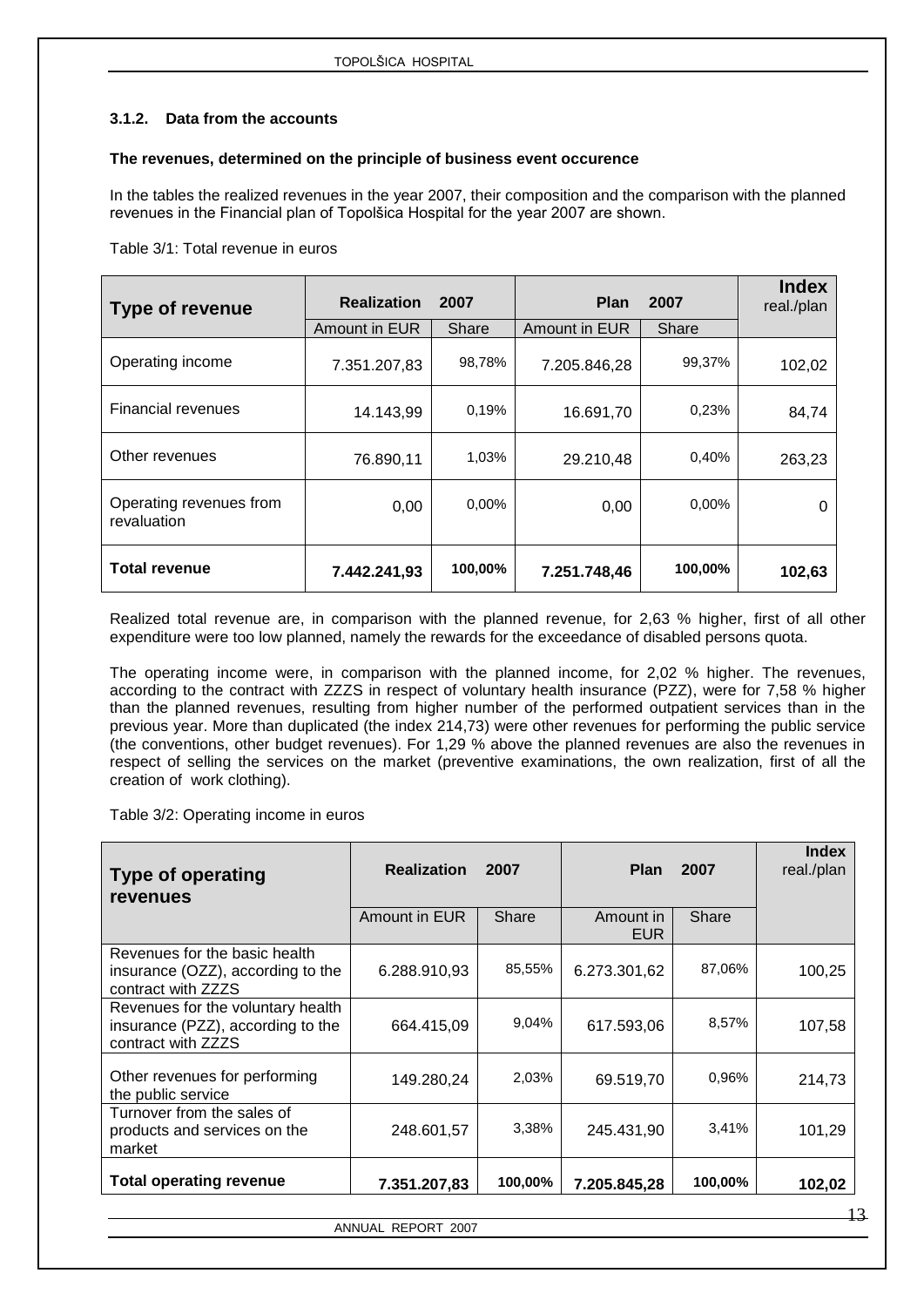### 3.1.2. Data from the accounts

**The revenues, determined on the principle of business event occurence**

In the tables the realized revenues in the year 2007, their composition and the comparison with the planned revenues in the Financial plan of Topolšica Hospital for the year 2007 are shown.

Table 3/1: Total revenue in euros

| Type of revenue | Realization 2007 | | Plan 2007 | | Index real./plan |
|---|---|---|---|---|---|
| | Amount in EUR | Share | Amount in EUR | Share | |
| Operating income | 7.351.207,83 | 98,78% | 7.205.846,28 | 99,37% | 102,02 |
| Financial revenues | 14.143,99 | 0,19% | 16.691,70 | 0,23% | 84,74 |
| Other revenues | 76.890,11 | 1,03% | 29.210,48 | 0,40% | 263,23 |
| Operating revenues from revaluation | 0,00 | 0,00% | 0,00 | 0,00% | 0 |
| **Total revenue** | **7.442.241,93** | **100,00%** | **7.251.748,46** | **100,00%** | **102,63** |

Realized total revenue are, in comparison with the planned revenue, for 2,63 % higher, first of all other expenditure were too low planned, namely the rewards for the exceedance of disabled persons quota.

The operating income were, in comparison with the planned income, for 2,02 % higher. The revenues, according to the contract with ZZZS in respect of voluntary health insurance (PZZ), were for 7,58 % higher than the planned revenues, resulting from higher number of the performed outpatient services than in the previous year. More than duplicated (the index 214,73) were other revenues for performing the public service (the conventions, other budget revenues). For 1,29 % above the planned revenues are also the revenues in respect of selling the services on the market (preventive examinations, the own realization, first of all the creation of work clothing).

Table 3/2: Operating income in euros

| Type of operating revenues | Realization 2007 | | Plan 2007 | | Index real./plan |
|---|---|---|---|---|---|
| | Amount in EUR | Share | Amount in EUR | Share | |
| Revenues for the basic health insurance (OZZ), according to the contract with ZZZS | 6.288.910,93 | 85,55% | 6.273.301,62 | 87,06% | 100,25 |
| Revenues for the voluntary health insurance (PZZ), according to the contract with ZZZS | 664.415,09 | 9,04% | 617.593,06 | 8,57% | 107,58 |
| Other revenues for performing the public service | 149.280,24 | 2,03% | 69.519,70 | 0,96% | 214,73 |
| Turnover from the sales of products and services on the market | 248.601,57 | 3,38% | 245.431,90 | 3,41% | 101,29 |
| **Total operating revenue** | **7.351.207,83** | **100,00%** | **7.205.845,28** | **100,00%** | **102,02** |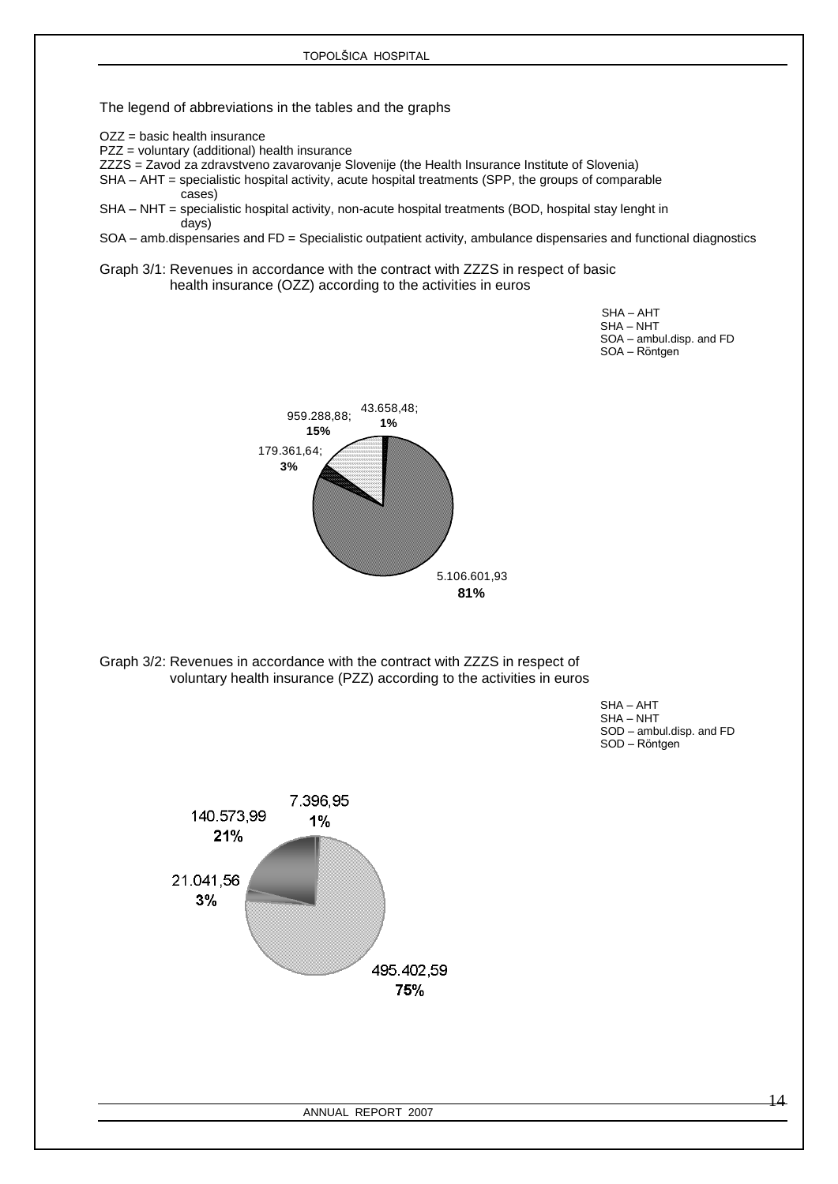The legend of abbreviations in the tables and the graphs

OZZ = basic health insurance
PZZ = voluntary (additional) health insurance
ZZZS = Zavod za zdravstveno zavarovanje Slovenije (the Health Insurance Institute of Slovenia)
SHA – AHT = specialistic hospital activity, acute hospital treatments (SPP, the groups of comparable cases)
SHA – NHT = specialistic hospital activity, non-acute hospital treatments (BOD, hospital stay lenght in days)
SOA – amb.dispensaries and FD = Specialistic outpatient activity, ambulance dispensaries and functional diagnostics

Graph 3/1: Revenues in accordance with the contract with ZZZS in respect of basic health insurance (OZZ) according to the activities in euros

SHA – AHT
SHA – NHT
SOA – ambul.disp. and FD
SOA – Röntgen

43.658,48; **1%**
959.288,88; **15%**
179.361,64; **3%**
5.106.601,93 **81%**

Graph 3/2: Revenues in accordance with the contract with ZZZS in respect of voluntary health insurance (PZZ) according to the activities in euros

SHA – AHT
SHA – NHT
SOD – ambul.disp. and FD
SOD – Röntgen

7.396,95 **1%**
140.573,99 **21%**
21.041,56 **3%**
495.402,59 **75%**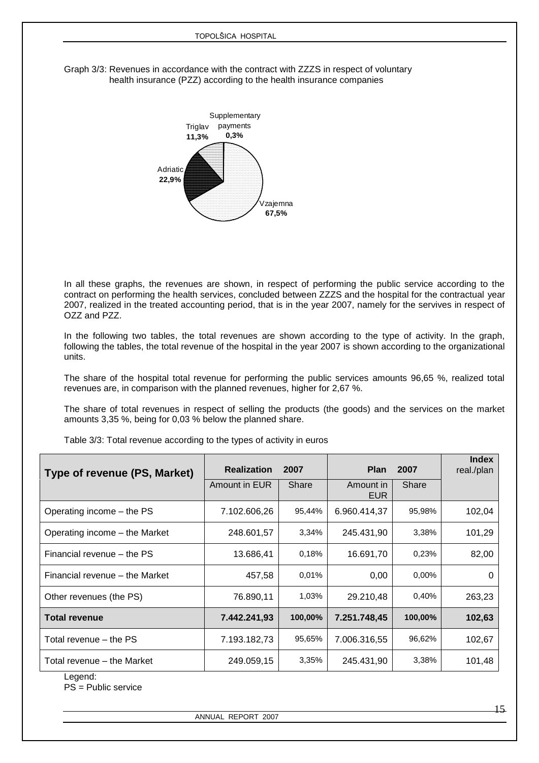Graph 3/3: Revenues in accordance with the contract with ZZZS in respect of voluntary health insurance (PZZ) according to the health insurance companies

Supplementary payments **0,3%**
Triglav **11,3%**
Adriatic **22,9%**
Vzajemna **67,5%**

In all these graphs, the revenues are shown, in respect of performing the public service according to the contract on performing the health services, concluded between ZZZS and the hospital for the contractual year 2007, realized in the treated accounting period, that is in the year 2007, namely for the servives in respect of OZZ and PZZ.

In the following two tables, the total revenues are shown according to the type of activity. In the graph, following the tables, the total revenue of the hospital in the year 2007 is shown according to the organizational units.

The share of the hospital total revenue for performing the public services amounts 96,65 %, realized total revenues are, in comparison with the planned revenues, higher for 2,67 %.

The share of total revenues in respect of selling the products (the goods) and the services on the market amounts 3,35 %, being for 0,03 % below the planned share.

Table 3/3: Total revenue according to the types of activity in euros

| Type of revenue (PS, Market) | Realization 2007 | | Plan 2007 | | Index real./plan |
|---|---|---|---|---|---|
| | Amount in EUR | Share | Amount in EUR | Share | |
| Operating income – the PS | 7.102.606,26 | 95,44% | 6.960.414,37 | 95,98% | 102,04 |
| Operating income – the Market | 248.601,57 | 3,34% | 245.431,90 | 3,38% | 101,29 |
| Financial revenue – the PS | 13.686,41 | 0,18% | 16.691,70 | 0,23% | 82,00 |
| Financial revenue – the Market | 457,58 | 0,01% | 0,00 | 0,00% | 0 |
| Other revenues (the PS) | 76.890,11 | 1,03% | 29.210,48 | 0,40% | 263,23 |
| **Total revenue** | **7.442.241,93** | **100,00%** | **7.251.748,45** | **100,00%** | **102,63** |
| Total revenue – the PS | 7.193.182,73 | 95,65% | 7.006.316,55 | 96,62% | 102,67 |
| Total revenue – the Market | 249.059,15 | 3,35% | 245.431,90 | 3,38% | 101,48 |

Legend:
PS = Public service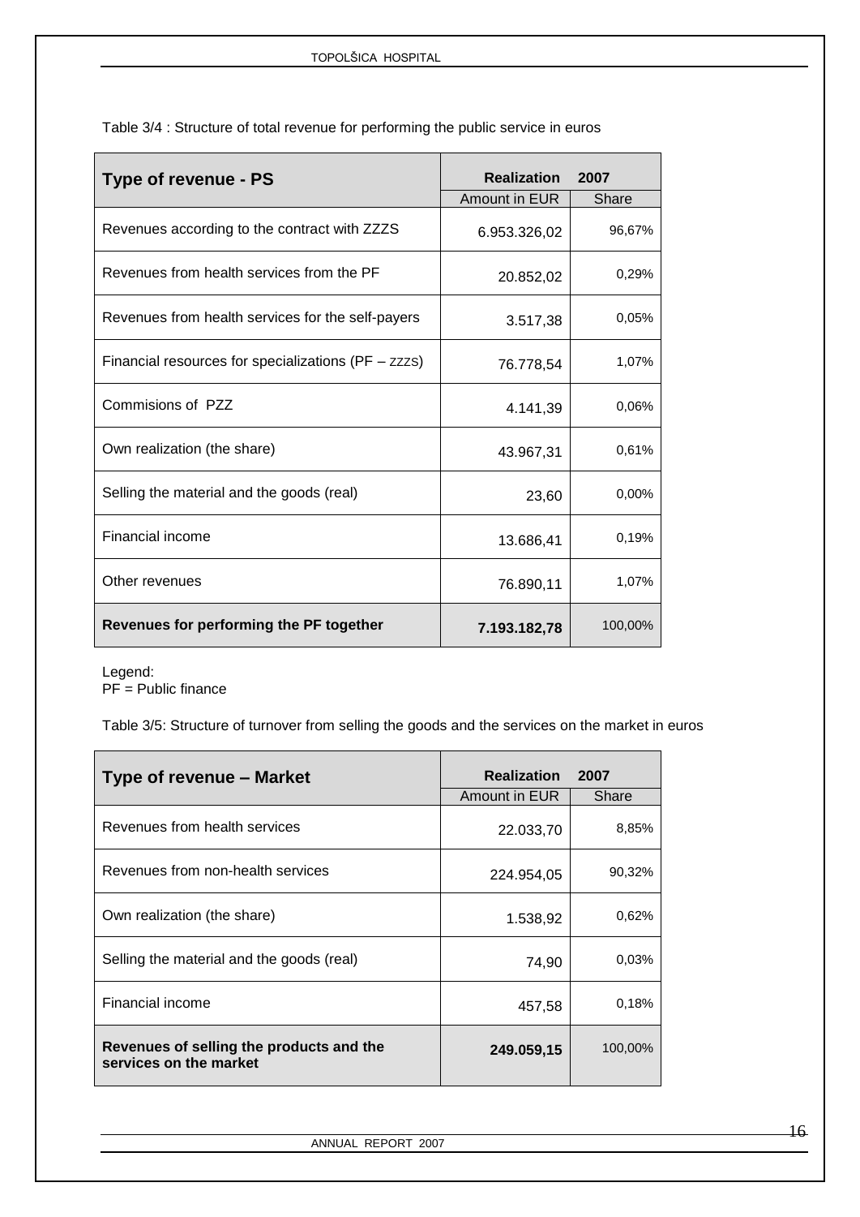Table 3/4 : Structure of total revenue for performing the public service in euros

| Type of revenue - PS | Realization 2007 | |
|---|---|---|
| | Amount in EUR | Share |
| Revenues according to the contract with ZZZS | 6.953.326,02 | 96,67% |
| Revenues from health services from the PF | 20.852,02 | 0,29% |
| Revenues from health services for the self-payers | 3.517,38 | 0,05% |
| Financial resources for specializations (PF – ZZZS) | 76.778,54 | 1,07% |
| Commisions of PZZ | 4.141,39 | 0,06% |
| Own realization (the share) | 43.967,31 | 0,61% |
| Selling the material and the goods (real) | 23,60 | 0,00% |
| Financial income | 13.686,41 | 0,19% |
| Other revenues | 76.890,11 | 1,07% |
| **Revenues for performing the PF together** | **7.193.182,78** | 100,00% |

Legend:
PF = Public finance

Table 3/5: Structure of turnover from selling the goods and the services on the market in euros

| Type of revenue – Market | Realization 2007 | |
|---|---|---|
| | Amount in EUR | Share |
| Revenues from health services | 22.033,70 | 8,85% |
| Revenues from non-health services | 224.954,05 | 90,32% |
| Own realization (the share) | 1.538,92 | 0,62% |
| Selling the material and the goods (real) | 74,90 | 0,03% |
| Financial income | 457,58 | 0,18% |
| **Revenues of selling the products and the services on the market** | **249.059,15** | 100,00% |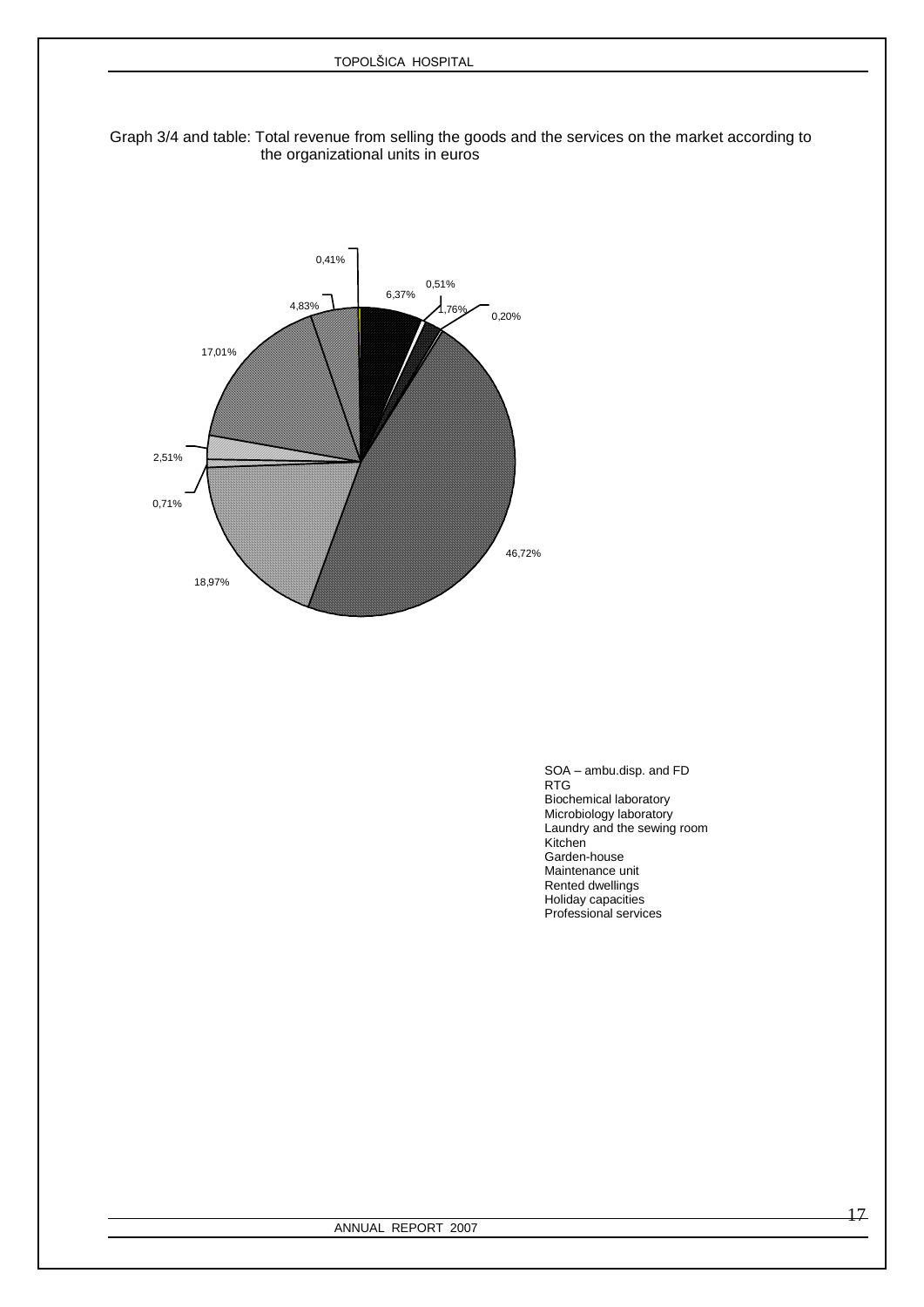Graph 3/4 and table: Total revenue from selling the goods and the services on the market according to the organizational units in euros

0,41%

6,37%

0,51%

1,76%

0,20%

4,83%

17,01%

2,51%

0,71%

18,97%

46,72%

SOA – ambu.disp. and FD
RTG
Biochemical laboratory
Microbiology laboratory
Laundry and the sewing room
Kitchen
Garden-house
Maintenance unit
Rented dwellings
Holiday capacities
Professional services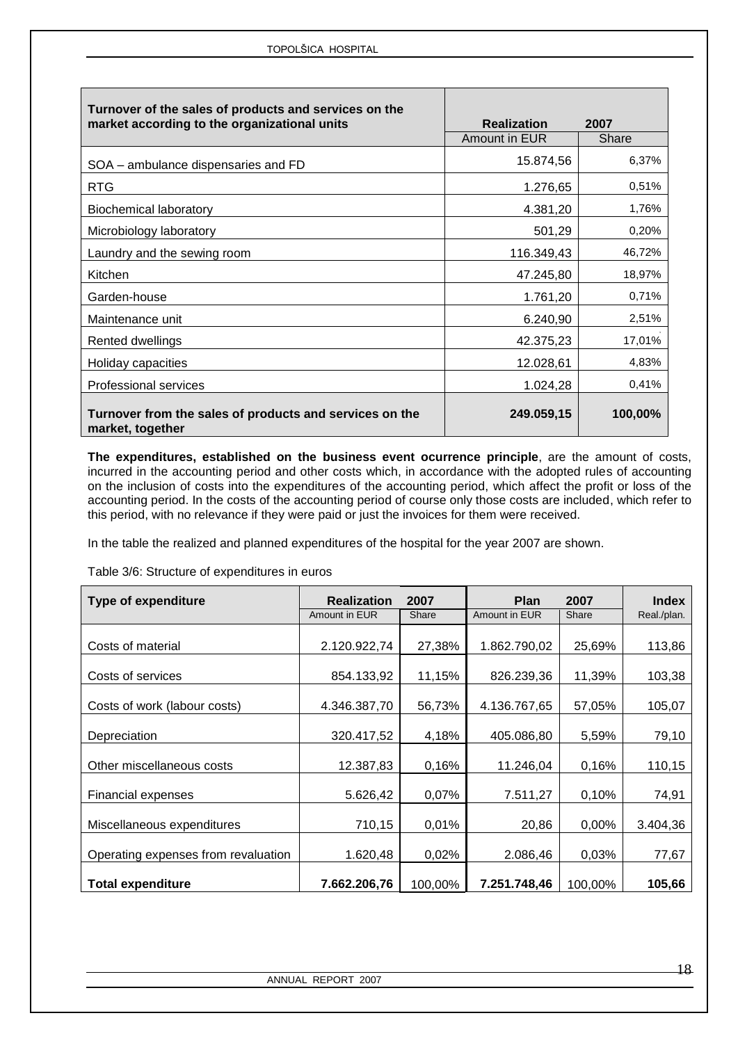| Turnover of the sales of products and services on the market according to the organizational units | Realization 2007 | |
|---|---|---|
| | Amount in EUR | Share |
| SOA – ambulance dispensaries and FD | 15.874,56 | 6,37% |
| RTG | 1.276,65 | 0,51% |
| Biochemical laboratory | 4.381,20 | 1,76% |
| Microbiology laboratory | 501,29 | 0,20% |
| Laundry and the sewing room | 116.349,43 | 46,72% |
| Kitchen | 47.245,80 | 18,97% |
| Garden-house | 1.761,20 | 0,71% |
| Maintenance unit | 6.240,90 | 2,51% |
| Rented dwellings | 42.375,23 | 17,01% |
| Holiday capacities | 12.028,61 | 4,83% |
| Professional services | 1.024,28 | 0,41% |
| **Turnover from the sales of products and services on the market, together** | **249.059,15** | **100,00%** |

**The expenditures, established on the business event ocurrence principle**, are the amount of costs, incurred in the accounting period and other costs which, in accordance with the adopted rules of accounting on the inclusion of costs into the expenditures of the accounting period, which affect the profit or loss of the accounting period. In the costs of the accounting period of course only those costs are included, which refer to this period, with no relevance if they were paid or just the invoices for them were received.

In the table the realized and planned expenditures of the hospital for the year 2007 are shown.

Table 3/6: Structure of expenditures in euros

| Type of expenditure | Realization 2007 | | Plan 2007 | | Index |
|---|---|---|---|---|---|
| | Amount in EUR | Share | Amount in EUR | Share | Real./plan. |
| Costs of material | 2.120.922,74 | 27,38% | 1.862.790,02 | 25,69% | 113,86 |
| Costs of services | 854.133,92 | 11,15% | 826.239,36 | 11,39% | 103,38 |
| Costs of work (labour costs) | 4.346.387,70 | 56,73% | 4.136.767,65 | 57,05% | 105,07 |
| Depreciation | 320.417,52 | 4,18% | 405.086,80 | 5,59% | 79,10 |
| Other miscellaneous costs | 12.387,83 | 0,16% | 11.246,04 | 0,16% | 110,15 |
| Financial expenses | 5.626,42 | 0,07% | 7.511,27 | 0,10% | 74,91 |
| Miscellaneous expenditures | 710,15 | 0,01% | 20,86 | 0,00% | 3.404,36 |
| Operating expenses from revaluation | 1.620,48 | 0,02% | 2.086,46 | 0,03% | 77,67 |
| **Total expenditure** | **7.662.206,76** | 100,00% | **7.251.748,46** | 100,00% | **105,66** |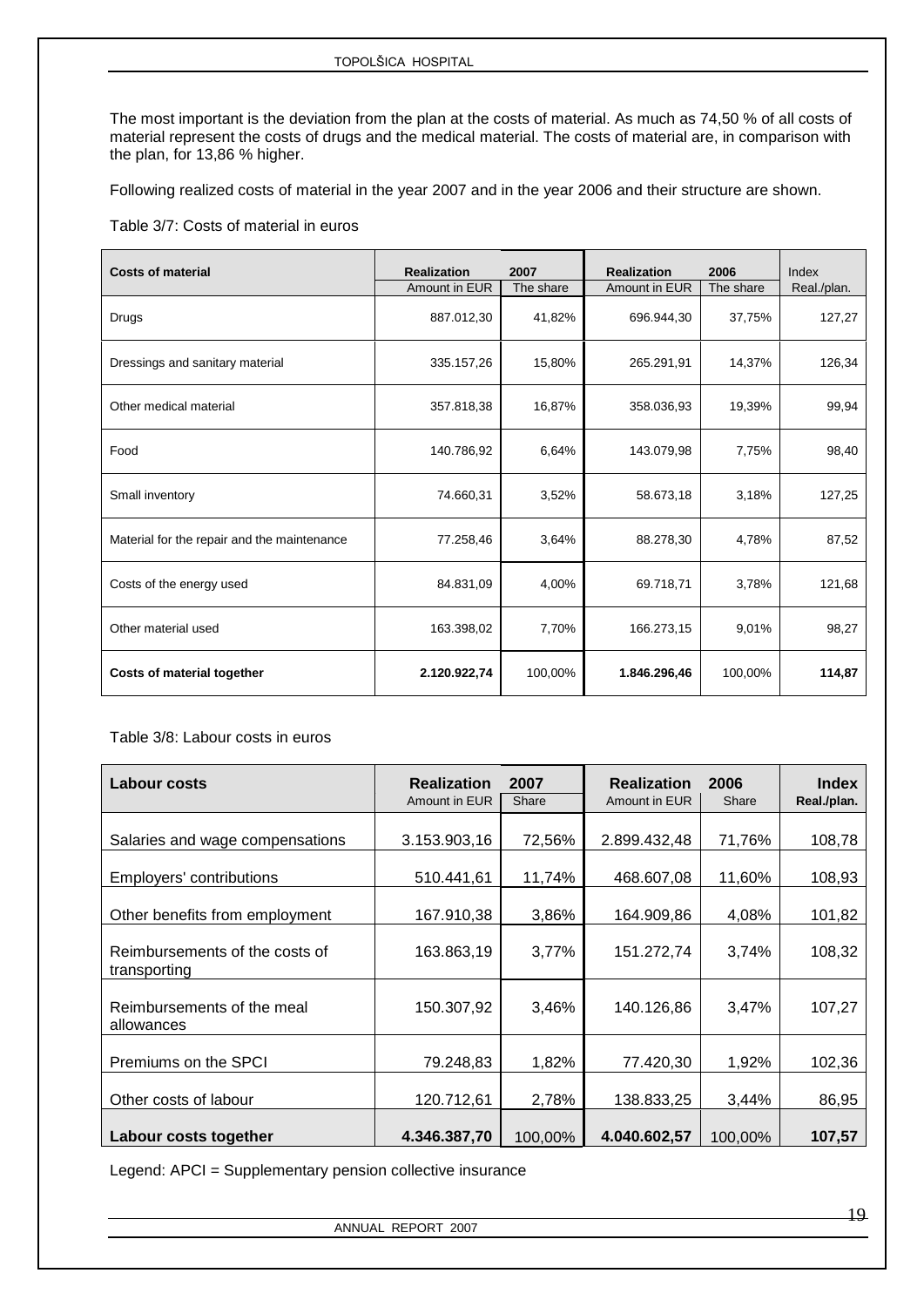The most important is the deviation from the plan at the costs of material. As much as 74,50 % of all costs of material represent the costs of drugs and the medical material. The costs of material are, in comparison with the plan, for 13,86 % higher.

Following realized costs of material in the year 2007 and in the year 2006 and their structure are shown.

Table 3/7: Costs of material in euros

| Costs of material | Realization 2007 | | Realization 2006 | | Index |
|---|---|---|---|---|---|
| | Amount in EUR | The share | Amount in EUR | The share | Real./plan. |
| Drugs | 887.012,30 | 41,82% | 696.944,30 | 37,75% | 127,27 |
| Dressings and sanitary material | 335.157,26 | 15,80% | 265.291,91 | 14,37% | 126,34 |
| Other medical material | 357.818,38 | 16,87% | 358.036,93 | 19,39% | 99,94 |
| Food | 140.786,92 | 6,64% | 143.079,98 | 7,75% | 98,40 |
| Small inventory | 74.660,31 | 3,52% | 58.673,18 | 3,18% | 127,25 |
| Material for the repair and the maintenance | 77.258,46 | 3,64% | 88.278,30 | 4,78% | 87,52 |
| Costs of the energy used | 84.831,09 | 4,00% | 69.718,71 | 3,78% | 121,68 |
| Other material used | 163.398,02 | 7,70% | 166.273,15 | 9,01% | 98,27 |
| **Costs of material together** | **2.120.922,74** | 100,00% | **1.846.296,46** | 100,00% | **114,87** |

Table 3/8: Labour costs in euros

| Labour costs | Realization 2007 | | Realization 2006 | | Index |
|---|---|---|---|---|---|
| | Amount in EUR | Share | Amount in EUR | Share | Real./plan. |
| Salaries and wage compensations | 3.153.903,16 | 72,56% | 2.899.432,48 | 71,76% | 108,78 |
| Employers' contributions | 510.441,61 | 11,74% | 468.607,08 | 11,60% | 108,93 |
| Other benefits from employment | 167.910,38 | 3,86% | 164.909,86 | 4,08% | 101,82 |
| Reimbursements of the costs of transporting | 163.863,19 | 3,77% | 151.272,74 | 3,74% | 108,32 |
| Reimbursements of the meal allowances | 150.307,92 | 3,46% | 140.126,86 | 3,47% | 107,27 |
| Premiums on the SPCI | 79.248,83 | 1,82% | 77.420,30 | 1,92% | 102,36 |
| Other costs of labour | 120.712,61 | 2,78% | 138.833,25 | 3,44% | 86,95 |
| **Labour costs together** | **4.346.387,70** | 100,00% | **4.040.602,57** | 100,00% | **107,57** |

Legend: APCI = Supplementary pension collective insurance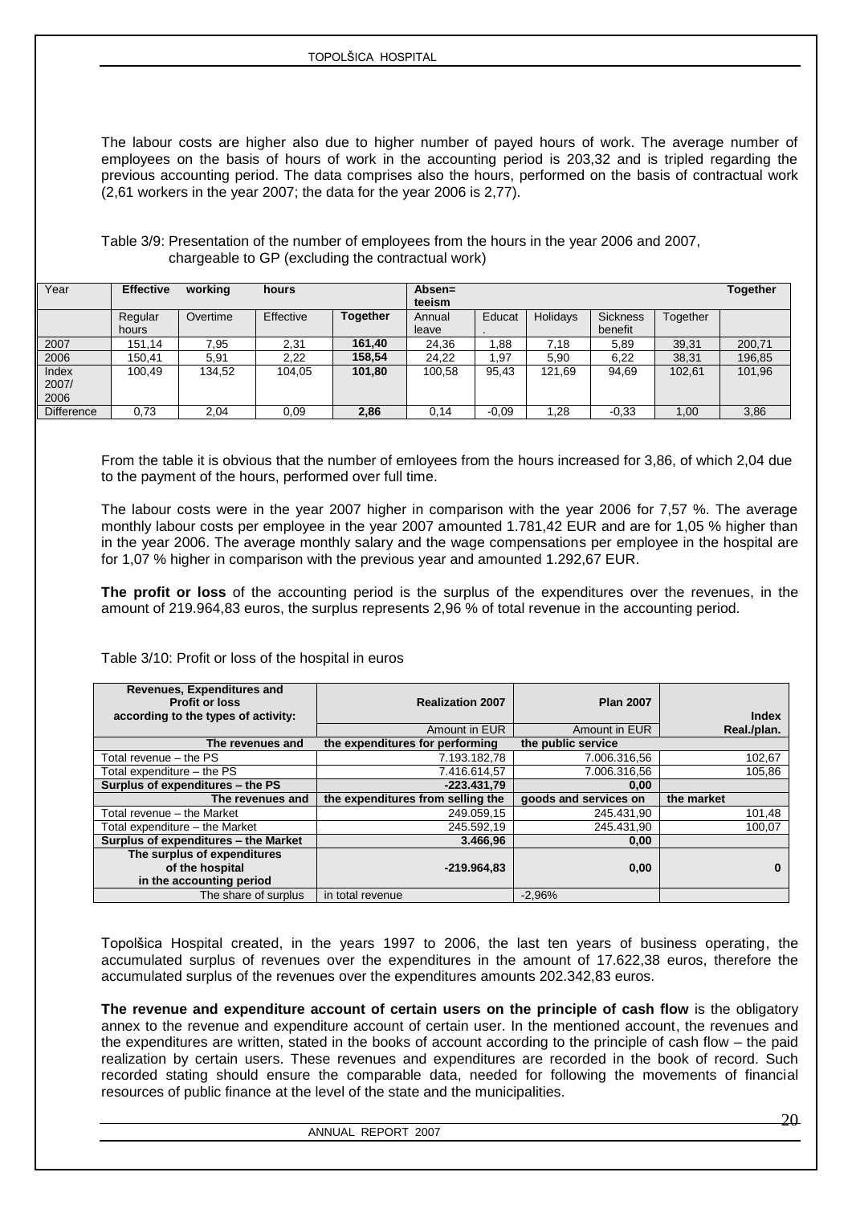The labour costs are higher also due to higher number of payed hours of work. The average number of employees on the basis of hours of work in the accounting period is 203,32 and is tripled regarding the previous accounting period. The data comprises also the hours, performed on the basis of contractual work (2,61 workers in the year 2007; the data for the year 2006 is 2,77).

Table 3/9: Presentation of the number of employees from the hours in the year 2006 and 2007, chargeable to GP (excluding the contractual work)

| Year | **Effective working hours** | | | | **Absen= teeism** | | | | | **Together** |
|---|---|---|---|---|---|---|---|---|---|---|
| | Regular hours | Overtime | Effective | **Together** | Annual leave | Educat. | Holidays | Sickness benefit | Together | |
| 2007 | 151,14 | 7,95 | 2,31 | **161,40** | 24,36 | 1,88 | 7,18 | 5,89 | 39,31 | 200,71 |
| 2006 | 150,41 | 5,91 | 2,22 | **158,54** | 24,22 | 1,97 | 5,90 | 6,22 | 38,31 | 196,85 |
| Index 2007/ 2006 | 100,49 | 134,52 | 104,05 | **101,80** | 100,58 | 95,43 | 121,69 | 94,69 | 102,61 | 101,96 |
| Difference | 0,73 | 2,04 | 0,09 | **2,86** | 0,14 | -0,09 | 1,28 | -0,33 | 1,00 | 3,86 |

From the table it is obvious that the number of emloyees from the hours increased for 3,86, of which 2,04 due to the payment of the hours, performed over full time.

The labour costs were in the year 2007 higher in comparison with the year 2006 for 7,57 %. The average monthly labour costs per employee in the year 2007 amounted 1.781,42 EUR and are for 1,05 % higher than in the year 2006. The average monthly salary and the wage compensations per employee in the hospital are for 1,07 % higher in comparison with the previous year and amounted 1.292,67 EUR.

**The profit or loss** of the accounting period is the surplus of the expenditures over the revenues, in the amount of 219.964,83 euros, the surplus represents 2,96 % of total revenue in the accounting period.

Table 3/10: Profit or loss of the hospital in euros

| **Revenues, Expenditures and Profit or loss according to the types of activity:** | **Realization 2007** | **Plan 2007** | **Index** |
|---|---|---|---|
| | Amount in EUR | Amount in EUR | **Real./plan.** |
| **The revenues and** | **the expenditures for performing** | **the public service** | |
| Total revenue – the PS | 7.193.182,78 | 7.006.316,56 | 102,67 |
| Total expenditure – the PS | 7.416.614,57 | 7.006.316,56 | 105,86 |
| **Surplus of expenditures – the PS** | **-223.431,79** | **0,00** | |
| **The revenues and** | **the expenditures from selling the** | **goods and services on** | **the market** |
| Total revenue – the Market | 249.059,15 | 245.431,90 | 101,48 |
| Total expenditure – the Market | 245.592,19 | 245.431,90 | 100,07 |
| **Surplus of expenditures – the Market** | **3.466,96** | **0,00** | |
| **The surplus of expenditures of the hospital in the accounting period** | **-219.964,83** | **0,00** | **0** |
| The share of surplus | in total revenue | -2,96% | |

Topolšica Hospital created, in the years 1997 to 2006, the last ten years of business operating, the accumulated surplus of revenues over the expenditures in the amount of 17.622,38 euros, therefore the accumulated surplus of the revenues over the expenditures amounts 202.342,83 euros.

**The revenue and expenditure account of certain users on the principle of cash flow** is the obligatory annex to the revenue and expenditure account of certain user. In the mentioned account, the revenues and the expenditures are written, stated in the books of account according to the principle of cash flow – the paid realization by certain users. These revenues and expenditures are recorded in the book of record. Such recorded stating should ensure the comparable data, needed for following the movements of financial resources of public finance at the level of the state and the municipalities.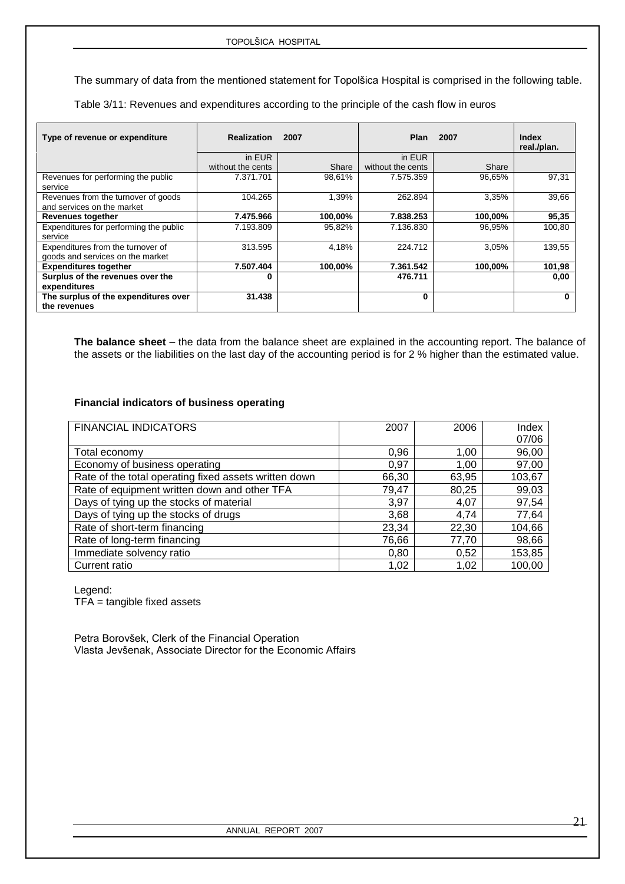The summary of data from the mentioned statement for Topolšica Hospital is comprised in the following table.

Table 3/11: Revenues and expenditures according to the principle of the cash flow in euros

| Type of revenue or expenditure | Realization 2007 | | Plan 2007 | | Index real./plan. |
|---|---|---|---|---|---|
| | in EUR without the cents | Share | in EUR without the cents | Share | |
| Revenues for performing the public service | 7.371.701 | 98,61% | 7.575.359 | 96,65% | 97,31 |
| Revenues from the turnover of goods and services on the market | 104.265 | 1,39% | 262.894 | 3,35% | 39,66 |
| **Revenues together** | **7.475.966** | **100,00%** | **7.838.253** | **100,00%** | **95,35** |
| Expenditures for performing the public service | 7.193.809 | 95,82% | 7.136.830 | 96,95% | 100,80 |
| Expenditures from the turnover of goods and services on the market | 313.595 | 4,18% | 224.712 | 3,05% | 139,55 |
| **Expenditures together** | **7.507.404** | **100,00%** | **7.361.542** | **100,00%** | **101,98** |
| **Surplus of the revenues over the expenditures** | **0** | | **476.711** | | **0,00** |
| **The surplus of the expenditures over the revenues** | **31.438** | | **0** | | **0** |

**The balance sheet** – the data from the balance sheet are explained in the accounting report. The balance of the assets or the liabilities on the last day of the accounting period is for 2 % higher than the estimated value.

### Financial indicators of business operating

| FINANCIAL INDICATORS | 2007 | 2006 | Index 07/06 |
|---|---|---|---|
| Total economy | 0,96 | 1,00 | 96,00 |
| Economy of business operating | 0,97 | 1,00 | 97,00 |
| Rate of the total operating fixed assets written down | 66,30 | 63,95 | 103,67 |
| Rate of equipment written down and other TFA | 79,47 | 80,25 | 99,03 |
| Days of tying up the stocks of material | 3,97 | 4,07 | 97,54 |
| Days of tying up the stocks of drugs | 3,68 | 4,74 | 77,64 |
| Rate of short-term financing | 23,34 | 22,30 | 104,66 |
| Rate of long-term financing | 76,66 | 77,70 | 98,66 |
| Immediate solvency ratio | 0,80 | 0,52 | 153,85 |
| Current ratio | 1,02 | 1,02 | 100,00 |

Legend:
TFA = tangible fixed assets

Petra Borovšek, Clerk of the Financial Operation
Vlasta Jevšenak, Associate Director for the Economic Affairs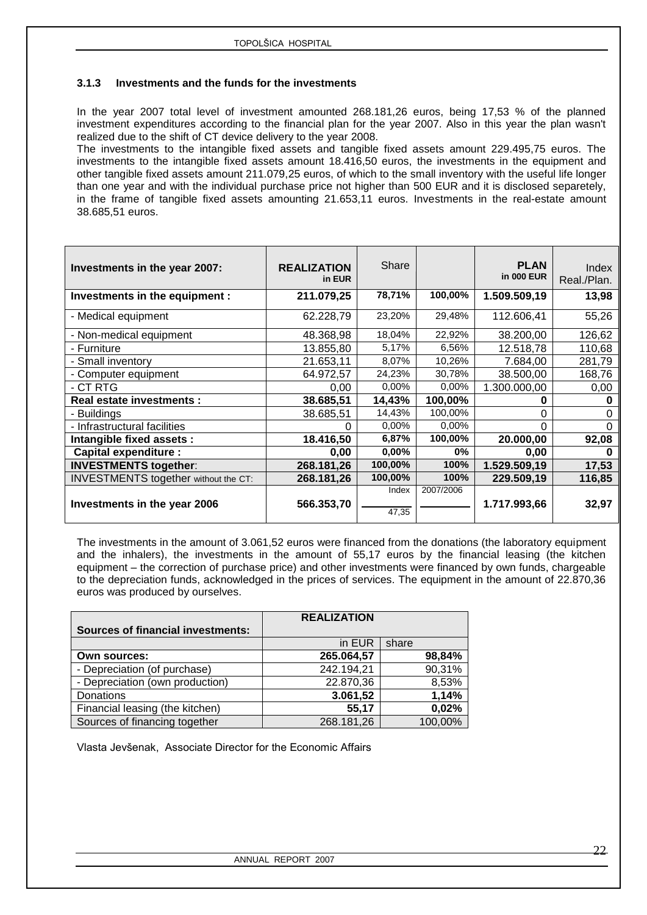### 3.1.3 Investments and the funds for the investments

In the year 2007 total level of investment amounted 268.181,26 euros, being 17,53 % of the planned investment expenditures according to the financial plan for the year 2007. Also in this year the plan wasn't realized due to the shift of CT device delivery to the year 2008.

The investments to the intangible fixed assets and tangible fixed assets amount 229.495,75 euros. The investments to the intangible fixed assets amount 18.416,50 euros, the investments in the equipment and other tangible fixed assets amount 211.079,25 euros, of which to the small inventory with the useful life longer than one year and with the individual purchase price not higher than 500 EUR and it is disclosed separetely, in the frame of tangible fixed assets amounting 21.653,11 euros. Investments in the real-estate amount 38.685,51 euros.

| Investments in the year 2007: | REALIZATION in EUR | Share | | PLAN in 000 EUR | Index Real./Plan. |
|---|---|---|---|---|---|
| **Investments in the equipment :** | **211.079,25** | **78,71%** | **100,00%** | **1.509.509,19** | **13,98** |
| - Medical equipment | 62.228,79 | 23,20% | 29,48% | 112.606,41 | 55,26 |
| - Non-medical equipment | 48.368,98 | 18,04% | 22,92% | 38.200,00 | 126,62 |
| - Furniture | 13.855,80 | 5,17% | 6,56% | 12.518,78 | 110,68 |
| - Small inventory | 21.653,11 | 8,07% | 10,26% | 7.684,00 | 281,79 |
| - Computer equipment | 64.972,57 | 24,23% | 30,78% | 38.500,00 | 168,76 |
| - CT RTG | 0,00 | 0,00% | 0,00% | 1.300.000,00 | 0,00 |
| **Real estate investments :** | **38.685,51** | **14,43%** | **100,00%** | **0** | **0** |
| - Buildings | 38.685,51 | 14,43% | 100,00% | 0 | 0 |
| - Infrastructural facilities | 0 | 0,00% | 0,00% | 0 | 0 |
| **Intangible fixed assets :** | **18.416,50** | **6,87%** | **100,00%** | **20.000,00** | **92,08** |
| **Capital expenditure :** | **0,00** | **0,00%** | **0%** | **0,00** | **0** |
| **INVESTMENTS together:** | **268.181,26** | **100,00%** | **100%** | **1.529.509,19** | **17,53** |
| INVESTMENTS together without the CT: | **268.181,26** | **100,00%** | **100%** | **229.509,19** | **116,85** |
| **Investments in the year 2006** | **566.353,70** | Index 47,35 | 2007/2006 | **1.717.993,66** | **32,97** |

The investments in the amount of 3.061,52 euros were financed from the donations (the laboratory equipment and the inhalers), the investments in the amount of 55,17 euros by the financial leasing (the kitchen equipment – the correction of purchase price) and other investments were financed by own funds, chargeable to the depreciation funds, acknowledged in the prices of services. The equipment in the amount of 22.870,36 euros was produced by ourselves.

| Sources of financial investments: | REALIZATION | |
|---|---|---|
| | in EUR | share |
| **Own sources:** | **265.064,57** | **98,84%** |
| - Depreciation (of purchase) | 242.194,21 | 90,31% |
| - Depreciation (own production) | 22.870,36 | 8,53% |
| Donations | **3.061,52** | **1,14%** |
| Financial leasing (the kitchen) | **55,17** | **0,02%** |
| Sources of financing together | 268.181,26 | 100,00% |

Vlasta Jevšenak, Associate Director for the Economic Affairs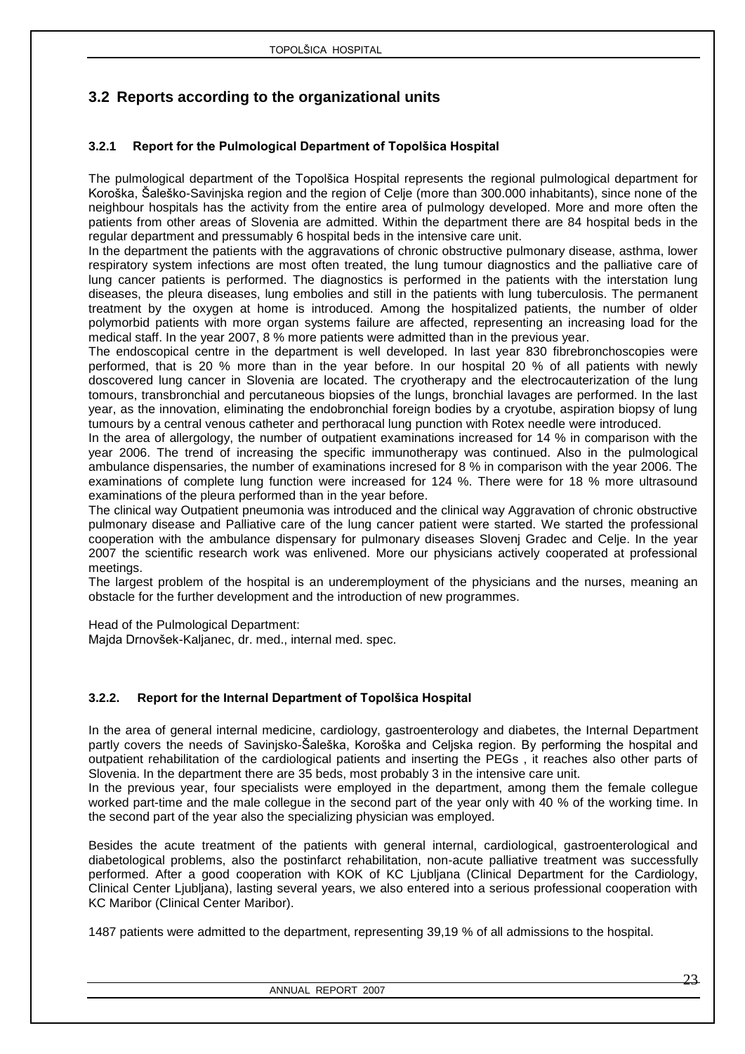## 3.2 Reports according to the organizational units

### 3.2.1 Report for the Pulmological Department of Topolšica Hospital

The pulmological department of the Topolšica Hospital represents the regional pulmological department for Koroška, Šaleško-Savinjska region and the region of Celje (more than 300.000 inhabitants), since none of the neighbour hospitals has the activity from the entire area of pulmology developed. More and more often the patients from other areas of Slovenia are admitted. Within the department there are 84 hospital beds in the regular department and pressumably 6 hospital beds in the intensive care unit.

In the department the patients with the aggravations of chronic obstructive pulmonary disease, asthma, lower respiratory system infections are most often treated, the lung tumour diagnostics and the palliative care of lung cancer patients is performed. The diagnostics is performed in the patients with the interstation lung diseases, the pleura diseases, lung embolies and still in the patients with lung tuberculosis. The permanent treatment by the oxygen at home is introduced. Among the hospitalized patients, the number of older polymorbid patients with more organ systems failure are affected, representing an increasing load for the medical staff. In the year 2007, 8 % more patients were admitted than in the previous year.

The endoscopical centre in the department is well developed. In last year 830 fibrebronchoscopies were performed, that is 20 % more than in the year before. In our hospital 20 % of all patients with newly doscovered lung cancer in Slovenia are located. The cryotherapy and the electrocauterization of the lung tomours, transbronchial and percutaneous biopsies of the lungs, bronchial lavages are performed. In the last year, as the innovation, eliminating the endobronchial foreign bodies by a cryotube, aspiration biopsy of lung tumours by a central venous catheter and perthoracal lung punction with Rotex needle were introduced.

In the area of allergology, the number of outpatient examinations increased for 14 % in comparison with the year 2006. The trend of increasing the specific immunotherapy was continued. Also in the pulmological ambulance dispensaries, the number of examinations incresed for 8 % in comparison with the year 2006. The examinations of complete lung function were increased for 124 %. There were for 18 % more ultrasound examinations of the pleura performed than in the year before.

The clinical way Outpatient pneumonia was introduced and the clinical way Aggravation of chronic obstructive pulmonary disease and Palliative care of the lung cancer patient were started. We started the professional cooperation with the ambulance dispensary for pulmonary diseases Slovenj Gradec and Celje. In the year 2007 the scientific research work was enlivened. More our physicians actively cooperated at professional meetings.

The largest problem of the hospital is an underemployment of the physicians and the nurses, meaning an obstacle for the further development and the introduction of new programmes.

Head of the Pulmological Department:
Majda Drnovšek-Kaljanec, dr. med., internal med. spec.

### 3.2.2. Report for the Internal Department of Topolšica Hospital

In the area of general internal medicine, cardiology, gastroenterology and diabetes, the Internal Department partly covers the needs of Savinjsko-Šaleška, Koroška and Celjska region. By performing the hospital and outpatient rehabilitation of the cardiological patients and inserting the PEGs , it reaches also other parts of Slovenia. In the department there are 35 beds, most probably 3 in the intensive care unit.

In the previous year, four specialists were employed in the department, among them the female collegue worked part-time and the male collegue in the second part of the year only with 40 % of the working time. In the second part of the year also the specializing physician was employed.

Besides the acute treatment of the patients with general internal, cardiological, gastroenterological and diabetological problems, also the postinfarct rehabilitation, non-acute palliative treatment was successfully performed. After a good cooperation with KOK of KC Ljubljana (Clinical Department for the Cardiology, Clinical Center Ljubljana), lasting several years, we also entered into a serious professional cooperation with KC Maribor (Clinical Center Maribor).

1487 patients were admitted to the department, representing 39,19 % of all admissions to the hospital.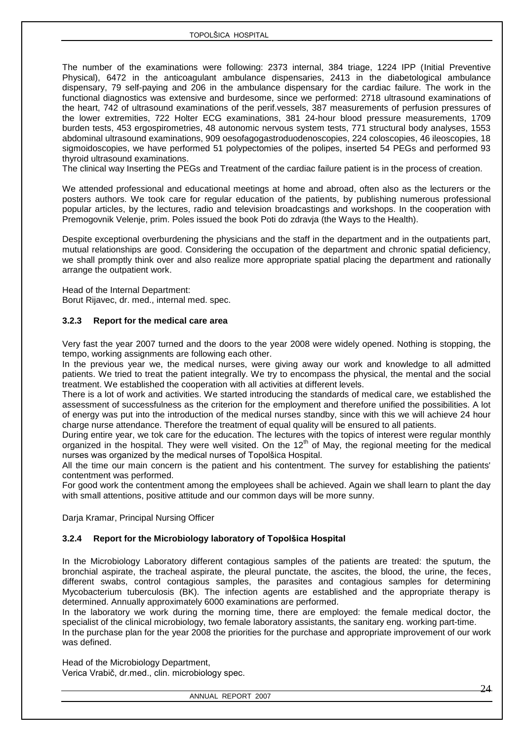The number of the examinations were following: 2373 internal, 384 triage, 1224 IPP (Initial Preventive Physical), 6472 in the anticoagulant ambulance dispensaries, 2413 in the diabetological ambulance dispensary, 79 self-paying and 206 in the ambulance dispensary for the cardiac failure. The work in the functional diagnostics was extensive and burdesome, since we performed: 2718 ultrasound examinations of the heart, 742 of ultrasound examinations of the perif.vessels, 387 measurements of perfusion pressures of the lower extremities, 722 Holter ECG examinations, 381 24-hour blood pressure measurements, 1709 burden tests, 453 ergospirometries, 48 autonomic nervous system tests, 771 structural body analyses, 1553 abdominal ultrasound examinations, 909 oesofagogastroduodenoscopies, 224 coloscopies, 46 ileoscopies, 18 sigmoidoscopies, we have performed 51 polypectomies of the polipes, inserted 54 PEGs and performed 93 thyroid ultrasound examinations.

The clinical way Inserting the PEGs and Treatment of the cardiac failure patient is in the process of creation.

We attended professional and educational meetings at home and abroad, often also as the lecturers or the posters authors. We took care for regular education of the patients, by publishing numerous professional popular articles, by the lectures, radio and television broadcastings and workshops. In the cooperation with Premogovnik Velenje, prim. Poles issued the book Poti do zdravja (the Ways to the Health).

Despite exceptional overburdening the physicians and the staff in the department and in the outpatients part, mutual relationships are good. Considering the occupation of the department and chronic spatial deficiency, we shall promptly think over and also realize more appropriate spatial placing the department and rationally arrange the outpatient work.

Head of the Internal Department:
Borut Rijavec, dr. med., internal med. spec.

### 3.2.3 Report for the medical care area

Very fast the year 2007 turned and the doors to the year 2008 were widely opened. Nothing is stopping, the tempo, working assignments are following each other.

In the previous year we, the medical nurses, were giving away our work and knowledge to all admitted patients. We tried to treat the patient integrally. We try to encompass the physical, the mental and the social treatment. We established the cooperation with all activities at different levels.

There is a lot of work and activities. We started introducing the standards of medical care, we established the assessment of successfulness as the criterion for the employment and therefore unified the possibilities. A lot of energy was put into the introduction of the medical nurses standby, since with this we will achieve 24 hour charge nurse attendance. Therefore the treatment of equal quality will be ensured to all patients.

During entire year, we tok care for the education. The lectures with the topics of interest were regular monthly organized in the hospital. They were well visited. On the 12th of May, the regional meeting for the medical nurses was organized by the medical nurses of Topolšica Hospital.

All the time our main concern is the patient and his contentment. The survey for establishing the patients' contentment was performed.

For good work the contentment among the employees shall be achieved. Again we shall learn to plant the day with small attentions, positive attitude and our common days will be more sunny.

Darja Kramar, Principal Nursing Officer

### 3.2.4 Report for the Microbiology laboratory of Topolšica Hospital

In the Microbiology Laboratory different contagious samples of the patients are treated: the sputum, the bronchial aspirate, the tracheal aspirate, the pleural punctate, the ascites, the blood, the urine, the feces, different swabs, control contagious samples, the parasites and contagious samples for determining Mycobacterium tuberculosis (BK). The infection agents are established and the appropriate therapy is determined. Annually approximately 6000 examinations are performed.

In the laboratory we work during the morning time, there are employed: the female medical doctor, the specialist of the clinical microbiology, two female laboratory assistants, the sanitary eng. working part-time.

In the purchase plan for the year 2008 the priorities for the purchase and appropriate improvement of our work was defined.

Head of the Microbiology Department,
Verica Vrabič, dr.med., clin. microbiology spec.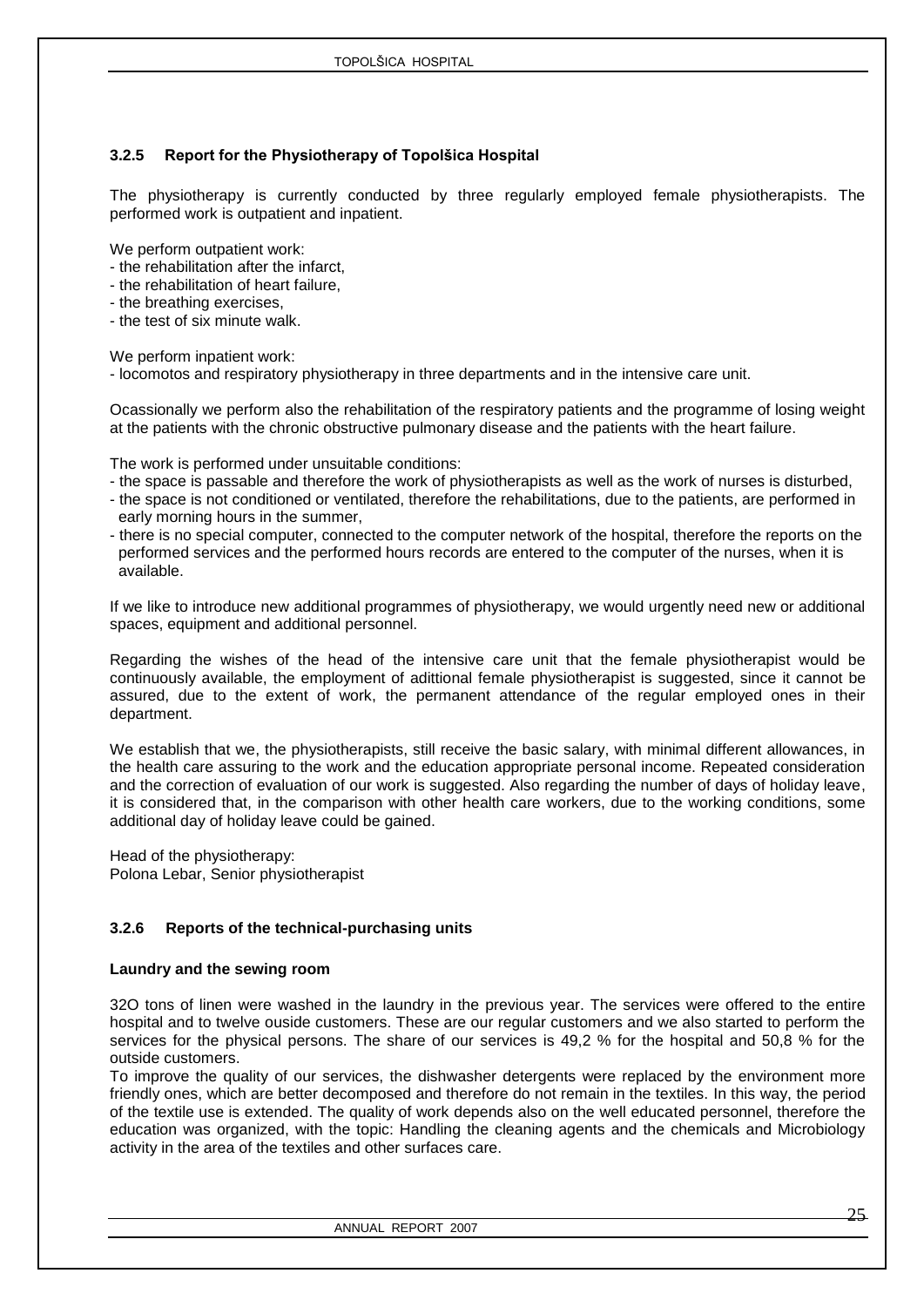### 3.2.5 Report for the Physiotherapy of Topolšica Hospital

The physiotherapy is currently conducted by three regularly employed female physiotherapists. The performed work is outpatient and inpatient.

We perform outpatient work:
- the rehabilitation after the infarct,
- the rehabilitation of heart failure,
- the breathing exercises,
- the test of six minute walk.

We perform inpatient work:
- locomotos and respiratory physiotherapy in three departments and in the intensive care unit.

Ocassionally we perform also the rehabilitation of the respiratory patients and the programme of losing weight at the patients with the chronic obstructive pulmonary disease and the patients with the heart failure.

The work is performed under unsuitable conditions:
- the space is passable and therefore the work of physiotherapists as well as the work of nurses is disturbed,
- the space is not conditioned or ventilated, therefore the rehabilitations, due to the patients, are performed in early morning hours in the summer,
- there is no special computer, connected to the computer network of the hospital, therefore the reports on the performed services and the performed hours records are entered to the computer of the nurses, when it is available.

If we like to introduce new additional programmes of physiotherapy, we would urgently need new or additional spaces, equipment and additional personnel.

Regarding the wishes of the head of the intensive care unit that the female physiotherapist would be continuously available, the employment of adittional female physiotherapist is suggested, since it cannot be assured, due to the extent of work, the permanent attendance of the regular employed ones in their department.

We establish that we, the physiotherapists, still receive the basic salary, with minimal different allowances, in the health care assuring to the work and the education appropriate personal income. Repeated consideration and the correction of evaluation of our work is suggested. Also regarding the number of days of holiday leave, it is considered that, in the comparison with other health care workers, due to the working conditions, some additional day of holiday leave could be gained.

Head of the physiotherapy:
Polona Lebar, Senior physiotherapist

### 3.2.6 Reports of the technical-purchasing units

**Laundry and the sewing room**

32O tons of linen were washed in the laundry in the previous year. The services were offered to the entire hospital and to twelve ouside customers. These are our regular customers and we also started to perform the services for the physical persons. The share of our services is 49,2 % for the hospital and 50,8 % for the outside customers.
To improve the quality of our services, the dishwasher detergents were replaced by the environment more friendly ones, which are better decomposed and therefore do not remain in the textiles. In this way, the period of the textile use is extended. The quality of work depends also on the well educated personnel, therefore the education was organized, with the topic: Handling the cleaning agents and the chemicals and Microbiology activity in the area of the textiles and other surfaces care.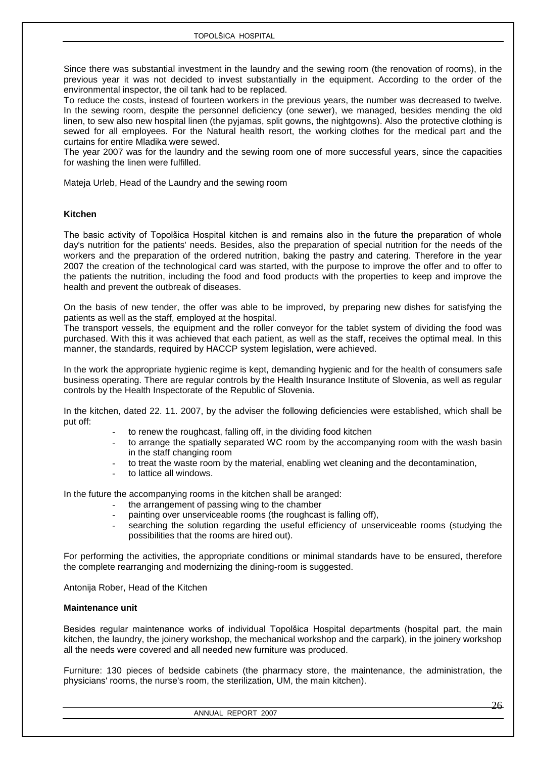Since there was substantial investment in the laundry and the sewing room (the renovation of rooms), in the previous year it was not decided to invest substantially in the equipment. According to the order of the environmental inspector, the oil tank had to be replaced.
To reduce the costs, instead of fourteen workers in the previous years, the number was decreased to twelve. In the sewing room, despite the personnel deficiency (one sewer), we managed, besides mending the old linen, to sew also new hospital linen (the pyjamas, split gowns, the nightgowns). Also the protective clothing is sewed for all employees. For the Natural health resort, the working clothes for the medical part and the curtains for entire Mladika were sewed.
The year 2007 was for the laundry and the sewing room one of more successful years, since the capacities for washing the linen were fulfilled.

Mateja Urleb, Head of the Laundry and the sewing room

**Kitchen**

The basic activity of Topolšica Hospital kitchen is and remains also in the future the preparation of whole day's nutrition for the patients' needs. Besides, also the preparation of special nutrition for the needs of the workers and the preparation of the ordered nutrition, baking the pastry and catering. Therefore in the year 2007 the creation of the technological card was started, with the purpose to improve the offer and to offer to the patients the nutrition, including the food and food products with the properties to keep and improve the health and prevent the outbreak of diseases.

On the basis of new tender, the offer was able to be improved, by preparing new dishes for satisfying the patients as well as the staff, employed at the hospital.
The transport vessels, the equipment and the roller conveyor for the tablet system of dividing the food was purchased. With this it was achieved that each patient, as well as the staff, receives the optimal meal. In this manner, the standards, required by HACCP system legislation, were achieved.

In the work the appropriate hygienic regime is kept, demanding hygienic and for the health of consumers safe business operating. There are regular controls by the Health Insurance Institute of Slovenia, as well as regular controls by the Health Inspectorate of the Republic of Slovenia.

In the kitchen, dated 22. 11. 2007, by the adviser the following deficiencies were established, which shall be put off:

- to renew the roughcast, falling off, in the dividing food kitchen
- to arrange the spatially separated WC room by the accompanying room with the wash basin in the staff changing room
- to treat the waste room by the material, enabling wet cleaning and the decontamination,
- to lattice all windows.

In the future the accompanying rooms in the kitchen shall be aranged:

- the arrangement of passing wing to the chamber
- painting over unserviceable rooms (the roughcast is falling off),
- searching the solution regarding the useful efficiency of unserviceable rooms (studying the possibilities that the rooms are hired out).

For performing the activities, the appropriate conditions or minimal standards have to be ensured, therefore the complete rearranging and modernizing the dining-room is suggested.

Antonija Rober, Head of the Kitchen

**Maintenance unit**

Besides regular maintenance works of individual Topolšica Hospital departments (hospital part, the main kitchen, the laundry, the joinery workshop, the mechanical workshop and the carpark), in the joinery workshop all the needs were covered and all needed new furniture was produced.

Furniture: 130 pieces of bedside cabinets (the pharmacy store, the maintenance, the administration, the physicians' rooms, the nurse's room, the sterilization, UM, the main kitchen).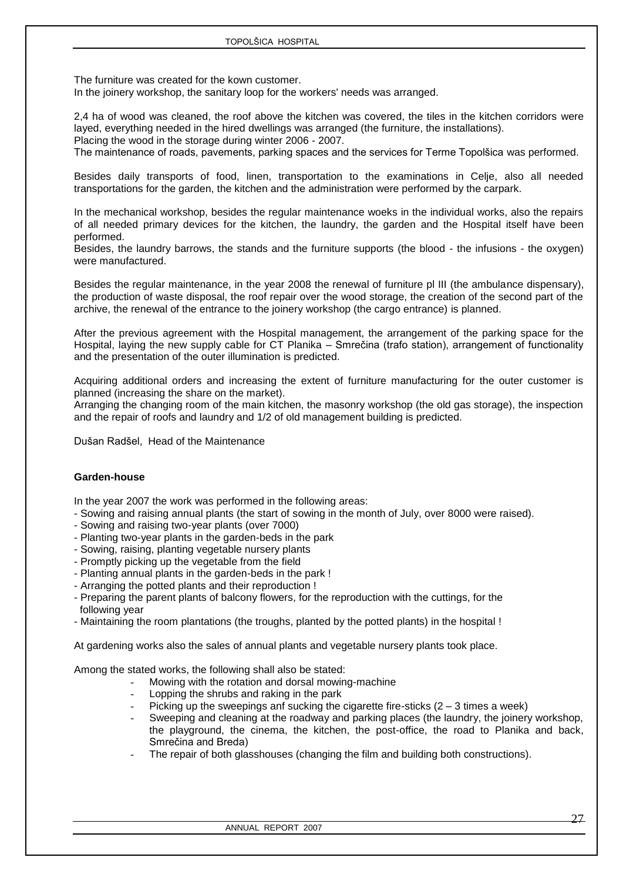The furniture was created for the kown customer.
In the joinery workshop, the sanitary loop for the workers' needs was arranged.

2,4 ha of wood was cleaned, the roof above the kitchen was covered, the tiles in the kitchen corridors were layed, everything needed in the hired dwellings was arranged (the furniture, the installations).
Placing the wood in the storage during winter 2006 - 2007.
The maintenance of roads, pavements, parking spaces and the services for Terme Topolšica was performed.

Besides daily transports of food, linen, transportation to the examinations in Celje, also all needed transportations for the garden, the kitchen and the administration were performed by the carpark.

In the mechanical workshop, besides the regular maintenance woeks in the individual works, also the repairs of all needed primary devices for the kitchen, the laundry, the garden and the Hospital itself have been performed.
Besides, the laundry barrows, the stands and the furniture supports (the blood - the infusions - the oxygen) were manufactured.

Besides the regular maintenance, in the year 2008 the renewal of furniture pl III (the ambulance dispensary), the production of waste disposal, the roof repair over the wood storage, the creation of the second part of the archive, the renewal of the entrance to the joinery workshop (the cargo entrance) is planned.

After the previous agreement with the Hospital management, the arrangement of the parking space for the Hospital, laying the new supply cable for CT Planika – Smrečina (trafo station), arrangement of functionality and the presentation of the outer illumination is predicted.

Acquiring additional orders and increasing the extent of furniture manufacturing for the outer customer is planned (increasing the share on the market).
Arranging the changing room of the main kitchen, the masonry workshop (the old gas storage), the inspection and the repair of roofs and laundry and 1/2 of old management building is predicted.

Dušan Radšel, Head of the Maintenance

**Garden-house**

In the year 2007 the work was performed in the following areas:

- Sowing and raising annual plants (the start of sowing in the month of July, over 8000 were raised).
- Sowing and raising two-year plants (over 7000)
- Planting two-year plants in the garden-beds in the park
- Sowing, raising, planting vegetable nursery plants
- Promptly picking up the vegetable from the field
- Planting annual plants in the garden-beds in the park !
- Arranging the potted plants and their reproduction !
- Preparing the parent plants of balcony flowers, for the reproduction with the cuttings, for the following year
- Maintaining the room plantations (the troughs, planted by the potted plants) in the hospital !

At gardening works also the sales of annual plants and vegetable nursery plants took place.

Among the stated works, the following shall also be stated:

- Mowing with the rotation and dorsal mowing-machine
- Lopping the shrubs and raking in the park
- Picking up the sweepings anf sucking the cigarette fire-sticks (2 – 3 times a week)
- Sweeping and cleaning at the roadway and parking places (the laundry, the joinery workshop, the playground, the cinema, the kitchen, the post-office, the road to Planika and back, Smrečina and Breda)
- The repair of both glasshouses (changing the film and building both constructions).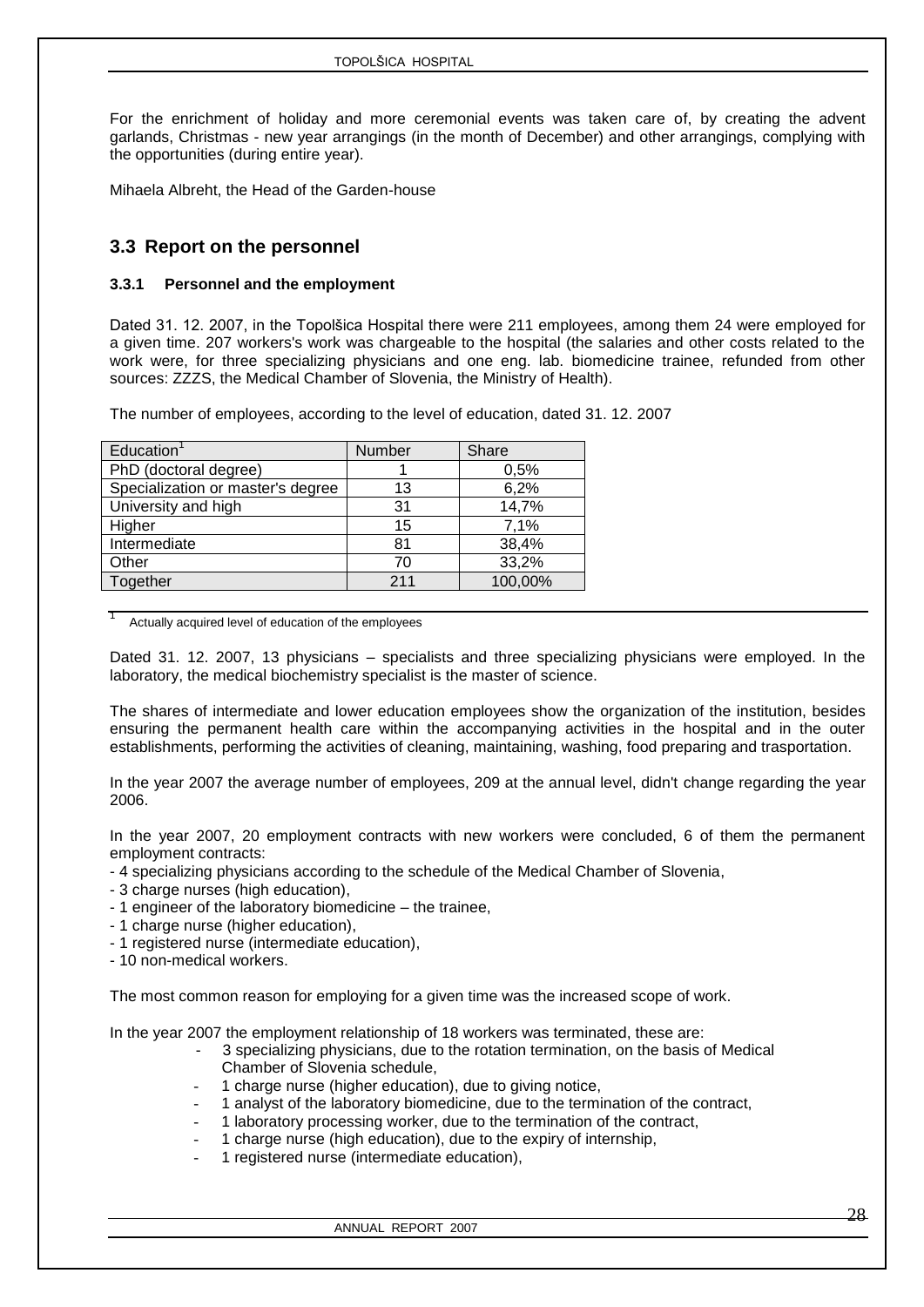For the enrichment of holiday and more ceremonial events was taken care of, by creating the advent garlands, Christmas - new year arrangings (in the month of December) and other arrangings, complying with the opportunities (during entire year).

Mihaela Albreht, the Head of the Garden-house

## 3.3 Report on the personnel

### 3.3.1 Personnel and the employment

Dated 31. 12. 2007, in the Topolšica Hospital there were 211 employees, among them 24 were employed for a given time. 207 workers's work was chargeable to the hospital (the salaries and other costs related to the work were, for three specializing physicians and one eng. lab. biomedicine trainee, refunded from other sources: ZZZS, the Medical Chamber of Slovenia, the Ministry of Health).

The number of employees, according to the level of education, dated 31. 12. 2007

| Education[1] | Number | Share |
|---|---|---|
| PhD (doctoral degree) | 1 | 0,5% |
| Specialization or master's degree | 13 | 6,2% |
| University and high | 31 | 14,7% |
| Higher | 15 | 7,1% |
| Intermediate | 81 | 38,4% |
| Other | 70 | 33,2% |
| Together | 211 | 100,00% |

[1] Actually acquired level of education of the employees

Dated 31. 12. 2007, 13 physicians – specialists and three specializing physicians were employed. In the laboratory, the medical biochemistry specialist is the master of science.

The shares of intermediate and lower education employees show the organization of the institution, besides ensuring the permanent health care within the accompanying activities in the hospital and in the outer establishments, performing the activities of cleaning, maintaining, washing, food preparing and trasportation.

In the year 2007 the average number of employees, 209 at the annual level, didn't change regarding the year 2006.

In the year 2007, 20 employment contracts with new workers were concluded, 6 of them the permanent employment contracts:

- 4 specializing physicians according to the schedule of the Medical Chamber of Slovenia,
- 3 charge nurses (high education),
- 1 engineer of the laboratory biomedicine – the trainee,
- 1 charge nurse (higher education),
- 1 registered nurse (intermediate education),
- 10 non-medical workers.

The most common reason for employing for a given time was the increased scope of work.

In the year 2007 the employment relationship of 18 workers was terminated, these are:

- 3 specializing physicians, due to the rotation termination, on the basis of Medical Chamber of Slovenia schedule,
- 1 charge nurse (higher education), due to giving notice,
- 1 analyst of the laboratory biomedicine, due to the termination of the contract,
- 1 laboratory processing worker, due to the termination of the contract,
- 1 charge nurse (high education), due to the expiry of internship,
- 1 registered nurse (intermediate education),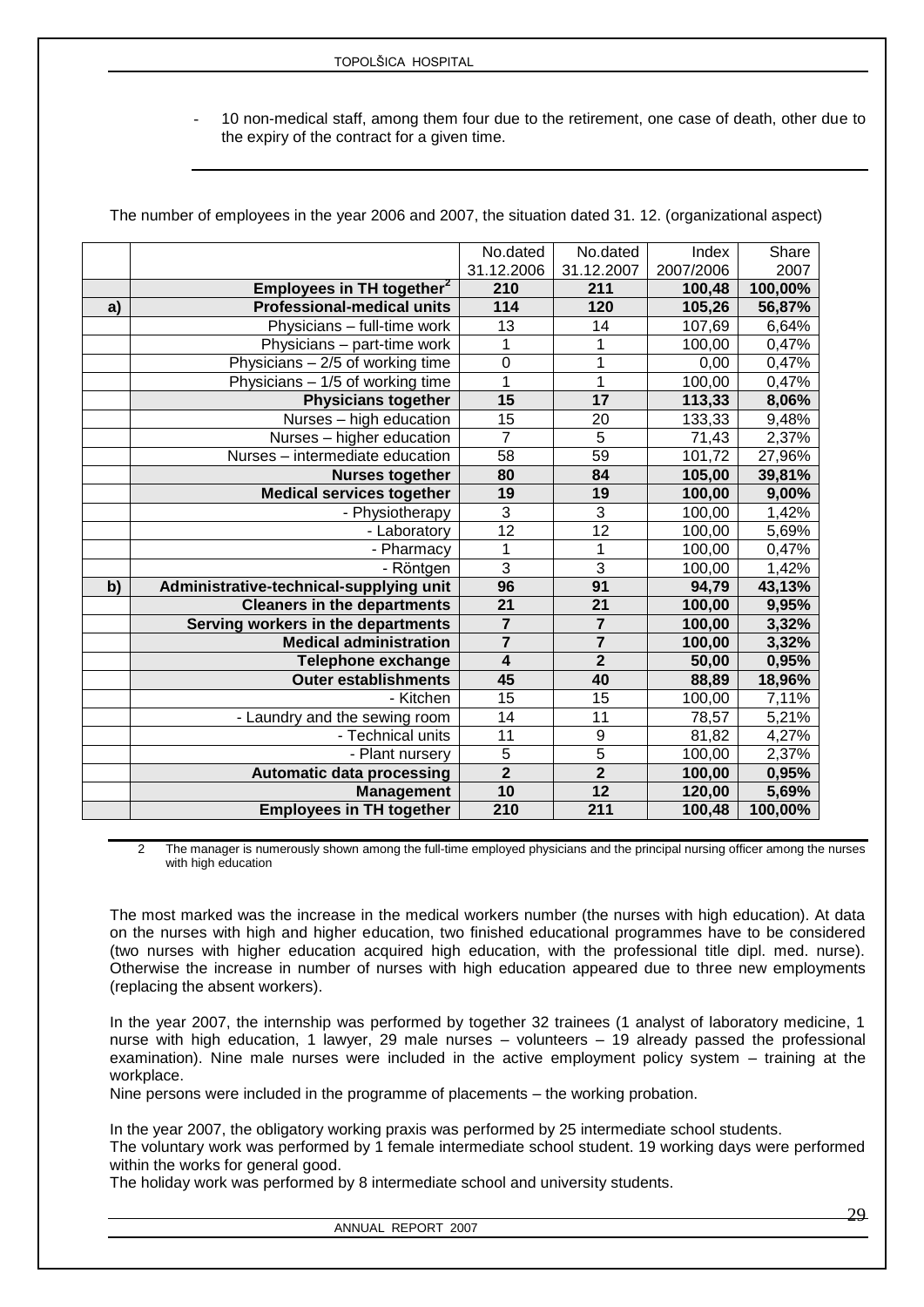- 10 non-medical staff, among them four due to the retirement, one case of death, other due to the expiry of the contract for a given time.

The number of employees in the year 2006 and 2007, the situation dated 31. 12. (organizational aspect)

| | | No.dated 31.12.2006 | No.dated 31.12.2007 | Index 2007/2006 | Share 2007 |
|---|---|---|---|---|---|
| | **Employees in TH together[2]** | **210** | **211** | **100,48** | **100,00%** |
| **a)** | **Professional-medical units** | **114** | **120** | **105,26** | **56,87%** |
| | Physicians – full-time work | 13 | 14 | 107,69 | 6,64% |
| | Physicians – part-time work | 1 | 1 | 100,00 | 0,47% |
| | Physicians – 2/5 of working time | 0 | 1 | 0,00 | 0,47% |
| | Physicians – 1/5 of working time | 1 | 1 | 100,00 | 0,47% |
| | **Physicians together** | **15** | **17** | **113,33** | **8,06%** |
| | Nurses – high education | 15 | 20 | 133,33 | 9,48% |
| | Nurses – higher education | 7 | 5 | 71,43 | 2,37% |
| | Nurses – intermediate education | 58 | 59 | 101,72 | 27,96% |
| | **Nurses together** | **80** | **84** | **105,00** | **39,81%** |
| | **Medical services together** | **19** | **19** | **100,00** | **9,00%** |
| | - Physiotherapy | 3 | 3 | 100,00 | 1,42% |
| | - Laboratory | 12 | 12 | 100,00 | 5,69% |
| | - Pharmacy | 1 | 1 | 100,00 | 0,47% |
| | - Röntgen | 3 | 3 | 100,00 | 1,42% |
| **b)** | **Administrative-technical-supplying unit** | **96** | **91** | **94,79** | **43,13%** |
| | **Cleaners in the departments** | **21** | **21** | **100,00** | **9,95%** |
| | **Serving workers in the departments** | **7** | **7** | **100,00** | **3,32%** |
| | **Medical administration** | **7** | **7** | **100,00** | **3,32%** |
| | **Telephone exchange** | **4** | **2** | **50,00** | **0,95%** |
| | **Outer establishments** | **45** | **40** | **88,89** | **18,96%** |
| | - Kitchen | 15 | 15 | 100,00 | 7,11% |
| | - Laundry and the sewing room | 14 | 11 | 78,57 | 5,21% |
| | - Technical units | 11 | 9 | 81,82 | 4,27% |
| | - Plant nursery | 5 | 5 | 100,00 | 2,37% |
| | **Automatic data processing** | **2** | **2** | **100,00** | **0,95%** |
| | **Management** | **10** | **12** | **120,00** | **5,69%** |
| | **Employees in TH together** | **210** | **211** | **100,48** | **100,00%** |

2 The manager is numerously shown among the full-time employed physicians and the principal nursing officer among the nurses with high education

The most marked was the increase in the medical workers number (the nurses with high education). At data on the nurses with high and higher education, two finished educational programmes have to be considered (two nurses with higher education acquired high education, with the professional title dipl. med. nurse). Otherwise the increase in number of nurses with high education appeared due to three new employments (replacing the absent workers).

In the year 2007, the internship was performed by together 32 trainees (1 analyst of laboratory medicine, 1 nurse with high education, 1 lawyer, 29 male nurses – volunteers – 19 already passed the professional examination). Nine male nurses were included in the active employment policy system – training at the workplace.

Nine persons were included in the programme of placements – the working probation.

In the year 2007, the obligatory working praxis was performed by 25 intermediate school students.

The voluntary work was performed by 1 female intermediate school student. 19 working days were performed within the works for general good.

The holiday work was performed by 8 intermediate school and university students.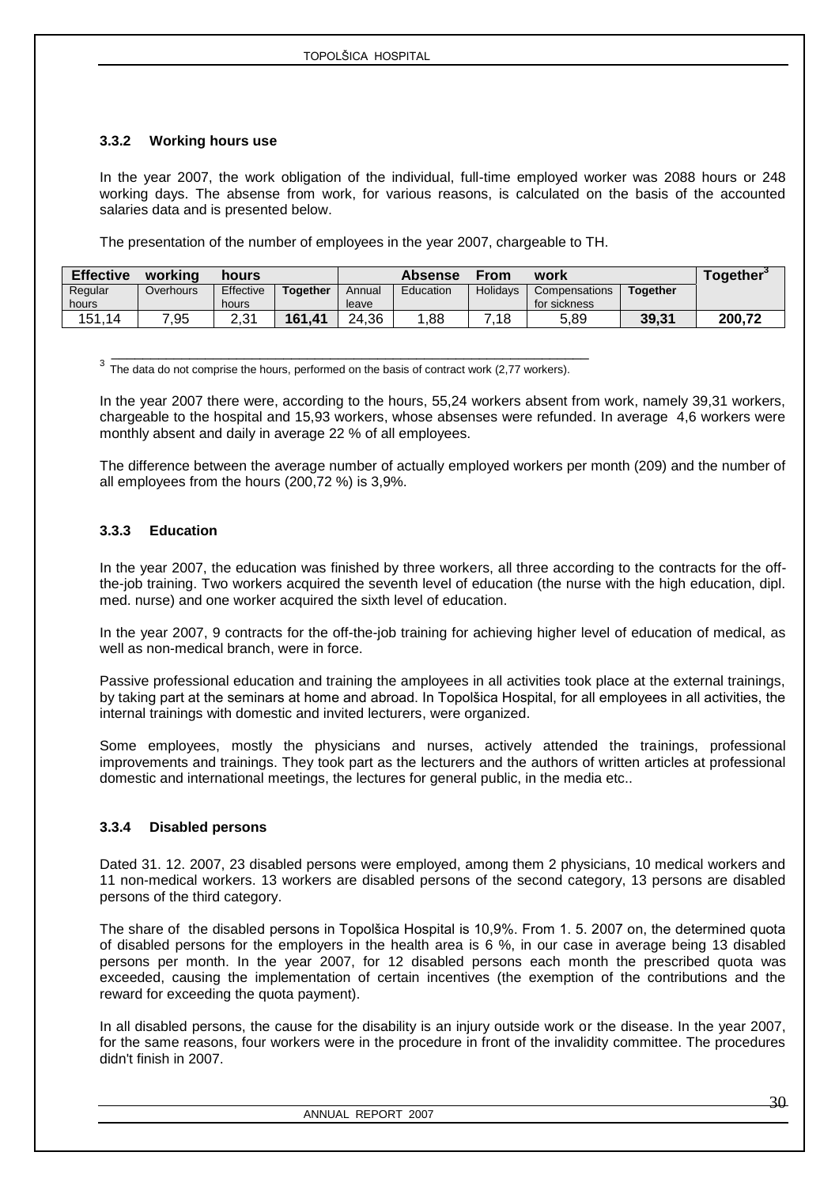### 3.3.2 Working hours use

In the year 2007, the work obligation of the individual, full-time employed worker was 2088 hours or 248 working days. The absense from work, for various reasons, is calculated on the basis of the accounted salaries data and is presented below.

The presentation of the number of employees in the year 2007, chargeable to TH.

| Effective working hours | | | | Absense From work | | | | | Together[3] |
|---|---|---|---|---|---|---|---|---|---|
| Regular hours | Overhours | Effective hours | **Together** | Annual leave | Education | Holidays | Compensations for sickness | **Together** | |
| 151,14 | 7,95 | 2,31 | **161,41** | 24,36 | 1,88 | 7,18 | 5,89 | **39,31** | **200,72** |

[3] The data do not comprise the hours, performed on the basis of contract work (2,77 workers).

In the year 2007 there were, according to the hours, 55,24 workers absent from work, namely 39,31 workers, chargeable to the hospital and 15,93 workers, whose absenses were refunded. In average 4,6 workers were monthly absent and daily in average 22 % of all employees.

The difference between the average number of actually employed workers per month (209) and the number of all employees from the hours (200,72 %) is 3,9%.

### 3.3.3 Education

In the year 2007, the education was finished by three workers, all three according to the contracts for the off-the-job training. Two workers acquired the seventh level of education (the nurse with the high education, dipl. med. nurse) and one worker acquired the sixth level of education.

In the year 2007, 9 contracts for the off-the-job training for achieving higher level of education of medical, as well as non-medical branch, were in force.

Passive professional education and training the amployees in all activities took place at the external trainings, by taking part at the seminars at home and abroad. In Topolšica Hospital, for all employees in all activities, the internal trainings with domestic and invited lecturers, were organized.

Some employees, mostly the physicians and nurses, actively attended the trainings, professional improvements and trainings. They took part as the lecturers and the authors of written articles at professional domestic and international meetings, the lectures for general public, in the media etc..

### 3.3.4 Disabled persons

Dated 31. 12. 2007, 23 disabled persons were employed, among them 2 physicians, 10 medical workers and 11 non-medical workers. 13 workers are disabled persons of the second category, 13 persons are disabled persons of the third category.

The share of the disabled persons in Topolšica Hospital is 10,9%. From 1. 5. 2007 on, the determined quota of disabled persons for the employers in the health area is 6 %, in our case in average being 13 disabled persons per month. In the year 2007, for 12 disabled persons each month the prescribed quota was exceeded, causing the implementation of certain incentives (the exemption of the contributions and the reward for exceeding the quota payment).

In all disabled persons, the cause for the disability is an injury outside work or the disease. In the year 2007, for the same reasons, four workers were in the procedure in front of the invalidity committee. The procedures didn't finish in 2007.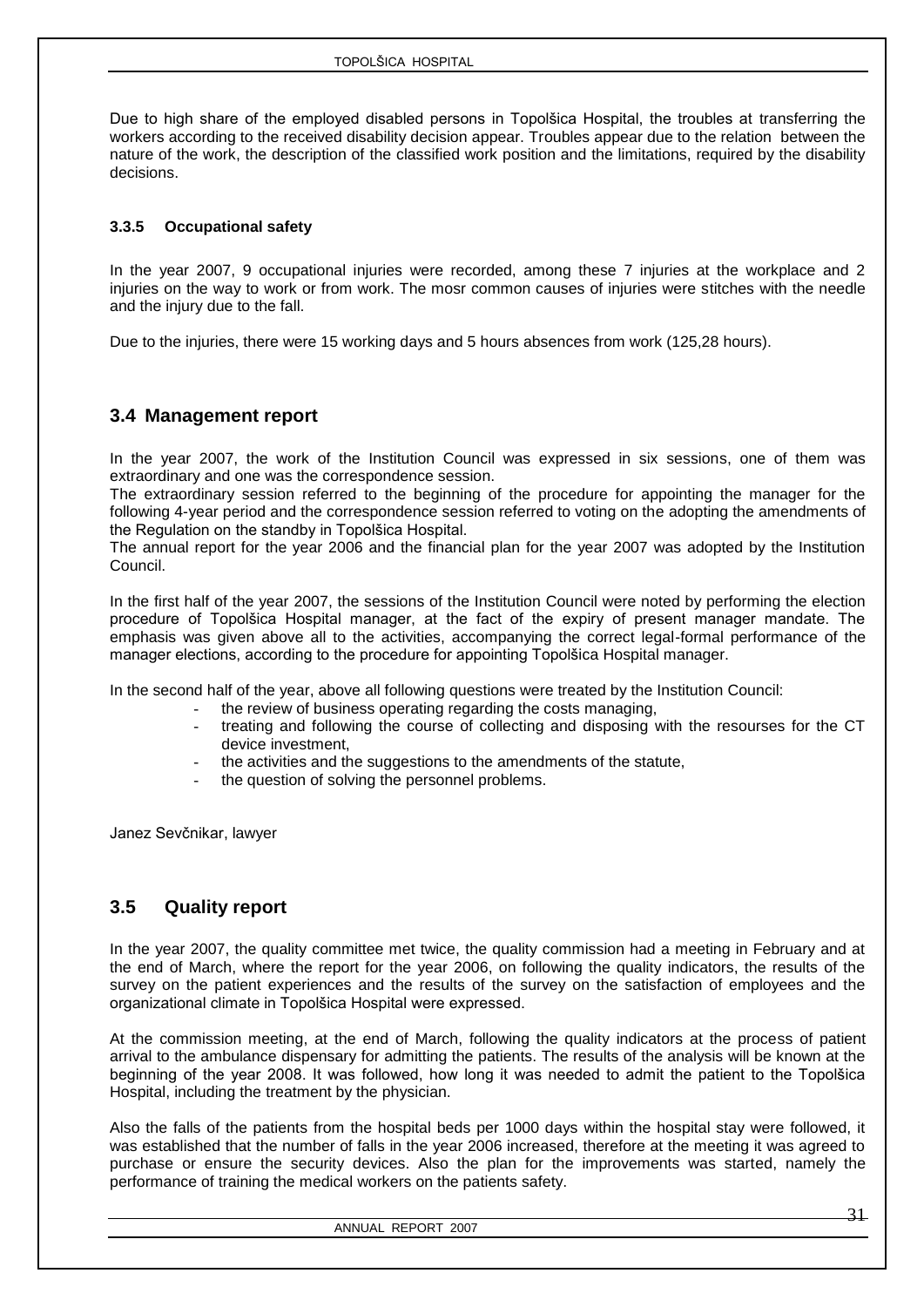Due to high share of the employed disabled persons in Topolšica Hospital, the troubles at transferring the workers according to the received disability decision appear. Troubles appear due to the relation between the nature of the work, the description of the classified work position and the limitations, required by the disability decisions.

#### 3.3.5 Occupational safety

In the year 2007, 9 occupational injuries were recorded, among these 7 injuries at the workplace and 2 injuries on the way to work or from work. The mosr common causes of injuries were stitches with the needle and the injury due to the fall.

Due to the injuries, there were 15 working days and 5 hours absences from work (125,28 hours).

### 3.4 Management report

In the year 2007, the work of the Institution Council was expressed in six sessions, one of them was extraordinary and one was the correspondence session.
The extraordinary session referred to the beginning of the procedure for appointing the manager for the following 4-year period and the correspondence session referred to voting on the adopting the amendments of the Regulation on the standby in Topolšica Hospital.
The annual report for the year 2006 and the financial plan for the year 2007 was adopted by the Institution Council.

In the first half of the year 2007, the sessions of the Institution Council were noted by performing the election procedure of Topolšica Hospital manager, at the fact of the expiry of present manager mandate. The emphasis was given above all to the activities, accompanying the correct legal-formal performance of the manager elections, according to the procedure for appointing Topolšica Hospital manager.

In the second half of the year, above all following questions were treated by the Institution Council:

- the review of business operating regarding the costs managing,
- treating and following the course of collecting and disposing with the resourses for the CT device investment,
- the activities and the suggestions to the amendments of the statute,
- the question of solving the personnel problems.

Janez Sevčnikar, lawyer

### 3.5 Quality report

In the year 2007, the quality committee met twice, the quality commission had a meeting in February and at the end of March, where the report for the year 2006, on following the quality indicators, the results of the survey on the patient experiences and the results of the survey on the satisfaction of employees and the organizational climate in Topolšica Hospital were expressed.

At the commission meeting, at the end of March, following the quality indicators at the process of patient arrival to the ambulance dispensary for admitting the patients. The results of the analysis will be known at the beginning of the year 2008. It was followed, how long it was needed to admit the patient to the Topolšica Hospital, including the treatment by the physician.

Also the falls of the patients from the hospital beds per 1000 days within the hospital stay were followed, it was established that the number of falls in the year 2006 increased, therefore at the meeting it was agreed to purchase or ensure the security devices. Also the plan for the improvements was started, namely the performance of training the medical workers on the patients safety.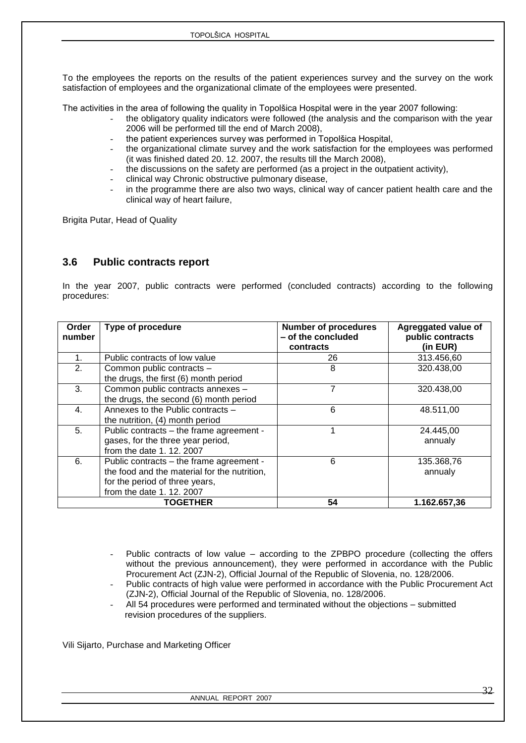To the employees the reports on the results of the patient experiences survey and the survey on the work satisfaction of employees and the organizational climate of the employees were presented.

The activities in the area of following the quality in Topolšica Hospital were in the year 2007 following:

- the obligatory quality indicators were followed (the analysis and the comparison with the year 2006 will be performed till the end of March 2008),
- the patient experiences survey was performed in Topolšica Hospital,
- the organizational climate survey and the work satisfaction for the employees was performed (it was finished dated 20. 12. 2007, the results till the March 2008),
- the discussions on the safety are performed (as a project in the outpatient activity),
- clinical way Chronic obstructive pulmonary disease,
- in the programme there are also two ways, clinical way of cancer patient health care and the clinical way of heart failure,

Brigita Putar, Head of Quality

## 3.6 Public contracts report

In the year 2007, public contracts were performed (concluded contracts) according to the following procedures:

| Order number | Type of procedure | Number of procedures – of the concluded contracts | Agreggated value of public contracts (in EUR) |
|---|---|---|---|
| 1. | Public contracts of low value | 26 | 313.456,60 |
| 2. | Common public contracts – the drugs, the first (6) month period | 8 | 320.438,00 |
| 3. | Common public contracts annexes – the drugs, the second (6) month period | 7 | 320.438,00 |
| 4. | Annexes to the Public contracts – the nutrition, (4) month period | 6 | 48.511,00 |
| 5. | Public contracts – the frame agreement - gases, for the three year period, from the date 1. 12. 2007 | 1 | 24.445,00 annualy |
| 6. | Public contracts – the frame agreement - the food and the material for the nutrition, for the period of three years, from the date 1. 12. 2007 | 6 | 135.368,76 annualy |
| **TOGETHER** | | **54** | **1.162.657,36** |

- Public contracts of low value – according to the ZPBPO procedure (collecting the offers without the previous announcement), they were performed in accordance with the Public Procurement Act (ZJN-2), Official Journal of the Republic of Slovenia, no. 128/2006.
- Public contracts of high value were performed in accordance with the Public Procurement Act (ZJN-2), Official Journal of the Republic of Slovenia, no. 128/2006.
- All 54 procedures were performed and terminated without the objections – submitted revision procedures of the suppliers.

Vili Sijarto, Purchase and Marketing Officer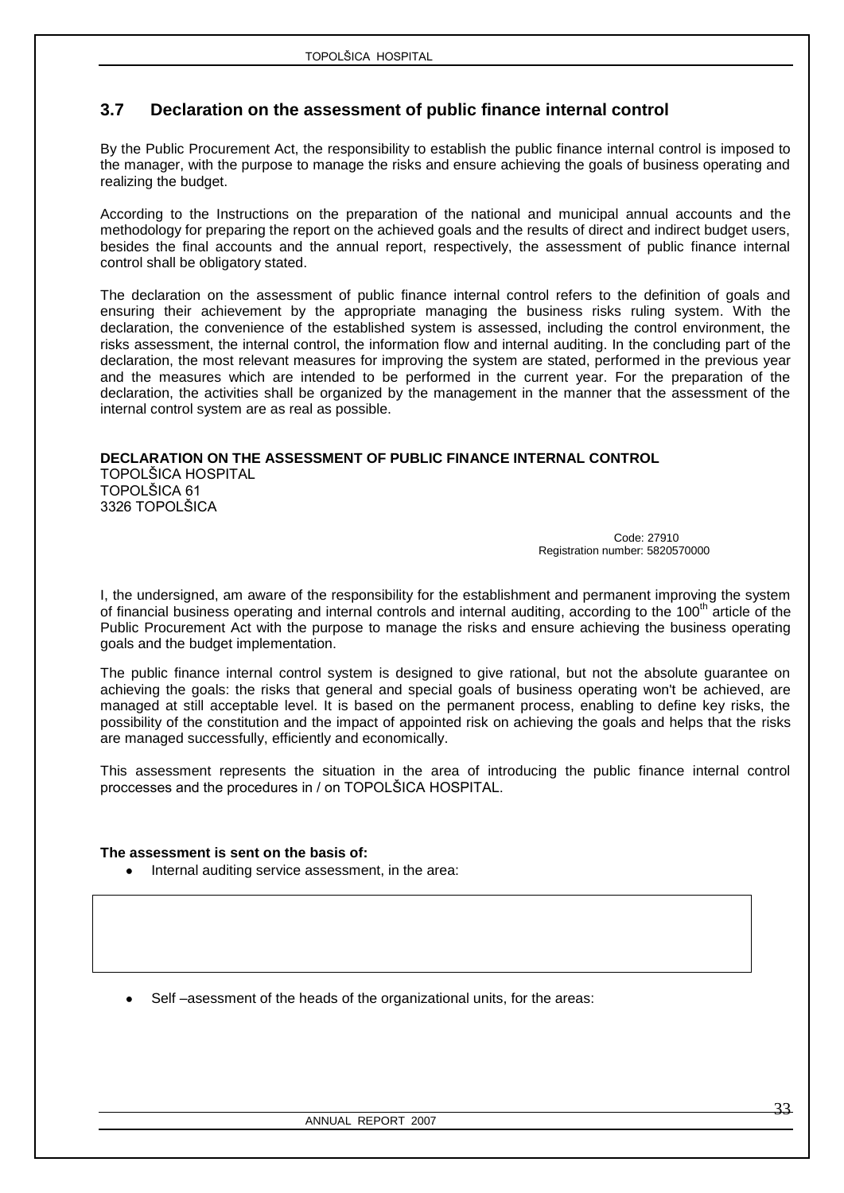## 3.7 Declaration on the assessment of public finance internal control

By the Public Procurement Act, the responsibility to establish the public finance internal control is imposed to the manager, with the purpose to manage the risks and ensure achieving the goals of business operating and realizing the budget.

According to the Instructions on the preparation of the national and municipal annual accounts and the methodology for preparing the report on the achieved goals and the results of direct and indirect budget users, besides the final accounts and the annual report, respectively, the assessment of public finance internal control shall be obligatory stated.

The declaration on the assessment of public finance internal control refers to the definition of goals and ensuring their achievement by the appropriate managing the business risks ruling system. With the declaration, the convenience of the established system is assessed, including the control environment, the risks assessment, the internal control, the information flow and internal auditing. In the concluding part of the declaration, the most relevant measures for improving the system are stated, performed in the previous year and the measures which are intended to be performed in the current year. For the preparation of the declaration, the activities shall be organized by the management in the manner that the assessment of the internal control system are as real as possible.

**DECLARATION ON THE ASSESSMENT OF PUBLIC FINANCE INTERNAL CONTROL**
TOPOLŠICA HOSPITAL
TOPOLŠICA 61
3326 TOPOLŠICA

Code: 27910
Registration number: 5820570000

I, the undersigned, am aware of the responsibility for the establishment and permanent improving the system of financial business operating and internal controls and internal auditing, according to the 100th article of the Public Procurement Act with the purpose to manage the risks and ensure achieving the business operating goals and the budget implementation.

The public finance internal control system is designed to give rational, but not the absolute guarantee on achieving the goals: the risks that general and special goals of business operating won't be achieved, are managed at still acceptable level. It is based on the permanent process, enabling to define key risks, the possibility of the constitution and the impact of appointed risk on achieving the goals and helps that the risks are managed successfully, efficiently and economically.

This assessment represents the situation in the area of introducing the public finance internal control proccesses and the procedures in / on TOPOLŠICA HOSPITAL.

**The assessment is sent on the basis of:**

- Internal auditing service assessment, in the area:

- Self –asessment of the heads of the organizational units, for the areas: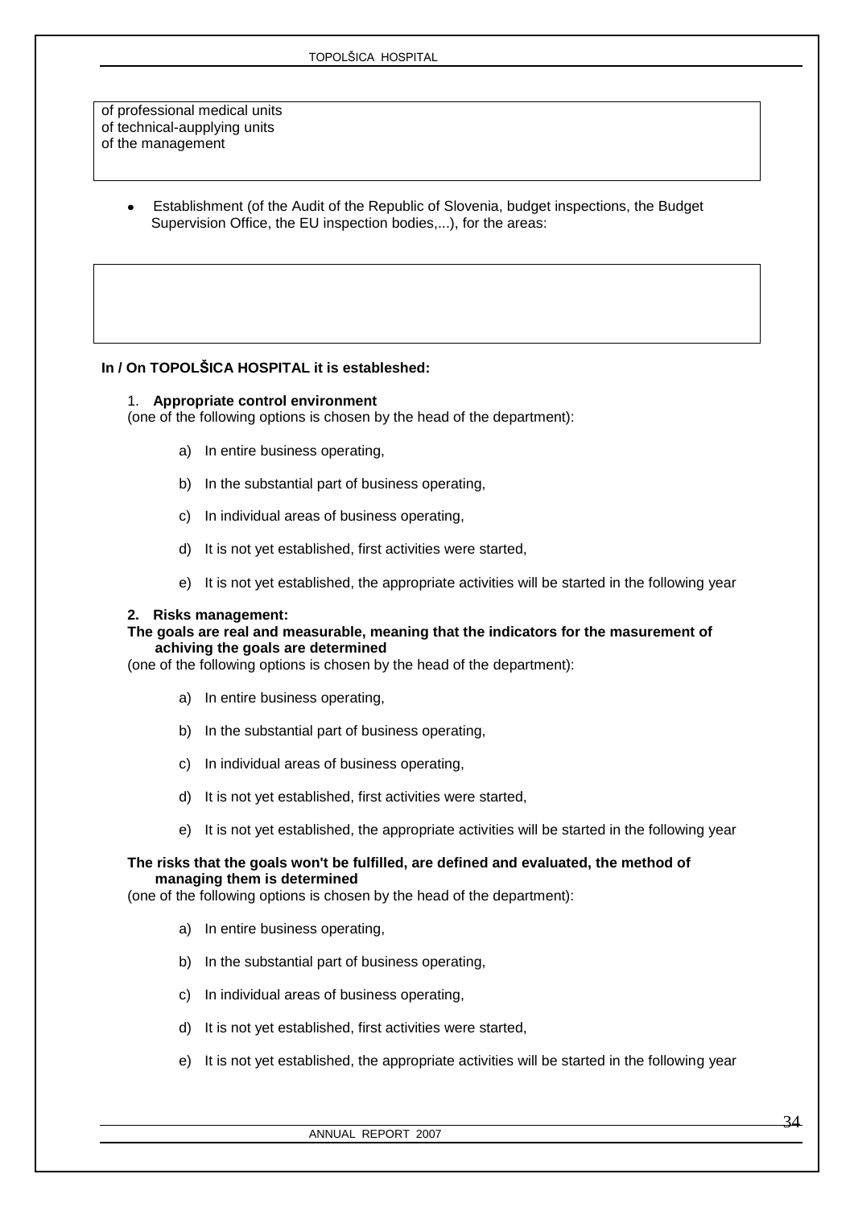of professional medical units
of technical-aupplying units
of the management

- Establishment (of the Audit of the Republic of Slovenia, budget inspections, the Budget Supervision Office, the EU inspection bodies,...), for the areas:

**In / On TOPOLŠICA HOSPITAL it is estableshed:**

1. **Appropriate control environment**

(one of the following options is chosen by the head of the department):

a) In entire business operating,

b) In the substantial part of business operating,

c) In individual areas of business operating,

d) It is not yet established, first activities were started,

e) It is not yet established, the appropriate activities will be started in the following year

**2. Risks management:**

**The goals are real and measurable, meaning that the indicators for the masurement of achiving the goals are determined**

(one of the following options is chosen by the head of the department):

a) In entire business operating,

b) In the substantial part of business operating,

c) In individual areas of business operating,

d) It is not yet established, first activities were started,

e) It is not yet established, the appropriate activities will be started in the following year

**The risks that the goals won't be fulfilled, are defined and evaluated, the method of managing them is determined**

(one of the following options is chosen by the head of the department):

a) In entire business operating,

b) In the substantial part of business operating,

c) In individual areas of business operating,

d) It is not yet established, first activities were started,

e) It is not yet established, the appropriate activities will be started in the following year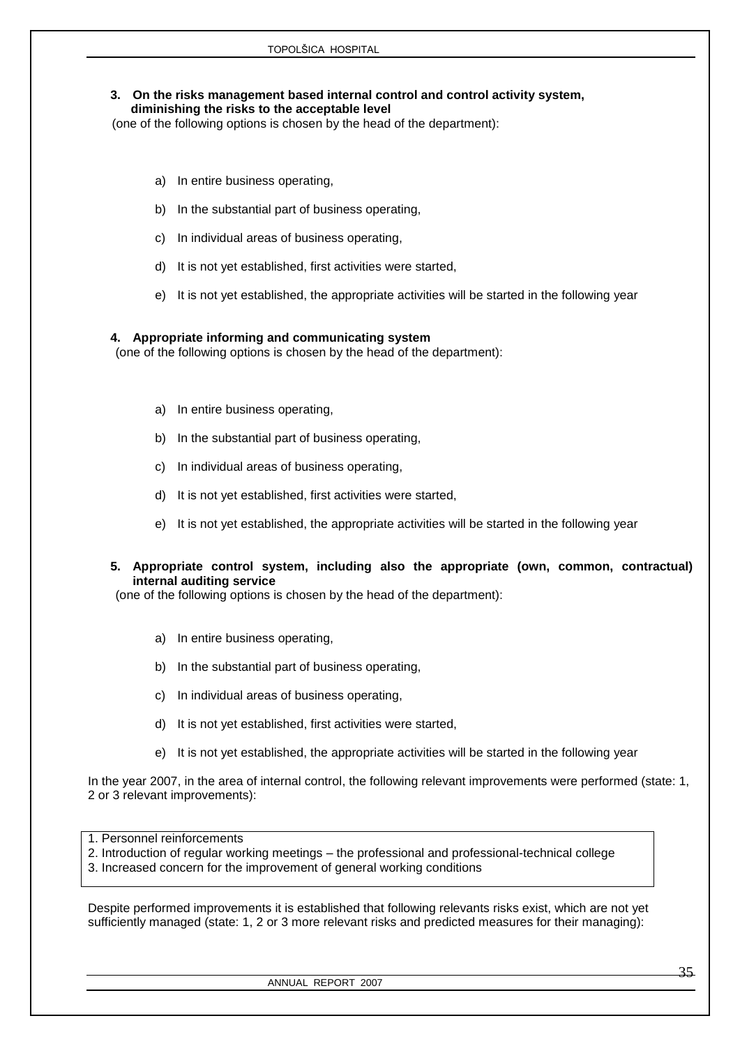**3. On the risks management based internal control and control activity system, diminishing the risks to the acceptable level**

(one of the following options is chosen by the head of the department):

a) In entire business operating,

b) In the substantial part of business operating,

c) In individual areas of business operating,

d) It is not yet established, first activities were started,

e) It is not yet established, the appropriate activities will be started in the following year

**4. Appropriate informing and communicating system**

(one of the following options is chosen by the head of the department):

a) In entire business operating,

b) In the substantial part of business operating,

c) In individual areas of business operating,

d) It is not yet established, first activities were started,

e) It is not yet established, the appropriate activities will be started in the following year

**5. Appropriate control system, including also the appropriate (own, common, contractual) internal auditing service**

(one of the following options is chosen by the head of the department):

a) In entire business operating,

b) In the substantial part of business operating,

c) In individual areas of business operating,

d) It is not yet established, first activities were started,

e) It is not yet established, the appropriate activities will be started in the following year

In the year 2007, in the area of internal control, the following relevant improvements were performed (state: 1, 2 or 3 relevant improvements):

1. Personnel reinforcements
2. Introduction of regular working meetings – the professional and professional-technical college
3. Increased concern for the improvement of general working conditions

Despite performed improvements it is established that following relevants risks exist, which are not yet sufficiently managed (state: 1, 2 or 3 more relevant risks and predicted measures for their managing):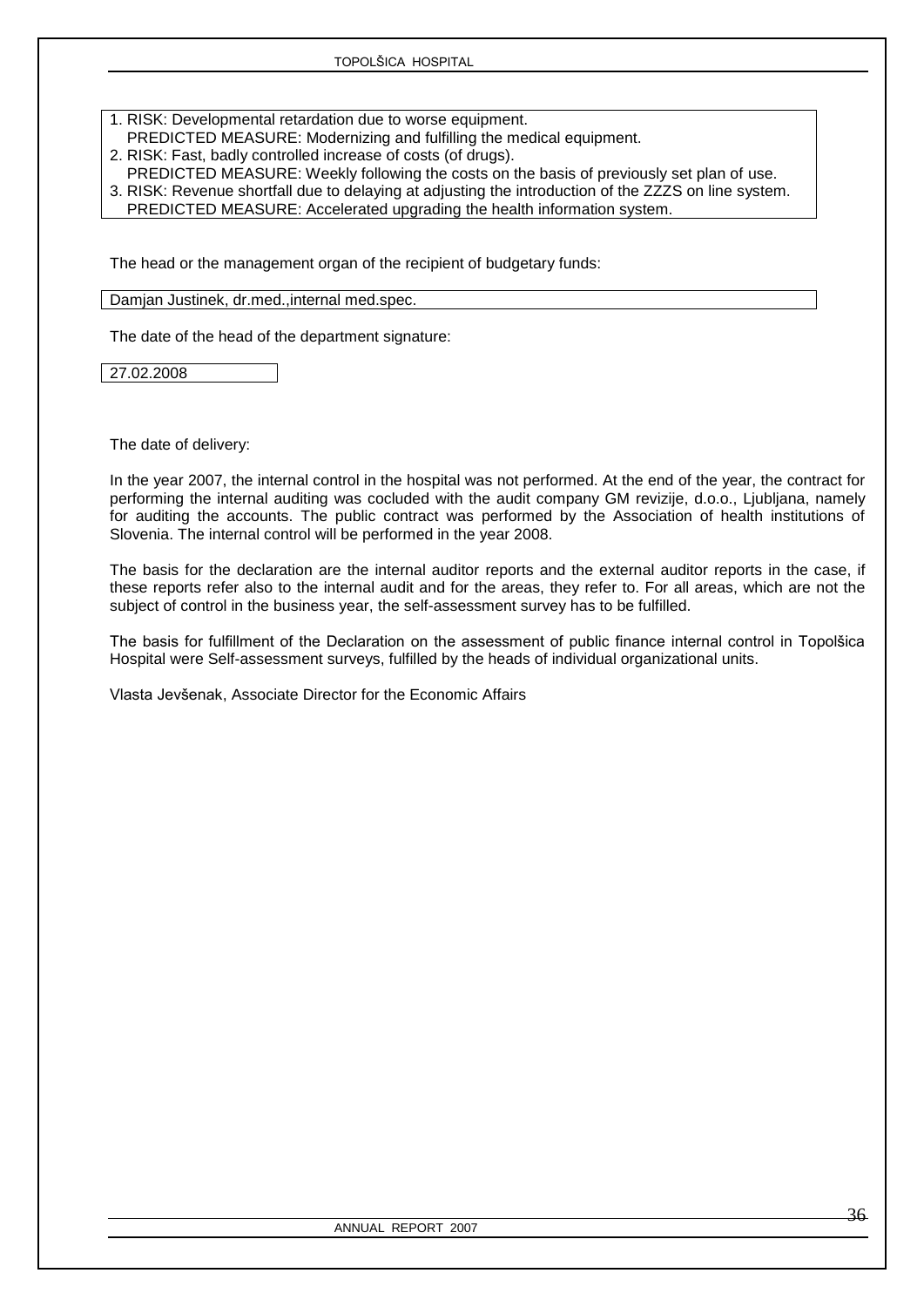1. RISK: Developmental retardation due to worse equipment.
   PREDICTED MEASURE: Modernizing and fulfilling the medical equipment.
2. RISK: Fast, badly controlled increase of costs (of drugs).
   PREDICTED MEASURE: Weekly following the costs on the basis of previously set plan of use.
3. RISK: Revenue shortfall due to delaying at adjusting the introduction of the ZZZS on line system.
   PREDICTED MEASURE: Accelerated upgrading the health information system.

The head or the management organ of the recipient of budgetary funds:

Damjan Justinek, dr.med.,internal med.spec.

The date of the head of the department signature:

27.02.2008

The date of delivery:

In the year 2007, the internal control in the hospital was not performed. At the end of the year, the contract for performing the internal auditing was cocluded with the audit company GM revizije, d.o.o., Ljubljana, namely for auditing the accounts. The public contract was performed by the Association of health institutions of Slovenia. The internal control will be performed in the year 2008.

The basis for the declaration are the internal auditor reports and the external auditor reports in the case, if these reports refer also to the internal audit and for the areas, they refer to. For all areas, which are not the subject of control in the business year, the self-assessment survey has to be fulfilled.

The basis for fulfillment of the Declaration on the assessment of public finance internal control in Topolšica Hospital were Self-assessment surveys, fulfilled by the heads of individual organizational units.

Vlasta Jevšenak, Associate Director for the Economic Affairs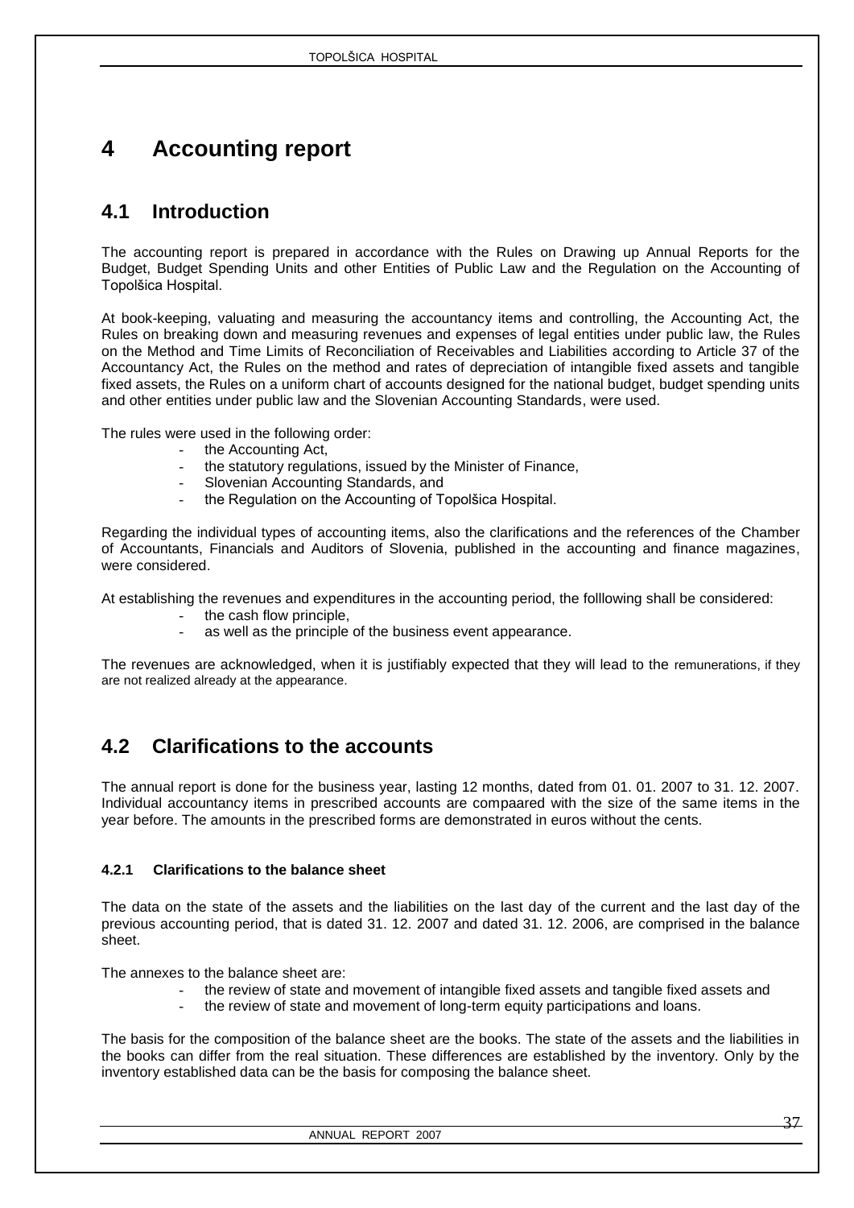# 4 Accounting report

## 4.1 Introduction

The accounting report is prepared in accordance with the Rules on Drawing up Annual Reports for the Budget, Budget Spending Units and other Entities of Public Law and the Regulation on the Accounting of Topolšica Hospital.

At book-keeping, valuating and measuring the accountancy items and controlling, the Accounting Act, the Rules on breaking down and measuring revenues and expenses of legal entities under public law, the Rules on the Method and Time Limits of Reconciliation of Receivables and Liabilities according to Article 37 of the Accountancy Act, the Rules on the method and rates of depreciation of intangible fixed assets and tangible fixed assets, the Rules on a uniform chart of accounts designed for the national budget, budget spending units and other entities under public law and the Slovenian Accounting Standards, were used.

The rules were used in the following order:

- the Accounting Act,
- the statutory regulations, issued by the Minister of Finance,
- Slovenian Accounting Standards, and
- the Regulation on the Accounting of Topolšica Hospital.

Regarding the individual types of accounting items, also the clarifications and the references of the Chamber of Accountants, Financials and Auditors of Slovenia, published in the accounting and finance magazines, were considered.

At establishing the revenues and expenditures in the accounting period, the folllowing shall be considered:

- the cash flow principle,
- as well as the principle of the business event appearance.

The revenues are acknowledged, when it is justifiably expected that they will lead to the remunerations, if they are not realized already at the appearance.

## 4.2 Clarifications to the accounts

The annual report is done for the business year, lasting 12 months, dated from 01. 01. 2007 to 31. 12. 2007. Individual accountancy items in prescribed accounts are compaared with the size of the same items in the year before. The amounts in the prescribed forms are demonstrated in euros without the cents.

#### 4.2.1 Clarifications to the balance sheet

The data on the state of the assets and the liabilities on the last day of the current and the last day of the previous accounting period, that is dated 31. 12. 2007 and dated 31. 12. 2006, are comprised in the balance sheet.

The annexes to the balance sheet are:

- the review of state and movement of intangible fixed assets and tangible fixed assets and
- the review of state and movement of long-term equity participations and loans.

The basis for the composition of the balance sheet are the books. The state of the assets and the liabilities in the books can differ from the real situation. These differences are established by the inventory. Only by the inventory established data can be the basis for composing the balance sheet.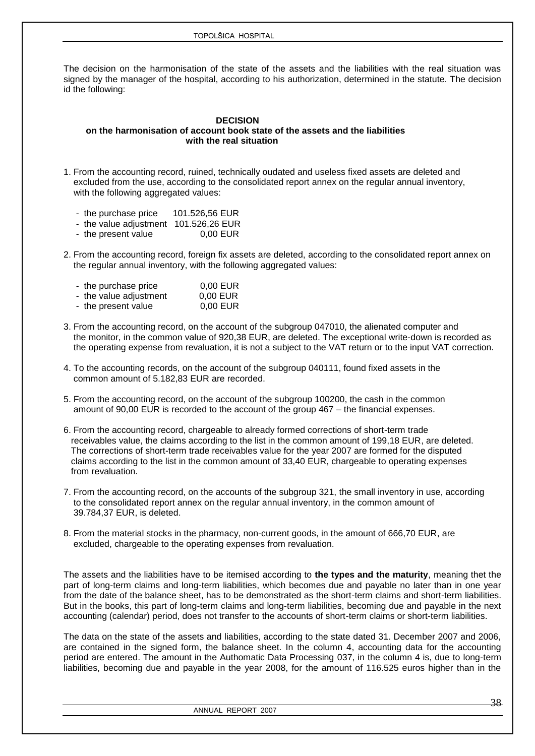The decision on the harmonisation of the state of the assets and the liabilities with the real situation was signed by the manager of the hospital, according to his authorization, determined in the statute. The decision id the following:

**DECISION**
**on the harmonisation of account book state of the assets and the liabilities with the real situation**

1. From the accounting record, ruined, technically oudated and useless fixed assets are deleted and excluded from the use, according to the consolidated report annex on the regular annual inventory, with the following aggregated values:

   - the purchase price 101.526,56 EUR
   - the value adjustment 101.526,26 EUR
   - the present value 0,00 EUR

2. From the accounting record, foreign fix assets are deleted, according to the consolidated report annex on the regular annual inventory, with the following aggregated values:

   - the purchase price 0,00 EUR
   - the value adjustment 0,00 EUR
   - the present value 0,00 EUR

3. From the accounting record, on the account of the subgroup 047010, the alienated computer and the monitor, in the common value of 920,38 EUR, are deleted. The exceptional write-down is recorded as the operating expense from revaluation, it is not a subject to the VAT return or to the input VAT correction.

4. To the accounting records, on the account of the subgroup 040111, found fixed assets in the common amount of 5.182,83 EUR are recorded.

5. From the accounting record, on the account of the subgroup 100200, the cash in the common amount of 90,00 EUR is recorded to the account of the group 467 – the financial expenses.

6. From the accounting record, chargeable to already formed corrections of short-term trade receivables value, the claims according to the list in the common amount of 199,18 EUR, are deleted. The corrections of short-term trade receivables value for the year 2007 are formed for the disputed claims according to the list in the common amount of 33,40 EUR, chargeable to operating expenses from revaluation.

7. From the accounting record, on the accounts of the subgroup 321, the small inventory in use, according to the consolidated report annex on the regular annual inventory, in the common amount of 39.784,37 EUR, is deleted.

8. From the material stocks in the pharmacy, non-current goods, in the amount of 666,70 EUR, are excluded, chargeable to the operating expenses from revaluation.

The assets and the liabilities have to be itemised according to **the types and the maturity**, meaning thet the part of long-term claims and long-term liabilities, which becomes due and payable no later than in one year from the date of the balance sheet, has to be demonstrated as the short-term claims and short-term liabilities. But in the books, this part of long-term claims and long-term liabilities, becoming due and payable in the next accounting (calendar) period, does not transfer to the accounts of short-term claims or short-term liabilities.

The data on the state of the assets and liabilities, according to the state dated 31. December 2007 and 2006, are contained in the signed form, the balance sheet. In the column 4, accounting data for the accounting period are entered. The amount in the Authomatic Data Processing 037, in the column 4 is, due to long-term liabilities, becoming due and payable in the year 2008, for the amount of 116.525 euros higher than in the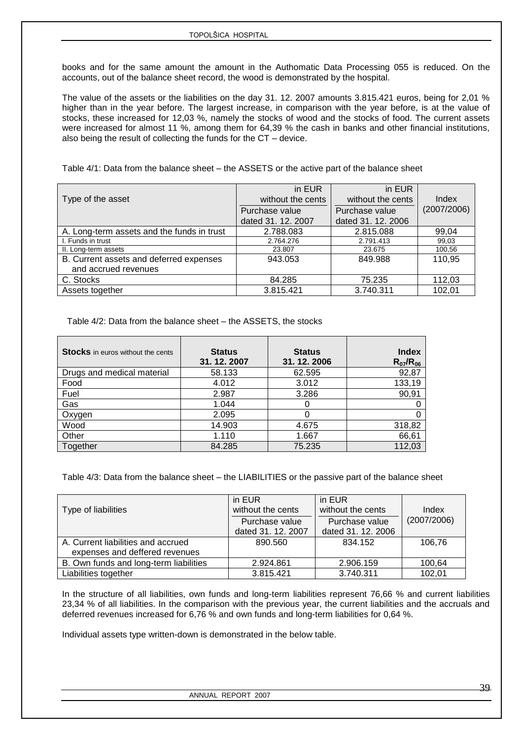books and for the same amount the amount in the Authomatic Data Processing 055 is reduced. On the accounts, out of the balance sheet record, the wood is demonstrated by the hospital.

The value of the assets or the liabilities on the day 31. 12. 2007 amounts 3.815.421 euros, being for 2,01 % higher than in the year before. The largest increase, in comparison with the year before, is at the value of stocks, these increased for 12,03 %, namely the stocks of wood and the stocks of food. The current assets were increased for almost 11 %, among them for 64,39 % the cash in banks and other financial institutions, also being the result of collecting the funds for the CT – device.

Table 4/1: Data from the balance sheet – the ASSETS or the active part of the balance sheet

| Type of the asset | in EUR without the cents<br>Purchase value dated 31. 12. 2007 | in EUR without the cents<br>Purchase value dated 31. 12. 2006 | Index (2007/2006) |
|---|---|---|---|
| A. Long-term assets and the funds in trust | 2.788.083 | 2.815.088 | 99,04 |
| I. Funds in trust | 2.764.276 | 2.791.413 | 99,03 |
| II. Long-term assets | 23.807 | 23.675 | 100,56 |
| B. Current assets and deferred expenses and accrued revenues | 943.053 | 849.988 | 110,95 |
| C. Stocks | 84.285 | 75.235 | 112,03 |
| Assets together | 3.815.421 | 3.740.311 | 102,01 |

Table 4/2: Data from the balance sheet – the ASSETS, the stocks

| **Stocks** in euros without the cents | **Status 31. 12. 2007** | **Status 31. 12. 2006** | **Index $R_{07}/R_{06}$** |
|---|---|---|---|
| Drugs and medical material | 58.133 | 62.595 | 92,87 |
| Food | 4.012 | 3.012 | 133,19 |
| Fuel | 2.987 | 3.286 | 90,91 |
| Gas | 1.044 | 0 | 0 |
| Oxygen | 2.095 | 0 | 0 |
| Wood | 14.903 | 4.675 | 318,82 |
| Other | 1.110 | 1.667 | 66,61 |
| Together | 84.285 | 75.235 | 112,03 |

Table 4/3: Data from the balance sheet – the LIABILITIES or the passive part of the balance sheet

| Type of liabilities | in EUR without the cents<br>Purchase value dated 31. 12. 2007 | in EUR without the cents<br>Purchase value dated 31. 12. 2006 | Index (2007/2006) |
|---|---|---|---|
| A. Current liabilities and accrued expenses and deffered revenues | 890.560 | 834.152 | 106,76 |
| B. Own funds and long-term liabilities | 2.924.861 | 2.906.159 | 100,64 |
| Liabilities together | 3.815.421 | 3.740.311 | 102,01 |

In the structure of all liabilities, own funds and long-term liabilities represent 76,66 % and current liabilities 23,34 % of all liabilities. In the comparison with the previous year, the current liabilities and the accruals and deferred revenues increased for 6,76 % and own funds and long-term liabilities for 0,64 %.

Individual assets type written-down is demonstrated in the below table.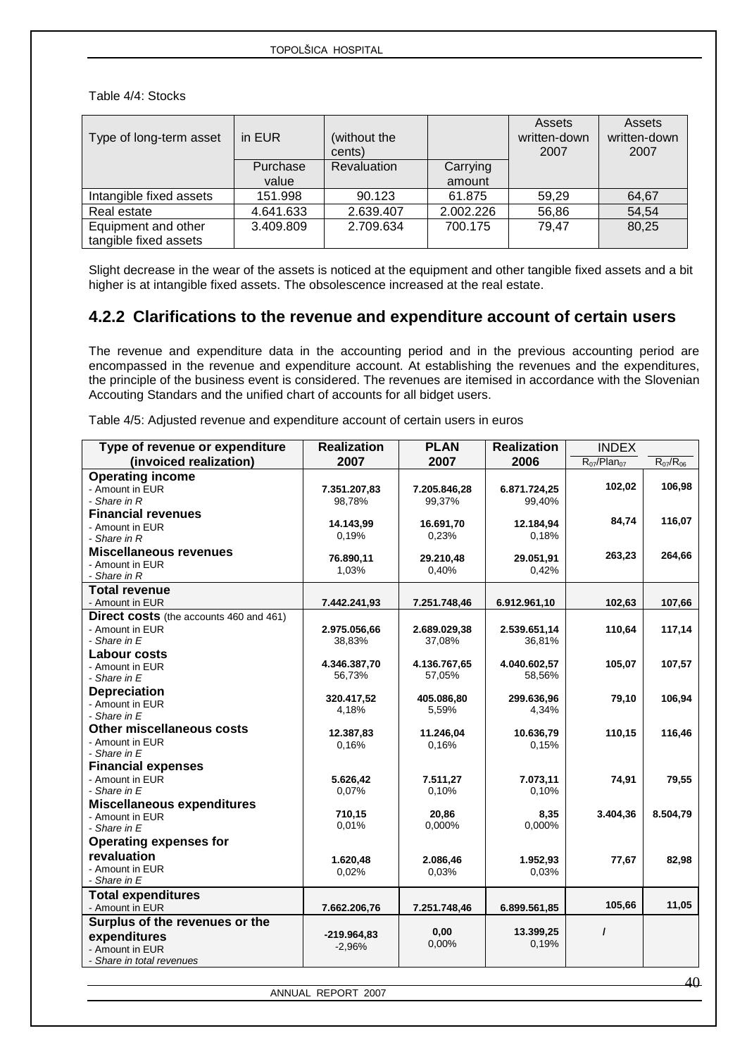Table 4/4: Stocks

| Type of long-term asset | in EUR | (without the cents) | | Assets written-down 2007 | Assets written-down 2007 |
|---|---|---|---|---|---|
| | Purchase value | Revaluation | Carrying amount | | |
| Intangible fixed assets | 151.998 | 90.123 | 61.875 | 59,29 | 64,67 |
| Real estate | 4.641.633 | 2.639.407 | 2.002.226 | 56,86 | 54,54 |
| Equipment and other tangible fixed assets | 3.409.809 | 2.709.634 | 700.175 | 79,47 | 80,25 |

Slight decrease in the wear of the assets is noticed at the equipment and other tangible fixed assets and a bit higher is at intangible fixed assets. The obsolescence increased at the real estate.

## 4.2.2 Clarifications to the revenue and expenditure account of certain users

The revenue and expenditure data in the accounting period and in the previous accounting period are encompassed in the revenue and expenditure account. At establishing the revenues and the expenditures, the principle of the business event is considered. The revenues are itemised in accordance with the Slovenian Accouting Standars and the unified chart of accounts for all bidget users.

Table 4/5: Adjusted revenue and expenditure account of certain users in euros

| Type of revenue or expenditure (invoiced realization) | Realization 2007 | PLAN 2007 | Realization 2006 | INDEX $R_{07}/Plan_{07}$ | INDEX $R_{07}/R_{06}$ |
|---|---|---|---|---|---|
| **Operating income**<br>- Amount in EUR<br>- *Share in R* | 7.351.207,83<br>98,78% | 7.205.846,28<br>99,37% | 6.871.724,25<br>99,40% | 102,02 | 106,98 |
| **Financial revenues**<br>- Amount in EUR<br>- *Share in R* | 14.143,99<br>0,19% | 16.691,70<br>0,23% | 12.184,94<br>0,18% | 84,74 | 116,07 |
| **Miscellaneous revenues**<br>- Amount in EUR<br>- *Share in R* | 76.890,11<br>1,03% | 29.210,48<br>0,40% | 29.051,91<br>0,42% | 263,23 | 264,66 |
| **Total revenue**<br>- Amount in EUR | 7.442.241,93 | 7.251.748,46 | 6.912.961,10 | 102,63 | 107,66 |
| **Direct costs** (the accounts 460 and 461)<br>- Amount in EUR<br>- *Share in E* | 2.975.056,66<br>38,83% | 2.689.029,38<br>37,08% | 2.539.651,14<br>36,81% | 110,64 | 117,14 |
| **Labour costs**<br>- Amount in EUR<br>- *Share in E* | 4.346.387,70<br>56,73% | 4.136.767,65<br>57,05% | 4.040.602,57<br>58,56% | 105,07 | 107,57 |
| **Depreciation**<br>- Amount in EUR<br>- *Share in E* | 320.417,52<br>4,18% | 405.086,80<br>5,59% | 299.636,96<br>4,34% | 79,10 | 106,94 |
| **Other miscellaneous costs**<br>- Amount in EUR<br>- *Share in E* | 12.387,83<br>0,16% | 11.246,04<br>0,16% | 10.636,79<br>0,15% | 110,15 | 116,46 |
| **Financial expenses**<br>- Amount in EUR<br>- *Share in E* | 5.626,42<br>0,07% | 7.511,27<br>0,10% | 7.073,11<br>0,10% | 74,91 | 79,55 |
| **Miscellaneous expenditures**<br>- Amount in EUR<br>- *Share in E* | 710,15<br>0,01% | 20,86<br>0,000% | 8,35<br>0,000% | 3.404,36 | 8.504,79 |
| **Operating expenses for revaluation**<br>- Amount in EUR<br>- *Share in E* | 1.620,48<br>0,02% | 2.086,46<br>0,03% | 1.952,93<br>0,03% | 77,67 | 82,98 |
| **Total expenditures**<br>- Amount in EUR | 7.662.206,76 | 7.251.748,46 | 6.899.561,85 | 105,66 | 11,05 |
| **Surplus of the revenues or the expenditures**<br>- Amount in EUR<br>- *Share in total revenues* | -219.964,83<br>-2,96% | 0,00<br>0,00% | 13.399,25<br>0,19% | / | |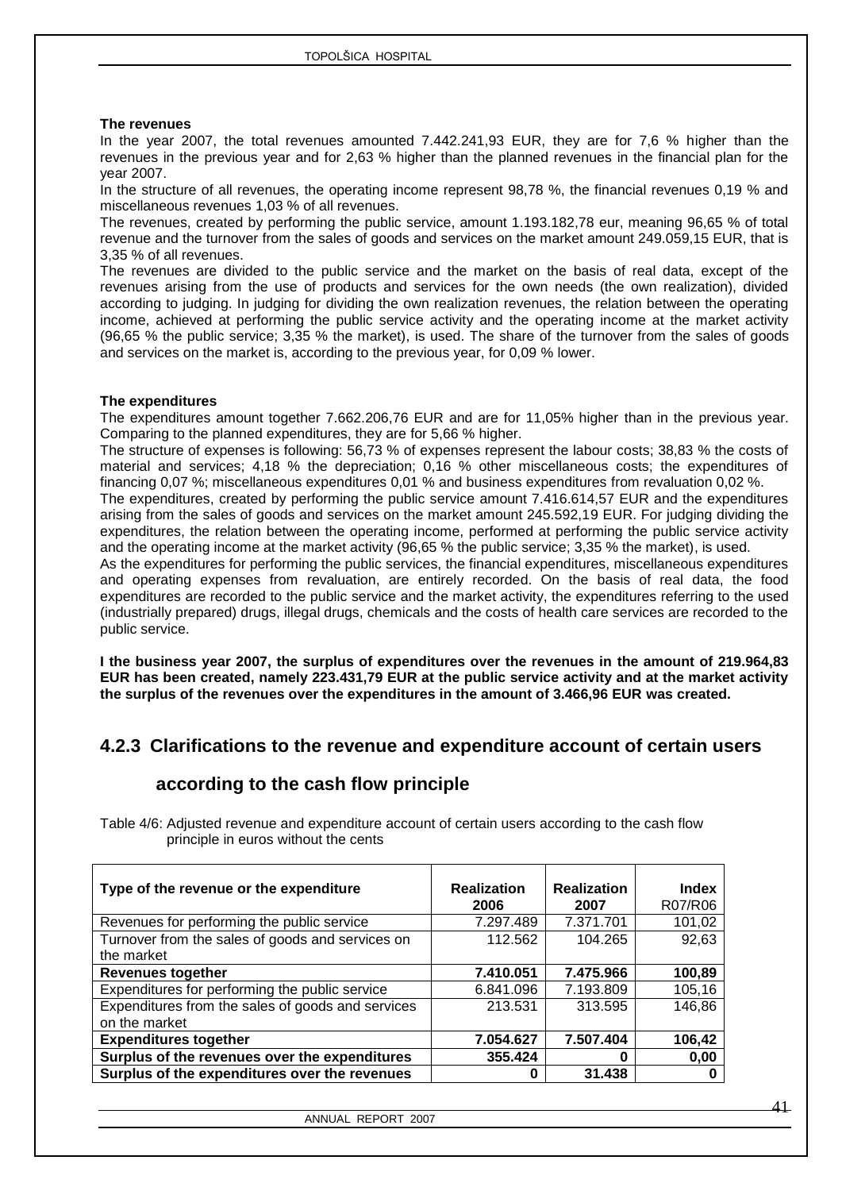**The revenues**

In the year 2007, the total revenues amounted 7.442.241,93 EUR, they are for 7,6 % higher than the revenues in the previous year and for 2,63 % higher than the planned revenues in the financial plan for the year 2007.

In the structure of all revenues, the operating income represent 98,78 %, the financial revenues 0,19 % and miscellaneous revenues 1,03 % of all revenues.

The revenues, created by performing the public service, amount 1.193.182,78 eur, meaning 96,65 % of total revenue and the turnover from the sales of goods and services on the market amount 249.059,15 EUR, that is 3,35 % of all revenues.

The revenues are divided to the public service and the market on the basis of real data, except of the revenues arising from the use of products and services for the own needs (the own realization), divided according to judging. In judging for dividing the own realization revenues, the relation between the operating income, achieved at performing the public service activity and the operating income at the market activity (96,65 % the public service; 3,35 % the market), is used. The share of the turnover from the sales of goods and services on the market is, according to the previous year, for 0,09 % lower.

**The expenditures**

The expenditures amount together 7.662.206,76 EUR and are for 11,05% higher than in the previous year. Comparing to the planned expenditures, they are for 5,66 % higher.

The structure of expenses is following: 56,73 % of expenses represent the labour costs; 38,83 % the costs of material and services; 4,18 % the depreciation; 0,16 % other miscellaneous costs; the expenditures of financing 0,07 %; miscellaneous expenditures 0,01 % and business expenditures from revaluation 0,02 %.

The expenditures, created by performing the public service amount 7.416.614,57 EUR and the expenditures arising from the sales of goods and services on the market amount 245.592,19 EUR. For judging dividing the expenditures, the relation between the operating income, performed at performing the public service activity and the operating income at the market activity (96,65 % the public service; 3,35 % the market), is used.

As the expenditures for performing the public services, the financial expenditures, miscellaneous expenditures and operating expenses from revaluation, are entirely recorded. On the basis of real data, the food expenditures are recorded to the public service and the market activity, the expenditures referring to the used (industrially prepared) drugs, illegal drugs, chemicals and the costs of health care services are recorded to the public service.

**I the business year 2007, the surplus of expenditures over the revenues in the amount of 219.964,83 EUR has been created, namely 223.431,79 EUR at the public service activity and at the market activity the surplus of the revenues over the expenditures in the amount of 3.466,96 EUR was created.**

## 4.2.3 Clarifications to the revenue and expenditure account of certain users according to the cash flow principle

Table 4/6: Adjusted revenue and expenditure account of certain users according to the cash flow principle in euros without the cents

| Type of the revenue or the expenditure | Realization 2006 | Realization 2007 | Index R07/R06 |
|---|---|---|---|
| Revenues for performing the public service | 7.297.489 | 7.371.701 | 101,02 |
| Turnover from the sales of goods and services on the market | 112.562 | 104.265 | 92,63 |
| **Revenues together** | **7.410.051** | **7.475.966** | **100,89** |
| Expenditures for performing the public service | 6.841.096 | 7.193.809 | 105,16 |
| Expenditures from the sales of goods and services on the market | 213.531 | 313.595 | 146,86 |
| **Expenditures together** | **7.054.627** | **7.507.404** | **106,42** |
| **Surplus of the revenues over the expenditures** | **355.424** | **0** | **0,00** |
| **Surplus of the expenditures over the revenues** | **0** | **31.438** | **0** |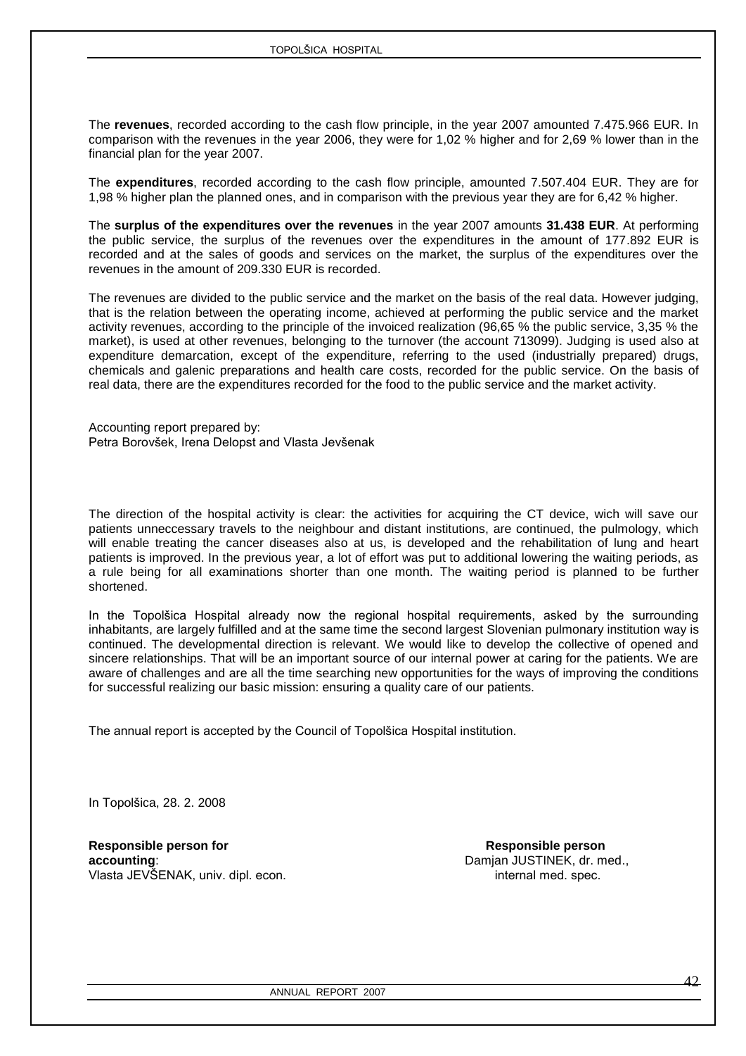The **revenues**, recorded according to the cash flow principle, in the year 2007 amounted 7.475.966 EUR. In comparison with the revenues in the year 2006, they were for 1,02 % higher and for 2,69 % lower than in the financial plan for the year 2007.

The **expenditures**, recorded according to the cash flow principle, amounted 7.507.404 EUR. They are for 1,98 % higher plan the planned ones, and in comparison with the previous year they are for 6,42 % higher.

The **surplus of the expenditures over the revenues** in the year 2007 amounts **31.438 EUR**. At performing the public service, the surplus of the revenues over the expenditures in the amount of 177.892 EUR is recorded and at the sales of goods and services on the market, the surplus of the expenditures over the revenues in the amount of 209.330 EUR is recorded.

The revenues are divided to the public service and the market on the basis of the real data. However judging, that is the relation between the operating income, achieved at performing the public service and the market activity revenues, according to the principle of the invoiced realization (96,65 % the public service, 3,35 % the market), is used at other revenues, belonging to the turnover (the account 713099). Judging is used also at expenditure demarcation, except of the expenditure, referring to the used (industrially prepared) drugs, chemicals and galenic preparations and health care costs, recorded for the public service. On the basis of real data, there are the expenditures recorded for the food to the public service and the market activity.

Accounting report prepared by:
Petra Borovšek, Irena Delopst and Vlasta Jevšenak

The direction of the hospital activity is clear: the activities for acquiring the CT device, wich will save our patients unneccessary travels to the neighbour and distant institutions, are continued, the pulmology, which will enable treating the cancer diseases also at us, is developed and the rehabilitation of lung and heart patients is improved. In the previous year, a lot of effort was put to additional lowering the waiting periods, as a rule being for all examinations shorter than one month. The waiting period is planned to be further shortened.

In the Topolšica Hospital already now the regional hospital requirements, asked by the surrounding inhabitants, are largely fulfilled and at the same time the second largest Slovenian pulmonary institution way is continued. The developmental direction is relevant. We would like to develop the collective of opened and sincere relationships. That will be an important source of our internal power at caring for the patients. We are aware of challenges and are all the time searching new opportunities for the ways of improving the conditions for successful realizing our basic mission: ensuring a quality care of our patients.

The annual report is accepted by the Council of Topolšica Hospital institution.

In Topolšica, 28. 2. 2008

**Responsible person for accounting**:
Vlasta JEVŠENAK, univ. dipl. econ.

**Responsible person**
Damjan JUSTINEK, dr. med.,
internal med. spec.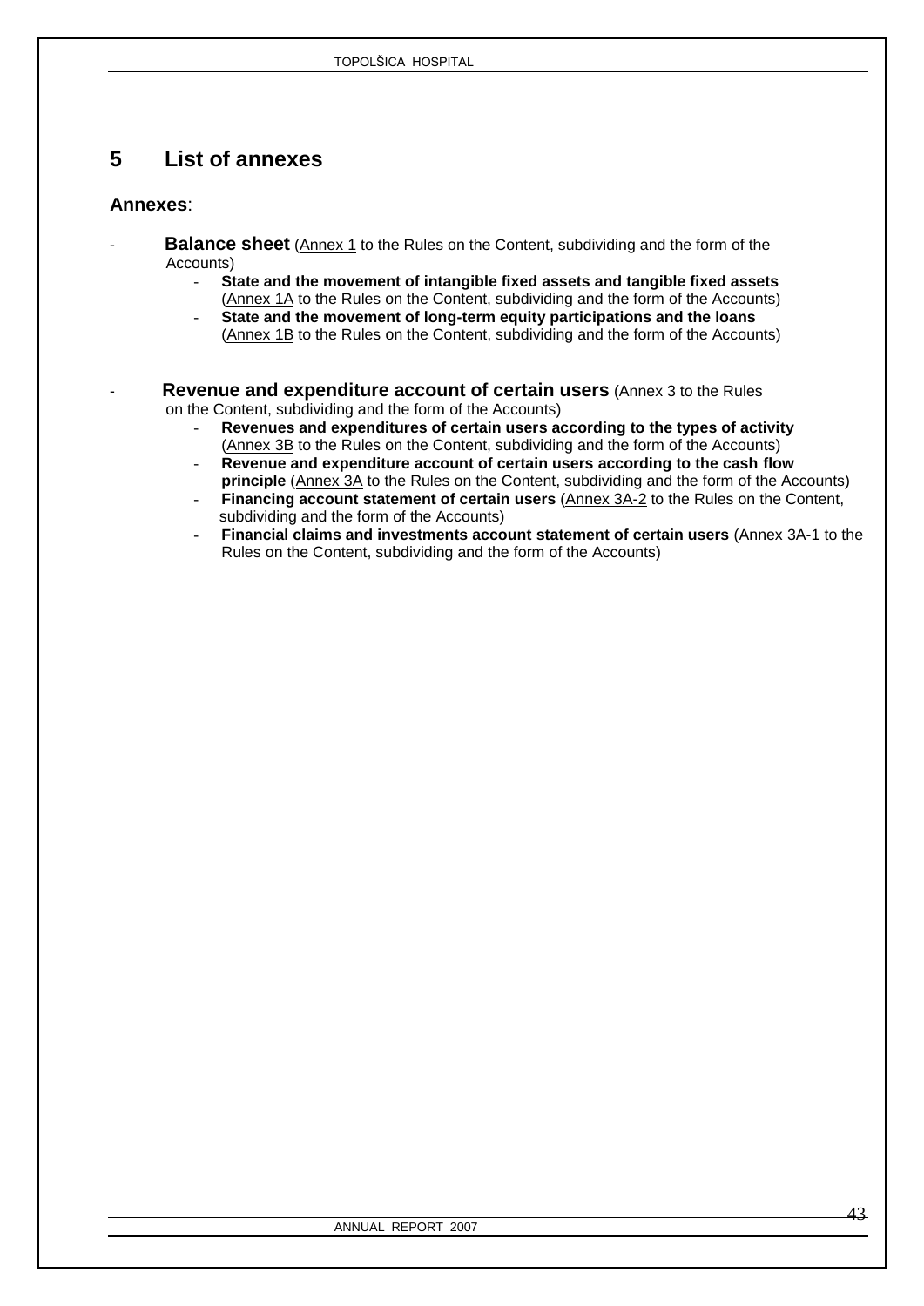# 5 List of annexes

**Annexes**:

- **Balance sheet** (Annex 1 to the Rules on the Content, subdividing and the form of the Accounts)
  - **State and the movement of intangible fixed assets and tangible fixed assets** (Annex 1A to the Rules on the Content, subdividing and the form of the Accounts)
  - **State and the movement of long-term equity participations and the loans** (Annex 1B to the Rules on the Content, subdividing and the form of the Accounts)

- **Revenue and expenditure account of certain users** (Annex 3 to the Rules on the Content, subdividing and the form of the Accounts)
  - **Revenues and expenditures of certain users according to the types of activity** (Annex 3B to the Rules on the Content, subdividing and the form of the Accounts)
  - **Revenue and expenditure account of certain users according to the cash flow principle** (Annex 3A to the Rules on the Content, subdividing and the form of the Accounts)
  - **Financing account statement of certain users** (Annex 3A-2 to the Rules on the Content, subdividing and the form of the Accounts)
  - **Financial claims and investments account statement of certain users** (Annex 3A-1 to the Rules on the Content, subdividing and the form of the Accounts)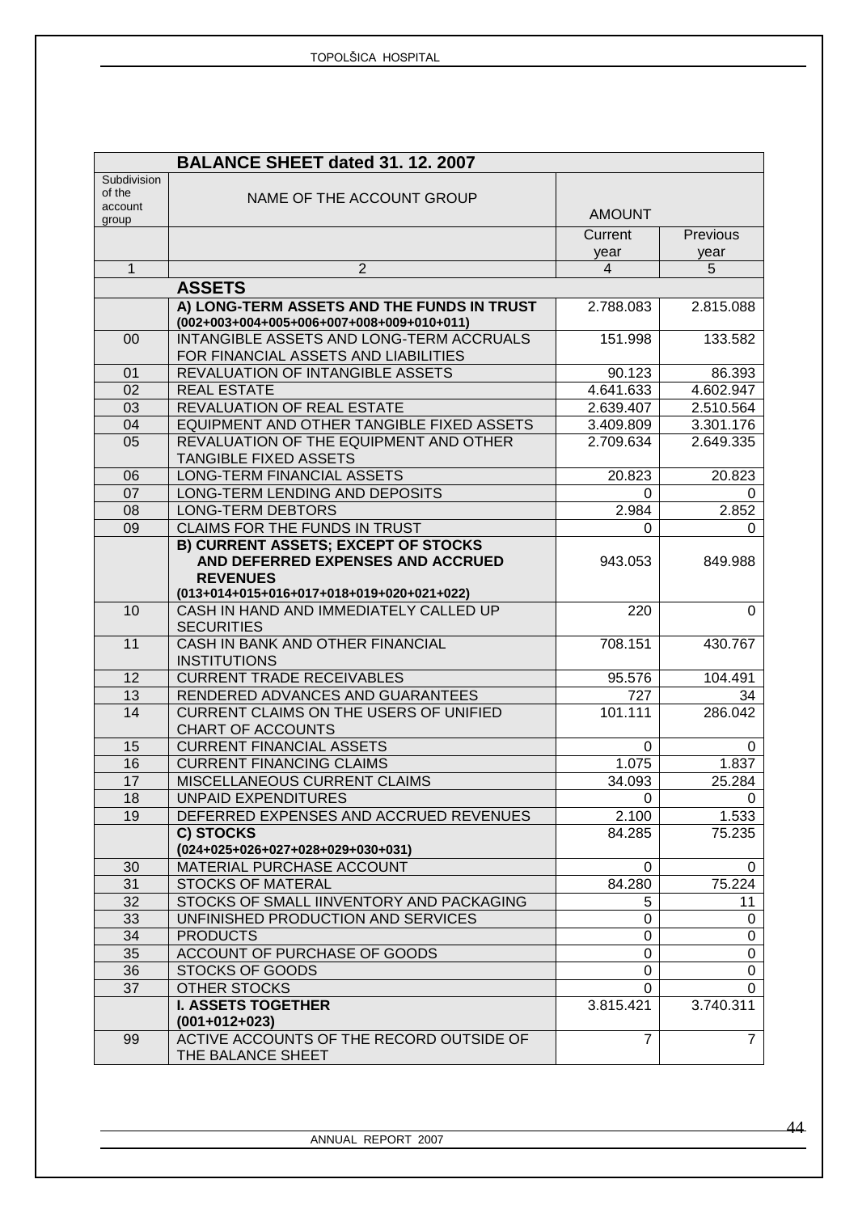| | **BALANCE SHEET dated 31. 12. 2007** | | |
|---|---|---|---|
| Subdivision of the account group | NAME OF THE ACCOUNT GROUP | AMOUNT | |
| | | Current year | Previous year |
| 1 | 2 | 4 | 5 |
| | **ASSETS** | | |
| | **A) LONG-TERM ASSETS AND THE FUNDS IN TRUST (002+003+004+005+006+007+008+009+010+011)** | 2.788.083 | 2.815.088 |
| 00 | INTANGIBLE ASSETS AND LONG-TERM ACCRUALS FOR FINANCIAL ASSETS AND LIABILITIES | 151.998 | 133.582 |
| 01 | REVALUATION OF INTANGIBLE ASSETS | 90.123 | 86.393 |
| 02 | REAL ESTATE | 4.641.633 | 4.602.947 |
| 03 | REVALUATION OF REAL ESTATE | 2.639.407 | 2.510.564 |
| 04 | EQUIPMENT AND OTHER TANGIBLE FIXED ASSETS | 3.409.809 | 3.301.176 |
| 05 | REVALUATION OF THE EQUIPMENT AND OTHER TANGIBLE FIXED ASSETS | 2.709.634 | 2.649.335 |
| 06 | LONG-TERM FINANCIAL ASSETS | 20.823 | 20.823 |
| 07 | LONG-TERM LENDING AND DEPOSITS | 0 | 0 |
| 08 | LONG-TERM DEBTORS | 2.984 | 2.852 |
| 09 | CLAIMS FOR THE FUNDS IN TRUST | 0 | 0 |
| | **B) CURRENT ASSETS; EXCEPT OF STOCKS AND DEFERRED EXPENSES AND ACCRUED REVENUES (013+014+015+016+017+018+019+020+021+022)** | 943.053 | 849.988 |
| 10 | CASH IN HAND AND IMMEDIATELY CALLED UP SECURITIES | 220 | 0 |
| 11 | CASH IN BANK AND OTHER FINANCIAL INSTITUTIONS | 708.151 | 430.767 |
| 12 | CURRENT TRADE RECEIVABLES | 95.576 | 104.491 |
| 13 | RENDERED ADVANCES AND GUARANTEES | 727 | 34 |
| 14 | CURRENT CLAIMS ON THE USERS OF UNIFIED CHART OF ACCOUNTS | 101.111 | 286.042 |
| 15 | CURRENT FINANCIAL ASSETS | 0 | 0 |
| 16 | CURRENT FINANCING CLAIMS | 1.075 | 1.837 |
| 17 | MISCELLANEOUS CURRENT CLAIMS | 34.093 | 25.284 |
| 18 | UNPAID EXPENDITURES | 0 | 0 |
| 19 | DEFERRED EXPENSES AND ACCRUED REVENUES | 2.100 | 1.533 |
| | **C) STOCKS (024+025+026+027+028+029+030+031)** | 84.285 | 75.235 |
| 30 | MATERIAL PURCHASE ACCOUNT | 0 | 0 |
| 31 | STOCKS OF MATERAL | 84.280 | 75.224 |
| 32 | STOCKS OF SMALL IINVENTORY AND PACKAGING | 5 | 11 |
| 33 | UNFINISHED PRODUCTION AND SERVICES | 0 | 0 |
| 34 | PRODUCTS | 0 | 0 |
| 35 | ACCOUNT OF PURCHASE OF GOODS | 0 | 0 |
| 36 | STOCKS OF GOODS | 0 | 0 |
| 37 | OTHER STOCKS | 0 | 0 |
| | **I. ASSETS TOGETHER (001+012+023)** | 3.815.421 | 3.740.311 |
| 99 | ACTIVE ACCOUNTS OF THE RECORD OUTSIDE OF THE BALANCE SHEET | 7 | 7 |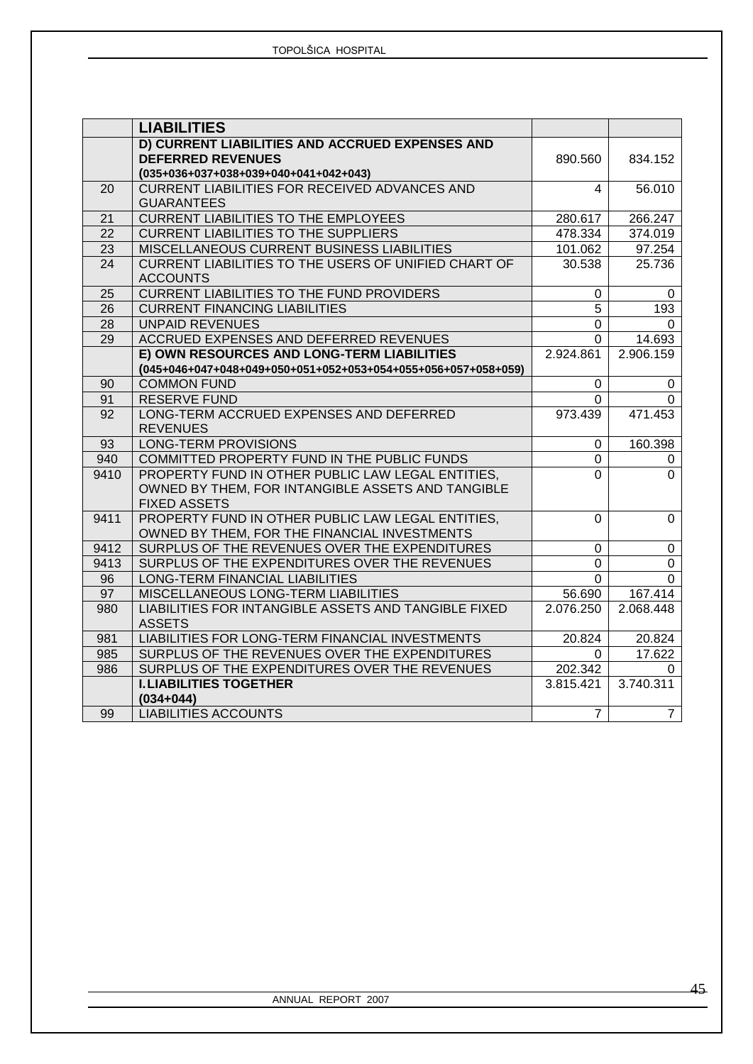|  | **LIABILITIES** |  |  |
|---|---|---|---|
|  | **D) CURRENT LIABILITIES AND ACCRUED EXPENSES AND DEFERRED REVENUES (035+036+037+038+039+040+041+042+043)** | 890.560 | 834.152 |
| 20 | CURRENT LIABILITIES FOR RECEIVED ADVANCES AND GUARANTEES | 4 | 56.010 |
| 21 | CURRENT LIABILITIES TO THE EMPLOYEES | 280.617 | 266.247 |
| 22 | CURRENT LIABILITIES TO THE SUPPLIERS | 478.334 | 374.019 |
| 23 | MISCELLANEOUS CURRENT BUSINESS LIABILITIES | 101.062 | 97.254 |
| 24 | CURRENT LIABILITIES TO THE USERS OF UNIFIED CHART OF ACCOUNTS | 30.538 | 25.736 |
| 25 | CURRENT LIABILITIES TO THE FUND PROVIDERS | 0 | 0 |
| 26 | CURRENT FINANCING LIABILITIES | 5 | 193 |
| 28 | UNPAID REVENUES | 0 | 0 |
| 29 | ACCRUED EXPENSES AND DEFERRED REVENUES | 0 | 14.693 |
|  | **E) OWN RESOURCES AND LONG-TERM LIABILITIES (045+046+047+048+049+050+051+052+053+054+055+056+057+058+059)** | 2.924.861 | 2.906.159 |
| 90 | COMMON FUND | 0 | 0 |
| 91 | RESERVE FUND | 0 | 0 |
| 92 | LONG-TERM ACCRUED EXPENSES AND DEFERRED REVENUES | 973.439 | 471.453 |
| 93 | LONG-TERM PROVISIONS | 0 | 160.398 |
| 940 | COMMITTED PROPERTY FUND IN THE PUBLIC FUNDS | 0 | 0 |
| 9410 | PROPERTY FUND IN OTHER PUBLIC LAW LEGAL ENTITIES, OWNED BY THEM, FOR INTANGIBLE ASSETS AND TANGIBLE FIXED ASSETS | 0 | 0 |
| 9411 | PROPERTY FUND IN OTHER PUBLIC LAW LEGAL ENTITIES, OWNED BY THEM, FOR THE FINANCIAL INVESTMENTS | 0 | 0 |
| 9412 | SURPLUS OF THE REVENUES OVER THE EXPENDITURES | 0 | 0 |
| 9413 | SURPLUS OF THE EXPENDITURES OVER THE REVENUES | 0 | 0 |
| 96 | LONG-TERM FINANCIAL LIABILITIES | 0 | 0 |
| 97 | MISCELLANEOUS LONG-TERM LIABILITIES | 56.690 | 167.414 |
| 980 | LIABILITIES FOR INTANGIBLE ASSETS AND TANGIBLE FIXED ASSETS | 2.076.250 | 2.068.448 |
| 981 | LIABILITIES FOR LONG-TERM FINANCIAL INVESTMENTS | 20.824 | 20.824 |
| 985 | SURPLUS OF THE REVENUES OVER THE EXPENDITURES | 0 | 17.622 |
| 986 | SURPLUS OF THE EXPENDITURES OVER THE REVENUES | 202.342 | 0 |
|  | **I. LIABILITIES TOGETHER (034+044)** | 3.815.421 | 3.740.311 |
| 99 | LIABILITIES ACCOUNTS | 7 | 7 |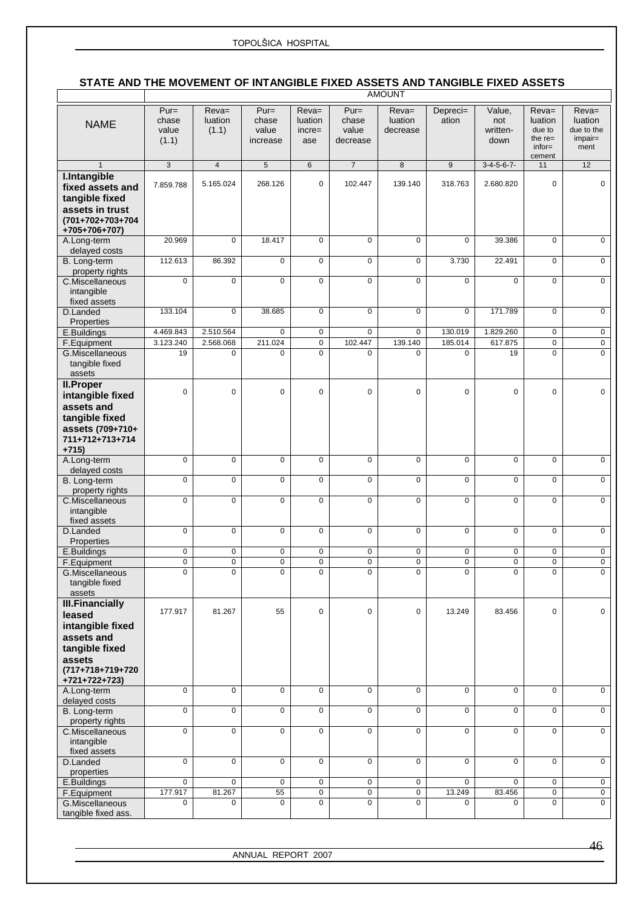## STATE AND THE MOVEMENT OF INTANGIBLE FIXED ASSETS AND TANGIBLE FIXED ASSETS

| NAME | AMOUNT | | | | | | | | | |
|---|---|---|---|---|---|---|---|---|---|---|
| | Pur= chase value (1.1) | Reva= luation (1.1) | Pur= chase value increase | Reva= luation incre= ase | Pur= chase value decrease | Reva= luation decrease | Depreci= ation | Value, not written-down | Reva= luation due to the re= infor= cement | Reva= luation due to the impair= ment |
| 1 | 3 | 4 | 5 | 6 | 7 | 8 | 9 | 3-4-5-6-7- | 11 | 12 |
| **I.Intangible fixed assets and tangible fixed assets in trust (701+702+703+704 +705+706+707)** | 7.859.788 | 5.165.024 | 268.126 | 0 | 102.447 | 139.140 | 318.763 | 2.680.820 | 0 | 0 |
| A.Long-term delayed costs | 20.969 | 0 | 18.417 | 0 | 0 | 0 | 0 | 39.386 | 0 | 0 |
| B. Long-term property rights | 112.613 | 86.392 | 0 | 0 | 0 | 0 | 3.730 | 22.491 | 0 | 0 |
| C.Miscellaneous intangible fixed assets | 0 | 0 | 0 | 0 | 0 | 0 | 0 | 0 | 0 | 0 |
| D.Landed Properties | 133.104 | 0 | 38.685 | 0 | 0 | 0 | 0 | 171.789 | 0 | 0 |
| E.Buildings | 4.469.843 | 2.510.564 | 0 | 0 | 0 | 0 | 130.019 | 1.829.260 | 0 | 0 |
| F.Equipment | 3.123.240 | 2.568.068 | 211.024 | 0 | 102.447 | 139.140 | 185.014 | 617.875 | 0 | 0 |
| G.Miscellaneous tangible fixed assets | 19 | 0 | 0 | 0 | 0 | 0 | 0 | 19 | 0 | 0 |
| **II.Proper intangible fixed assets and tangible fixed assets (709+710+ 711+712+713+714 +715)** | 0 | 0 | 0 | 0 | 0 | 0 | 0 | 0 | 0 | 0 |
| A.Long-term delayed costs | 0 | 0 | 0 | 0 | 0 | 0 | 0 | 0 | 0 | 0 |
| B. Long-term property rights | 0 | 0 | 0 | 0 | 0 | 0 | 0 | 0 | 0 | 0 |
| C.Miscellaneous intangible fixed assets | 0 | 0 | 0 | 0 | 0 | 0 | 0 | 0 | 0 | 0 |
| D.Landed Properties | 0 | 0 | 0 | 0 | 0 | 0 | 0 | 0 | 0 | 0 |
| E.Buildings | 0 | 0 | 0 | 0 | 0 | 0 | 0 | 0 | 0 | 0 |
| F.Equipment | 0 | 0 | 0 | 0 | 0 | 0 | 0 | 0 | 0 | 0 |
| G.Miscellaneous tangible fixed assets | 0 | 0 | 0 | 0 | 0 | 0 | 0 | 0 | 0 | 0 |
| **III.Financially leased intangible fixed assets and tangible fixed assets (717+718+719+720 +721+722+723)** | 177.917 | 81.267 | 55 | 0 | 0 | 0 | 13.249 | 83.456 | 0 | 0 |
| A.Long-term delayed costs | 0 | 0 | 0 | 0 | 0 | 0 | 0 | 0 | 0 | 0 |
| B. Long-term property rights | 0 | 0 | 0 | 0 | 0 | 0 | 0 | 0 | 0 | 0 |
| C.Miscellaneous intangible fixed assets | 0 | 0 | 0 | 0 | 0 | 0 | 0 | 0 | 0 | 0 |
| D.Landed properties | 0 | 0 | 0 | 0 | 0 | 0 | 0 | 0 | 0 | 0 |
| E.Buildings | 0 | 0 | 0 | 0 | 0 | 0 | 0 | 0 | 0 | 0 |
| F.Equipment | 177.917 | 81.267 | 55 | 0 | 0 | 0 | 13.249 | 83.456 | 0 | 0 |
| G.Miscellaneous tangible fixed ass. | 0 | 0 | 0 | 0 | 0 | 0 | 0 | 0 | 0 | 0 |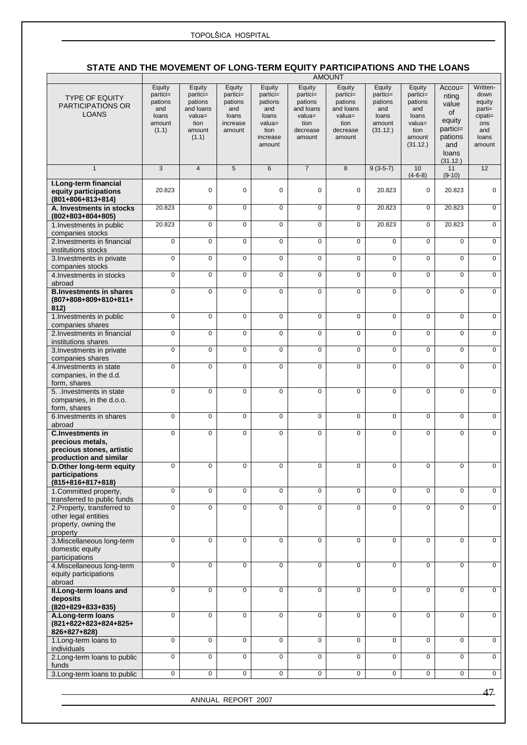## STATE AND THE MOVEMENT OF LONG-TERM EQUITY PARTICIPATIONS AND THE LOANS

| TYPE OF EQUITY PARTICIPATIONS OR LOANS | AMOUNT | | | | | | | | | |
|---|---|---|---|---|---|---|---|---|---|---|
| | Equity partici= pations and loans amount (1.1) | Equity partici= pations and loans value= tion amount (1.1) | Equity partici= pations and loans increase amount | Equity partici= pations and loans value= tion increase amount | Equity partici= pations and loans value= tion decrease amount | Equity partici= pations and loans value= tion decrease amount | Equity partici= pations and loans amount (31.12.) | Equity partici= pations and loans value= tion amount (31.12.) | Accou= nting value of equity partici= pations and loans (31.12.) | Written-down equity parti= cipati= ons and loans amount |
| 1 | 3 | 4 | 5 | 6 | 7 | 8 | 9 (3-5-7) | 10 (4-6-8) | 11 (9-10) | 12 |
| **I.Long-term financial equity participations (801+806+813+814)** | 20.823 | 0 | 0 | 0 | 0 | 0 | 20.823 | 0 | 20.823 | 0 |
| **A. Investments in stocks (802+803+804+805)** | 20.823 | 0 | 0 | 0 | 0 | 0 | 20.823 | 0 | 20.823 | 0 |
| 1.Investments in public companies stocks | 20.823 | 0 | 0 | 0 | 0 | 0 | 20.823 | 0 | 20.823 | 0 |
| 2.Investments in financial institutions stocks | 0 | 0 | 0 | 0 | 0 | 0 | 0 | 0 | 0 | 0 |
| 3.Investments in private companies stocks | 0 | 0 | 0 | 0 | 0 | 0 | 0 | 0 | 0 | 0 |
| 4.Investments in stocks abroad | 0 | 0 | 0 | 0 | 0 | 0 | 0 | 0 | 0 | 0 |
| **B.Investments in shares (807+808+809+810+811+812)** | 0 | 0 | 0 | 0 | 0 | 0 | 0 | 0 | 0 | 0 |
| 1.Investments in public companies shares | 0 | 0 | 0 | 0 | 0 | 0 | 0 | 0 | 0 | 0 |
| 2.Investments in financial institutions shares | 0 | 0 | 0 | 0 | 0 | 0 | 0 | 0 | 0 | 0 |
| 3.Investments in private companies shares | 0 | 0 | 0 | 0 | 0 | 0 | 0 | 0 | 0 | 0 |
| 4.Investments in state companies, in the d.d. form, shares | 0 | 0 | 0 | 0 | 0 | 0 | 0 | 0 | 0 | 0 |
| 5. .Investments in state companies, in the d.o.o. form, shares | 0 | 0 | 0 | 0 | 0 | 0 | 0 | 0 | 0 | 0 |
| 6.Investments in shares abroad | 0 | 0 | 0 | 0 | 0 | 0 | 0 | 0 | 0 | 0 |
| **C.Investments in precious metals, precious stones, artistic production and similar** | 0 | 0 | 0 | 0 | 0 | 0 | 0 | 0 | 0 | 0 |
| **D.Other long-term equity participations (815+816+817+818)** | 0 | 0 | 0 | 0 | 0 | 0 | 0 | 0 | 0 | 0 |
| 1.Committed property, transferred to public funds | 0 | 0 | 0 | 0 | 0 | 0 | 0 | 0 | 0 | 0 |
| 2.Property, transferred to other legal entities property, owning the property | 0 | 0 | 0 | 0 | 0 | 0 | 0 | 0 | 0 | 0 |
| 3.Miscellaneous long-term domestic equity participations | 0 | 0 | 0 | 0 | 0 | 0 | 0 | 0 | 0 | 0 |
| 4.Miscellaneous long-term equity participations abroad | 0 | 0 | 0 | 0 | 0 | 0 | 0 | 0 | 0 | 0 |
| **II.Long-term loans and deposits (820+829+833+835)** | 0 | 0 | 0 | 0 | 0 | 0 | 0 | 0 | 0 | 0 |
| **A.Long-term loans (821+822+823+824+825+826+827+828)** | 0 | 0 | 0 | 0 | 0 | 0 | 0 | 0 | 0 | 0 |
| 1.Long-term loans to individuals | 0 | 0 | 0 | 0 | 0 | 0 | 0 | 0 | 0 | 0 |
| 2.Long-term loans to public funds | 0 | 0 | 0 | 0 | 0 | 0 | 0 | 0 | 0 | 0 |
| 3.Long-term loans to public | 0 | 0 | 0 | 0 | 0 | 0 | 0 | 0 | 0 | 0 |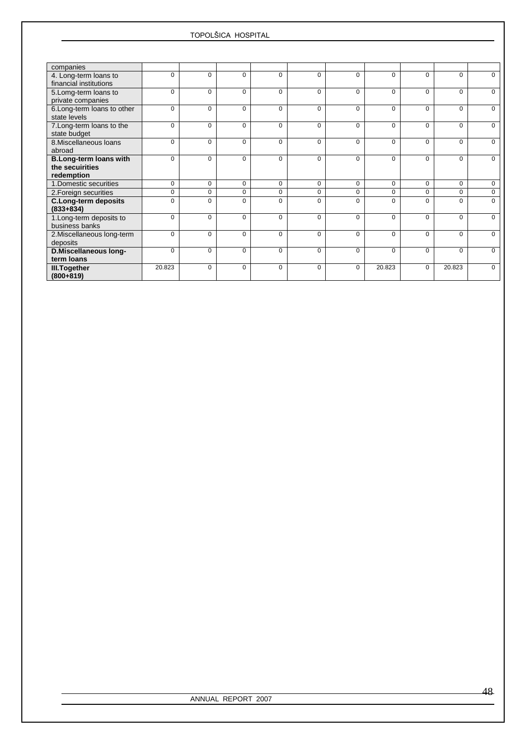| | | | | | | | | | | |
|---|---|---|---|---|---|---|---|---|---|---|
| companies | | | | | | | | | | |
| 4. Long-term loans to financial institutions | 0 | 0 | 0 | 0 | 0 | 0 | 0 | 0 | 0 | 0 |
| 5.Lomg-term loans to private companies | 0 | 0 | 0 | 0 | 0 | 0 | 0 | 0 | 0 | 0 |
| 6.Long-term loans to other state levels | 0 | 0 | 0 | 0 | 0 | 0 | 0 | 0 | 0 | 0 |
| 7.Long-term loans to the state budget | 0 | 0 | 0 | 0 | 0 | 0 | 0 | 0 | 0 | 0 |
| 8.Miscellaneous loans abroad | 0 | 0 | 0 | 0 | 0 | 0 | 0 | 0 | 0 | 0 |
| **B.Long-term loans with the secuirities redemption** | 0 | 0 | 0 | 0 | 0 | 0 | 0 | 0 | 0 | 0 |
| 1.Domestic securities | 0 | 0 | 0 | 0 | 0 | 0 | 0 | 0 | 0 | 0 |
| 2.Foreign securities | 0 | 0 | 0 | 0 | 0 | 0 | 0 | 0 | 0 | 0 |
| **C.Long-term deposits (833+834)** | 0 | 0 | 0 | 0 | 0 | 0 | 0 | 0 | 0 | 0 |
| 1.Long-term deposits to business banks | 0 | 0 | 0 | 0 | 0 | 0 | 0 | 0 | 0 | 0 |
| 2.Miscellaneous long-term deposits | 0 | 0 | 0 | 0 | 0 | 0 | 0 | 0 | 0 | 0 |
| **D.Miscellaneous long-term loans** | 0 | 0 | 0 | 0 | 0 | 0 | 0 | 0 | 0 | 0 |
| **III.Together (800+819)** | 20.823 | 0 | 0 | 0 | 0 | 0 | 20.823 | 0 | 20.823 | 0 |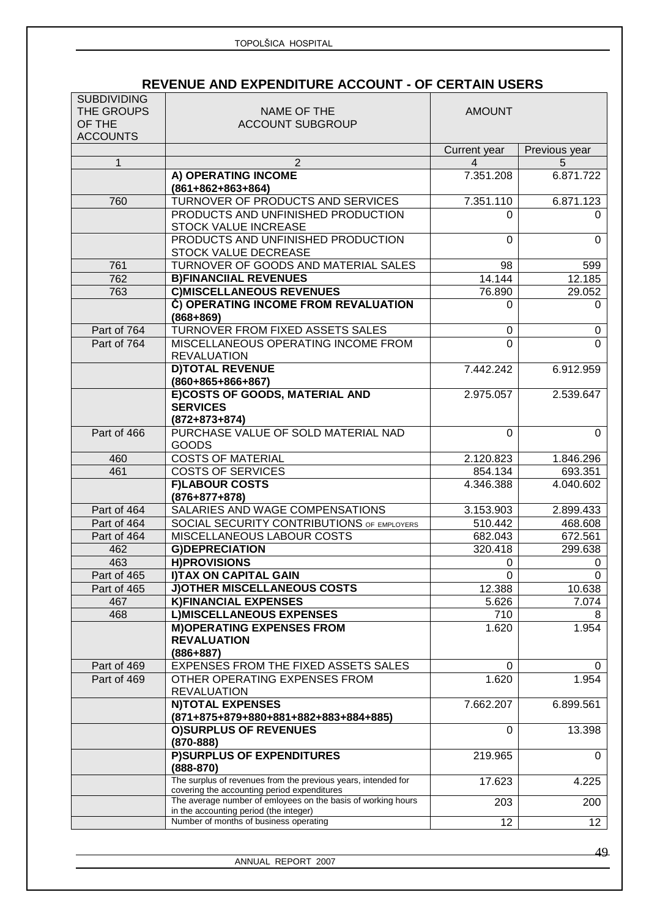## REVENUE AND EXPENDITURE ACCOUNT - OF CERTAIN USERS

| SUBDIVIDING THE GROUPS OF THE ACCOUNTS | NAME OF THE ACCOUNT SUBGROUP | AMOUNT | |
|---|---|---|---|
| | | Current year | Previous year |
| 1 | 2 | 4 | 5 |
| | **A) OPERATING INCOME (861+862+863+864)** | 7.351.208 | 6.871.722 |
| 760 | TURNOVER OF PRODUCTS AND SERVICES | 7.351.110 | 6.871.123 |
| | PRODUCTS AND UNFINISHED PRODUCTION STOCK VALUE INCREASE | 0 | 0 |
| | PRODUCTS AND UNFINISHED PRODUCTION STOCK VALUE DECREASE | 0 | 0 |
| 761 | TURNOVER OF GOODS AND MATERIAL SALES | 98 | 599 |
| 762 | **B)FINANCIIAL REVENUES** | 14.144 | 12.185 |
| 763 | **C)MISCELLANEOUS REVENUES** | 76.890 | 29.052 |
| | **Č) OPERATING INCOME FROM REVALUATION (868+869)** | 0 | 0 |
| Part of 764 | TURNOVER FROM FIXED ASSETS SALES | 0 | 0 |
| Part of 764 | MISCELLANEOUS OPERATING INCOME FROM REVALUATION | 0 | 0 |
| | **D)TOTAL REVENUE (860+865+866+867)** | 7.442.242 | 6.912.959 |
| | **E)COSTS OF GOODS, MATERIAL AND SERVICES (872+873+874)** | 2.975.057 | 2.539.647 |
| Part of 466 | PURCHASE VALUE OF SOLD MATERIAL NAD GOODS | 0 | 0 |
| 460 | COSTS OF MATERIAL | 2.120.823 | 1.846.296 |
| 461 | COSTS OF SERVICES | 854.134 | 693.351 |
| | **F)LABOUR COSTS (876+877+878)** | 4.346.388 | 4.040.602 |
| Part of 464 | SALARIES AND WAGE COMPENSATIONS | 3.153.903 | 2.899.433 |
| Part of 464 | SOCIAL SECURITY CONTRIBUTIONS OF EMPLOYERS | 510.442 | 468.608 |
| Part of 464 | MISCELLANEOUS LABOUR COSTS | 682.043 | 672.561 |
| 462 | **G)DEPRECIATION** | 320.418 | 299.638 |
| 463 | **H)PROVISIONS** | 0 | 0 |
| Part of 465 | **I)TAX ON CAPITAL GAIN** | 0 | 0 |
| Part of 465 | **J)OTHER MISCELLANEOUS COSTS** | 12.388 | 10.638 |
| 467 | **K)FINANCIAL EXPENSES** | 5.626 | 7.074 |
| 468 | **L)MISCELLANEOUS EXPENSES** | 710 | 8 |
| | **M)OPERATING EXPENSES FROM REVALUATION (886+887)** | 1.620 | 1.954 |
| Part of 469 | EXPENSES FROM THE FIXED ASSETS SALES | 0 | 0 |
| Part of 469 | OTHER OPERATING EXPENSES FROM REVALUATION | 1.620 | 1.954 |
| | **N)TOTAL EXPENSES (871+875+879+880+881+882+883+884+885)** | 7.662.207 | 6.899.561 |
| | **O)SURPLUS OF REVENUES (870-888)** | 0 | 13.398 |
| | **P)SURPLUS OF EXPENDITURES (888-870)** | 219.965 | 0 |
| | The surplus of revenues from the previous years, intended for covering the accounting period expenditures | 17.623 | 4.225 |
| | The average number of emloyees on the basis of working hours in the accounting period (the integer) | 203 | 200 |
| | Number of months of business operating | 12 | 12 |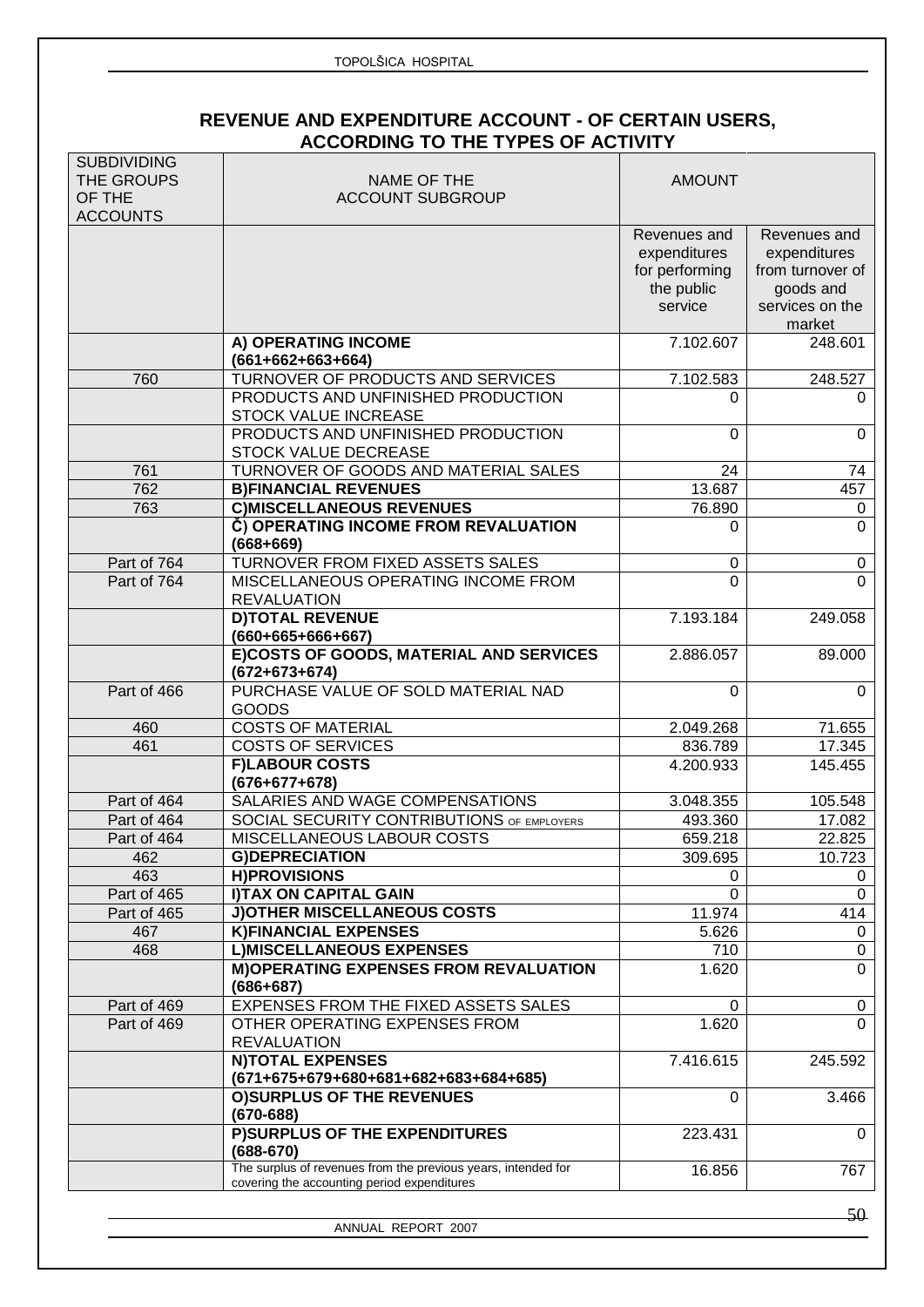## REVENUE AND EXPENDITURE ACCOUNT - OF CERTAIN USERS, ACCORDING TO THE TYPES OF ACTIVITY

| SUBDIVIDING THE GROUPS OF THE ACCOUNTS | NAME OF THE ACCOUNT SUBGROUP | AMOUNT | |
|---|---|---|---|
| | | Revenues and expenditures for performing the public service | Revenues and expenditures from turnover of goods and services on the market |
| | **A) OPERATING INCOME (661+662+663+664)** | 7.102.607 | 248.601 |
| 760 | TURNOVER OF PRODUCTS AND SERVICES | 7.102.583 | 248.527 |
| | PRODUCTS AND UNFINISHED PRODUCTION STOCK VALUE INCREASE | 0 | 0 |
| | PRODUCTS AND UNFINISHED PRODUCTION STOCK VALUE DECREASE | 0 | 0 |
| 761 | TURNOVER OF GOODS AND MATERIAL SALES | 24 | 74 |
| 762 | **B)FINANCIAL REVENUES** | 13.687 | 457 |
| 763 | **C)MISCELLANEOUS REVENUES** | 76.890 | 0 |
| | **Č) OPERATING INCOME FROM REVALUATION (668+669)** | 0 | 0 |
| Part of 764 | TURNOVER FROM FIXED ASSETS SALES | 0 | 0 |
| Part of 764 | MISCELLANEOUS OPERATING INCOME FROM REVALUATION | 0 | 0 |
| | **D)TOTAL REVENUE (660+665+666+667)** | 7.193.184 | 249.058 |
| | **E)COSTS OF GOODS, MATERIAL AND SERVICES (672+673+674)** | 2.886.057 | 89.000 |
| Part of 466 | PURCHASE VALUE OF SOLD MATERIAL NAD GOODS | 0 | 0 |
| 460 | COSTS OF MATERIAL | 2.049.268 | 71.655 |
| 461 | COSTS OF SERVICES | 836.789 | 17.345 |
| | **F)LABOUR COSTS (676+677+678)** | 4.200.933 | 145.455 |
| Part of 464 | SALARIES AND WAGE COMPENSATIONS | 3.048.355 | 105.548 |
| Part of 464 | SOCIAL SECURITY CONTRIBUTIONS OF EMPLOYERS | 493.360 | 17.082 |
| Part of 464 | MISCELLANEOUS LABOUR COSTS | 659.218 | 22.825 |
| 462 | **G)DEPRECIATION** | 309.695 | 10.723 |
| 463 | **H)PROVISIONS** | 0 | 0 |
| Part of 465 | **I)TAX ON CAPITAL GAIN** | 0 | 0 |
| Part of 465 | **J)OTHER MISCELLANEOUS COSTS** | 11.974 | 414 |
| 467 | **K)FINANCIAL EXPENSES** | 5.626 | 0 |
| 468 | **L)MISCELLANEOUS EXPENSES** | 710 | 0 |
| | **M)OPERATING EXPENSES FROM REVALUATION (686+687)** | 1.620 | 0 |
| Part of 469 | EXPENSES FROM THE FIXED ASSETS SALES | 0 | 0 |
| Part of 469 | OTHER OPERATING EXPENSES FROM REVALUATION | 1.620 | 0 |
| | **N)TOTAL EXPENSES (671+675+679+680+681+682+683+684+685)** | 7.416.615 | 245.592 |
| | **O)SURPLUS OF THE REVENUES (670-688)** | 0 | 3.466 |
| | **P)SURPLUS OF THE EXPENDITURES (688-670)** | 223.431 | 0 |
| | The surplus of revenues from the previous years, intended for covering the accounting period expenditures | 16.856 | 767 |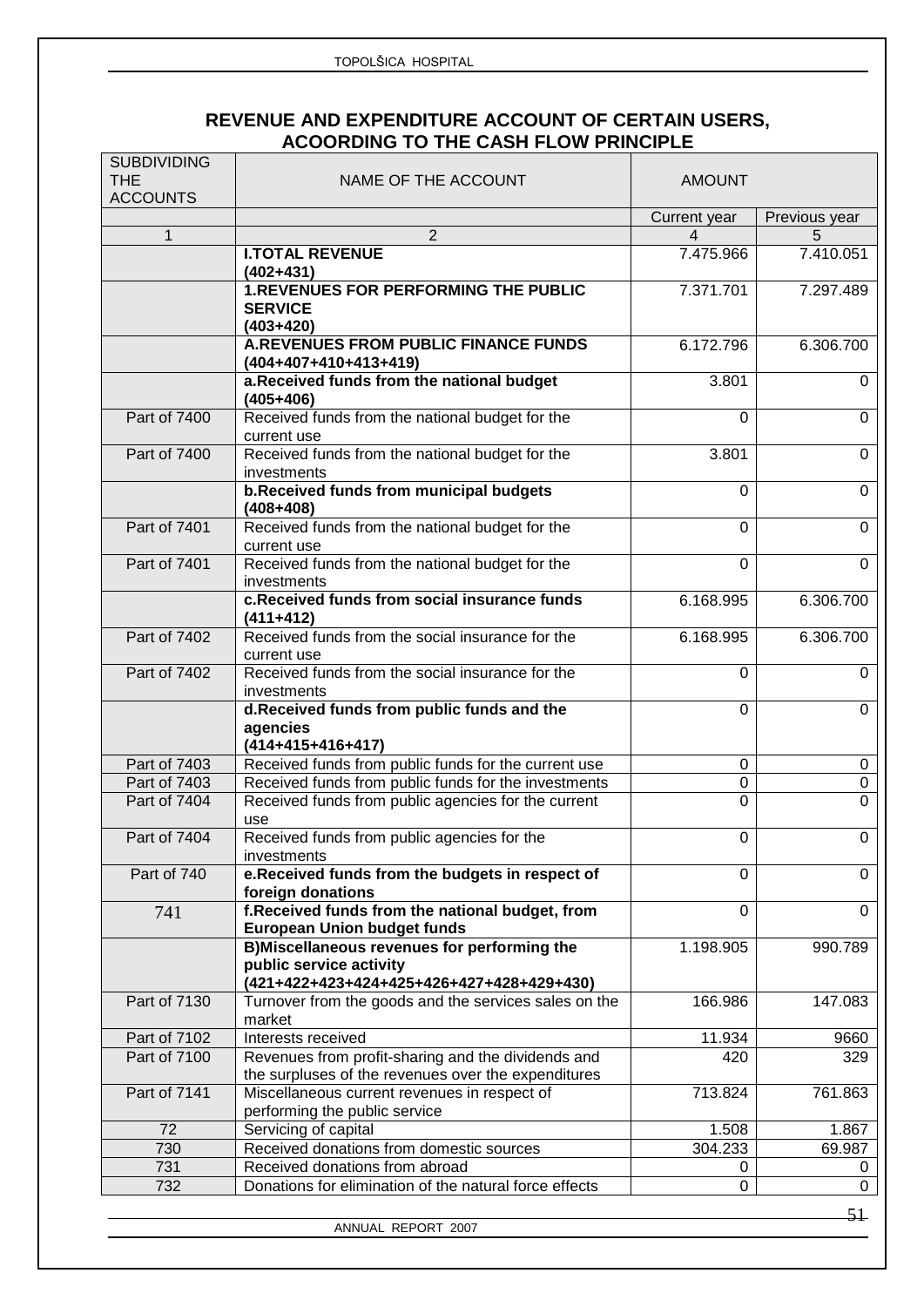## REVENUE AND EXPENDITURE ACCOUNT OF CERTAIN USERS, ACOORDING TO THE CASH FLOW PRINCIPLE

| SUBDIVIDING THE ACCOUNTS | NAME OF THE ACCOUNT | AMOUNT | |
|---|---|---|---|
| | | Current year | Previous year |
| 1 | 2 | 4 | 5 |
| | **I.TOTAL REVENUE (402+431)** | 7.475.966 | 7.410.051 |
| | **1.REVENUES FOR PERFORMING THE PUBLIC SERVICE (403+420)** | 7.371.701 | 7.297.489 |
| | **A.REVENUES FROM PUBLIC FINANCE FUNDS (404+407+410+413+419)** | 6.172.796 | 6.306.700 |
| | **a.Received funds from the national budget (405+406)** | 3.801 | 0 |
| Part of 7400 | Received funds from the national budget for the current use | 0 | 0 |
| Part of 7400 | Received funds from the national budget for the investments | 3.801 | 0 |
| | **b.Received funds from municipal budgets (408+408)** | 0 | 0 |
| Part of 7401 | Received funds from the national budget for the current use | 0 | 0 |
| Part of 7401 | Received funds from the national budget for the investments | 0 | 0 |
| | **c.Received funds from social insurance funds (411+412)** | 6.168.995 | 6.306.700 |
| Part of 7402 | Received funds from the social insurance for the current use | 6.168.995 | 6.306.700 |
| Part of 7402 | Received funds from the social insurance for the investments | 0 | 0 |
| | **d.Received funds from public funds and the agencies (414+415+416+417)** | 0 | 0 |
| Part of 7403 | Received funds from public funds for the current use | 0 | 0 |
| Part of 7403 | Received funds from public funds for the investments | 0 | 0 |
| Part of 7404 | Received funds from public agencies for the current use | 0 | 0 |
| Part of 7404 | Received funds from public agencies for the investments | 0 | 0 |
| Part of 740 | **e.Received funds from the budgets in respect of foreign donations** | 0 | 0 |
| 741 | **f.Received funds from the national budget, from European Union budget funds** | 0 | 0 |
| | **B)Miscellaneous revenues for performing the public service activity (421+422+423+424+425+426+427+428+429+430)** | 1.198.905 | 990.789 |
| Part of 7130 | Turnover from the goods and the services sales on the market | 166.986 | 147.083 |
| Part of 7102 | Interests received | 11.934 | 9660 |
| Part of 7100 | Revenues from profit-sharing and the dividends and the surpluses of the revenues over the expenditures | 420 | 329 |
| Part of 7141 | Miscellaneous current revenues in respect of performing the public service | 713.824 | 761.863 |
| 72 | Servicing of capital | 1.508 | 1.867 |
| 730 | Received donations from domestic sources | 304.233 | 69.987 |
| 731 | Received donations from abroad | 0 | 0 |
| 732 | Donations for elimination of the natural force effects | 0 | 0 |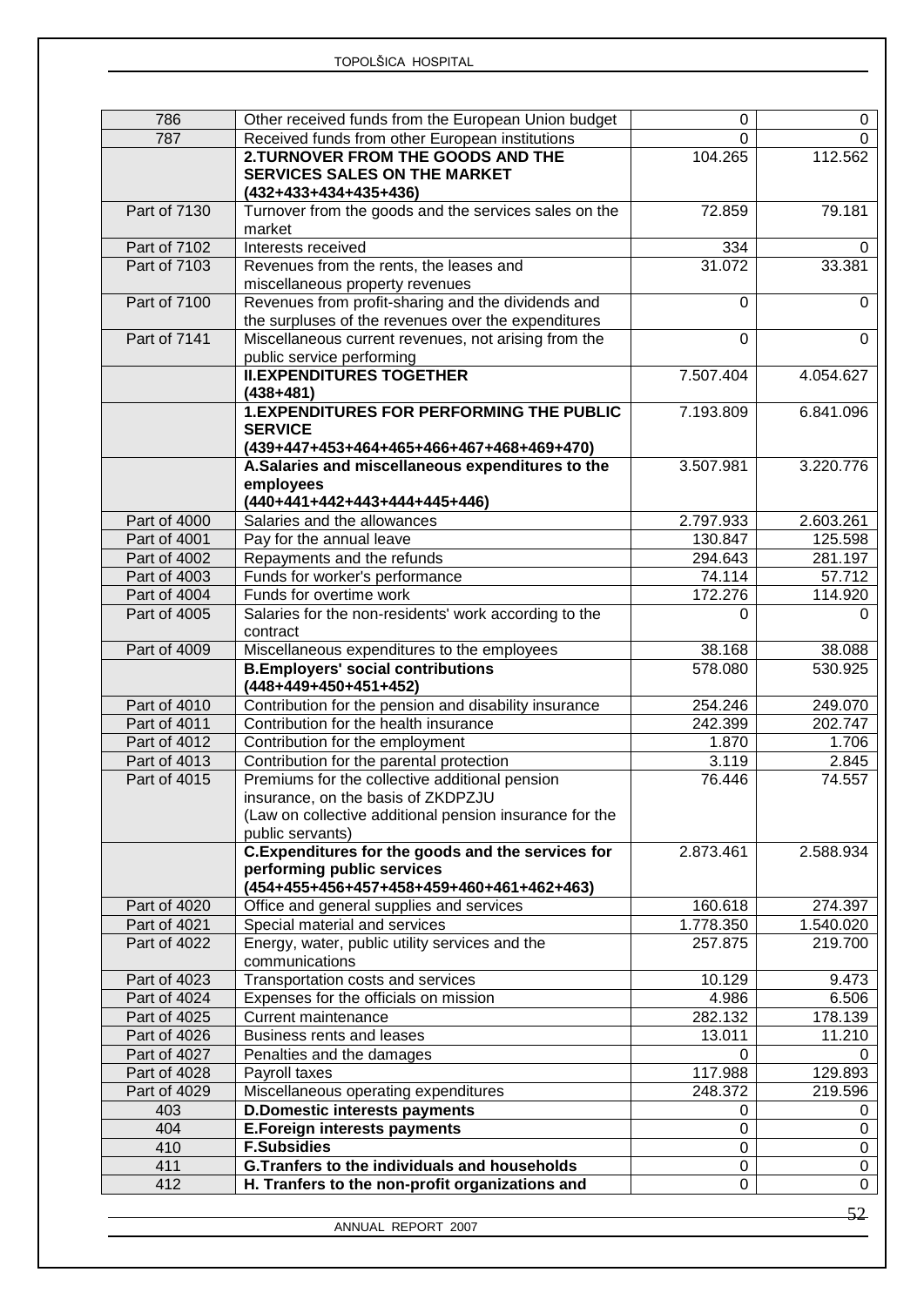| | | | |
|---|---|---|---|
| 786 | Other received funds from the European Union budget | 0 | 0 |
| 787 | Received funds from other European institutions | 0 | 0 |
| | **2.TURNOVER FROM THE GOODS AND THE SERVICES SALES ON THE MARKET (432+433+434+435+436)** | 104.265 | 112.562 |
| Part of 7130 | Turnover from the goods and the services sales on the market | 72.859 | 79.181 |
| Part of 7102 | Interests received | 334 | 0 |
| Part of 7103 | Revenues from the rents, the leases and miscellaneous property revenues | 31.072 | 33.381 |
| Part of 7100 | Revenues from profit-sharing and the dividends and the surpluses of the revenues over the expenditures | 0 | 0 |
| Part of 7141 | Miscellaneous current revenues, not arising from the public service performing | 0 | 0 |
| | **II.EXPENDITURES TOGETHER (438+481)** | 7.507.404 | 4.054.627 |
| | **1.EXPENDITURES FOR PERFORMING THE PUBLIC SERVICE (439+447+453+464+465+466+467+468+469+470)** | 7.193.809 | 6.841.096 |
| | **A.Salaries and miscellaneous expenditures to the employees (440+441+442+443+444+445+446)** | 3.507.981 | 3.220.776 |
| Part of 4000 | Salaries and the allowances | 2.797.933 | 2.603.261 |
| Part of 4001 | Pay for the annual leave | 130.847 | 125.598 |
| Part of 4002 | Repayments and the refunds | 294.643 | 281.197 |
| Part of 4003 | Funds for worker's performance | 74.114 | 57.712 |
| Part of 4004 | Funds for overtime work | 172.276 | 114.920 |
| Part of 4005 | Salaries for the non-residents' work according to the contract | 0 | 0 |
| Part of 4009 | Miscellaneous expenditures to the employees | 38.168 | 38.088 |
| | **B.Employers' social contributions (448+449+450+451+452)** | 578.080 | 530.925 |
| Part of 4010 | Contribution for the pension and disability insurance | 254.246 | 249.070 |
| Part of 4011 | Contribution for the health insurance | 242.399 | 202.747 |
| Part of 4012 | Contribution for the employment | 1.870 | 1.706 |
| Part of 4013 | Contribution for the parental protection | 3.119 | 2.845 |
| Part of 4015 | Premiums for the collective additional pension insurance, on the basis of ZKDPZJU (Law on collective additional pension insurance for the public servants) | 76.446 | 74.557 |
| | **C.Expenditures for the goods and the services for performing public services (454+455+456+457+458+459+460+461+462+463)** | 2.873.461 | 2.588.934 |
| Part of 4020 | Office and general supplies and services | 160.618 | 274.397 |
| Part of 4021 | Special material and services | 1.778.350 | 1.540.020 |
| Part of 4022 | Energy, water, public utility services and the communications | 257.875 | 219.700 |
| Part of 4023 | Transportation costs and services | 10.129 | 9.473 |
| Part of 4024 | Expenses for the officials on mission | 4.986 | 6.506 |
| Part of 4025 | Current maintenance | 282.132 | 178.139 |
| Part of 4026 | Business rents and leases | 13.011 | 11.210 |
| Part of 4027 | Penalties and the damages | 0 | 0 |
| Part of 4028 | Payroll taxes | 117.988 | 129.893 |
| Part of 4029 | Miscellaneous operating expenditures | 248.372 | 219.596 |
| 403 | **D.Domestic interests payments** | 0 | 0 |
| 404 | **E.Foreign interests payments** | 0 | 0 |
| 410 | **F.Subsidies** | 0 | 0 |
| 411 | **G.Tranfers to the individuals and households** | 0 | 0 |
| 412 | **H. Tranfers to the non-profit organizations and** | 0 | 0 |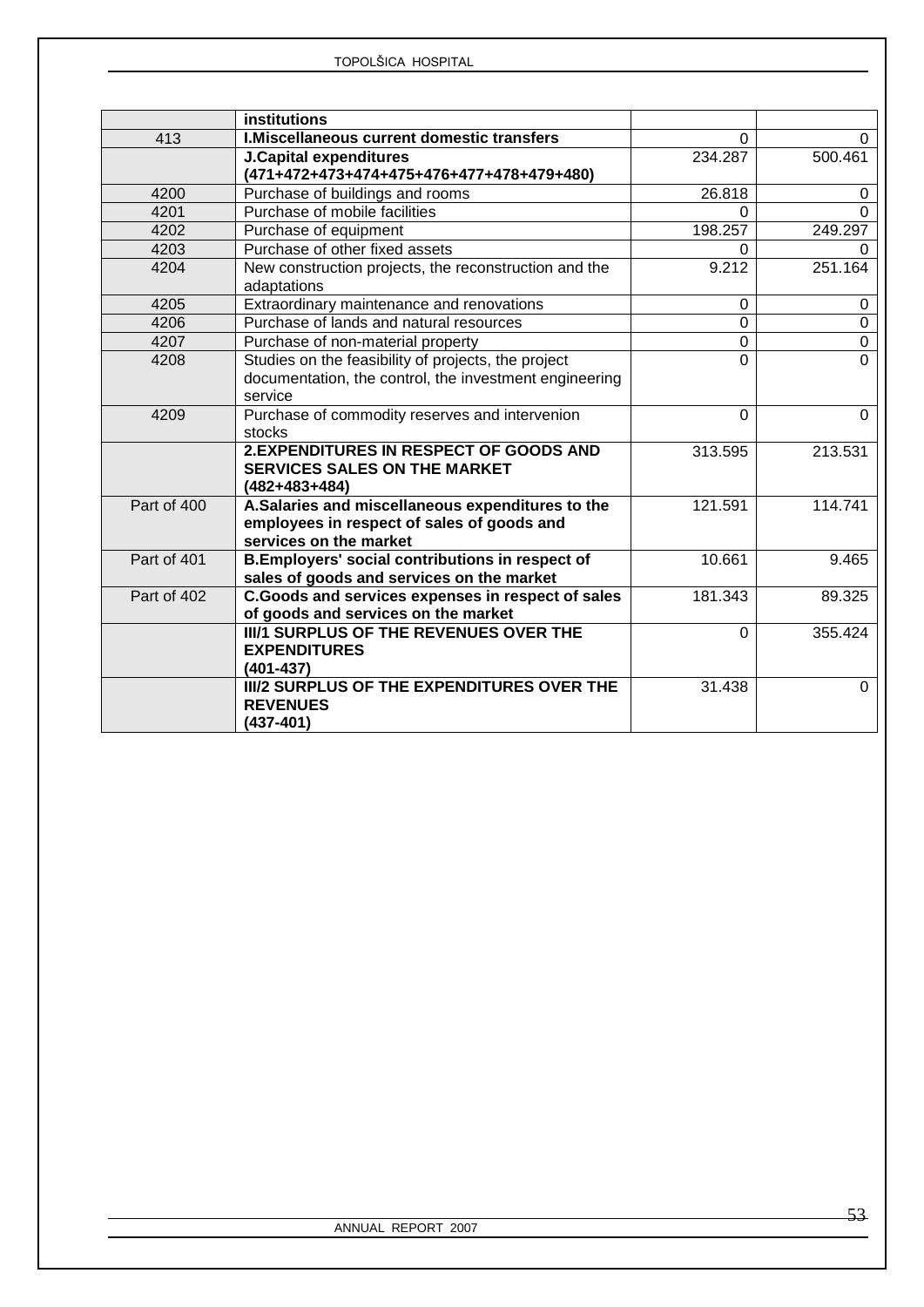| | | | |
|---|---|---|---|
| | **institutions** | | |
| 413 | **I.Miscellaneous current domestic transfers** | 0 | 0 |
| | **J.Capital expenditures (471+472+473+474+475+476+477+478+479+480)** | 234.287 | 500.461 |
| 4200 | Purchase of buildings and rooms | 26.818 | 0 |
| 4201 | Purchase of mobile facilities | 0 | 0 |
| 4202 | Purchase of equipment | 198.257 | 249.297 |
| 4203 | Purchase of other fixed assets | 0 | 0 |
| 4204 | New construction projects, the reconstruction and the adaptations | 9.212 | 251.164 |
| 4205 | Extraordinary maintenance and renovations | 0 | 0 |
| 4206 | Purchase of lands and natural resources | 0 | 0 |
| 4207 | Purchase of non-material property | 0 | 0 |
| 4208 | Studies on the feasibility of projects, the project documentation, the control, the investment engineering service | 0 | 0 |
| 4209 | Purchase of commodity reserves and intervenion stocks | 0 | 0 |
| | **2.EXPENDITURES IN RESPECT OF GOODS AND SERVICES SALES ON THE MARKET (482+483+484)** | 313.595 | 213.531 |
| Part of 400 | **A.Salaries and miscellaneous expenditures to the employees in respect of sales of goods and services on the market** | 121.591 | 114.741 |
| Part of 401 | **B.Employers' social contributions in respect of sales of goods and services on the market** | 10.661 | 9.465 |
| Part of 402 | **C.Goods and services expenses in respect of sales of goods and services on the market** | 181.343 | 89.325 |
| | **III/1 SURPLUS OF THE REVENUES OVER THE EXPENDITURES (401-437)** | 0 | 355.424 |
| | **III/2 SURPLUS OF THE EXPENDITURES OVER THE REVENUES (437-401)** | 31.438 | 0 |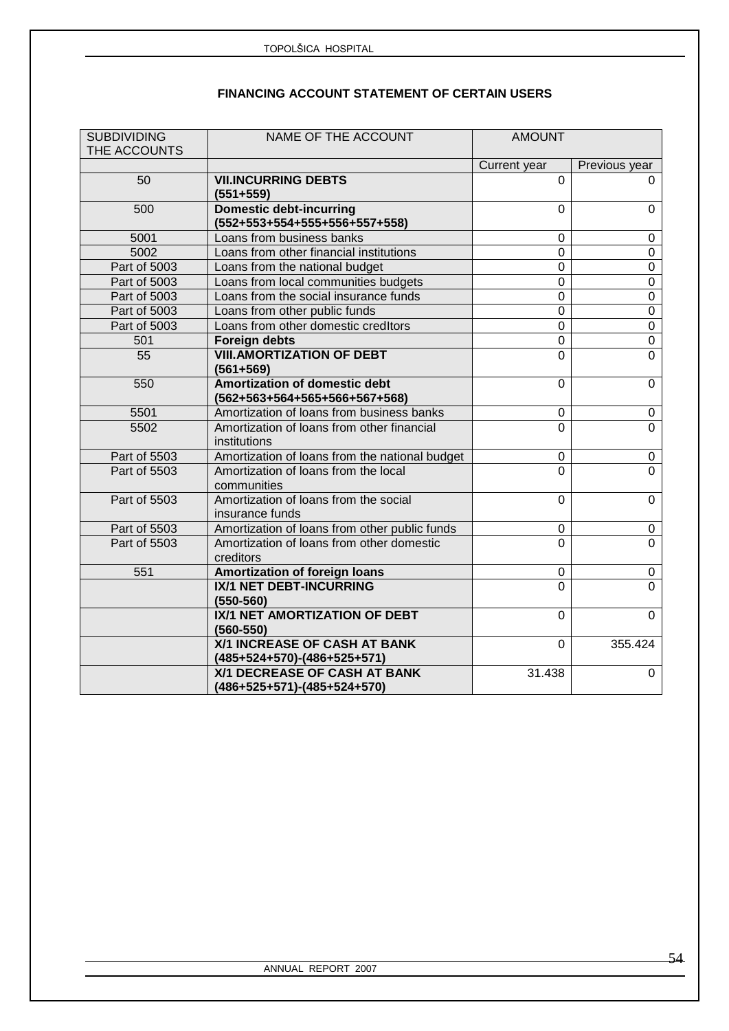## FINANCING ACCOUNT STATEMENT OF CERTAIN USERS

| SUBDIVIDING THE ACCOUNTS | NAME OF THE ACCOUNT | AMOUNT | |
|---|---|---|---|
| | | Current year | Previous year |
| 50 | **VII.INCURRING DEBTS (551+559)** | 0 | 0 |
| 500 | **Domestic debt-incurring (552+553+554+555+556+557+558)** | 0 | 0 |
| 5001 | Loans from business banks | 0 | 0 |
| 5002 | Loans from other financial institutions | 0 | 0 |
| Part of 5003 | Loans from the national budget | 0 | 0 |
| Part of 5003 | Loans from local communities budgets | 0 | 0 |
| Part of 5003 | Loans from the social insurance funds | 0 | 0 |
| Part of 5003 | Loans from other public funds | 0 | 0 |
| Part of 5003 | Loans from other domestic credItors | 0 | 0 |
| 501 | **Foreign debts** | 0 | 0 |
| 55 | **VIII.AMORTIZATION OF DEBT (561+569)** | 0 | 0 |
| 550 | **Amortization of domestic debt (562+563+564+565+566+567+568)** | 0 | 0 |
| 5501 | Amortization of loans from business banks | 0 | 0 |
| 5502 | Amortization of loans from other financial institutions | 0 | 0 |
| Part of 5503 | Amortization of loans from the national budget | 0 | 0 |
| Part of 5503 | Amortization of loans from the local communities | 0 | 0 |
| Part of 5503 | Amortization of loans from the social insurance funds | 0 | 0 |
| Part of 5503 | Amortization of loans from other public funds | 0 | 0 |
| Part of 5503 | Amortization of loans from other domestic creditors | 0 | 0 |
| 551 | **Amortization of foreign loans** | 0 | 0 |
| | **IX/1 NET DEBT-INCURRING (550-560)** | 0 | 0 |
| | **IX/1 NET AMORTIZATION OF DEBT (560-550)** | 0 | 0 |
| | **X/1 INCREASE OF CASH AT BANK (485+524+570)-(486+525+571)** | 0 | 355.424 |
| | **X/1 DECREASE OF CASH AT BANK (486+525+571)-(485+524+570)** | 31.438 | 0 |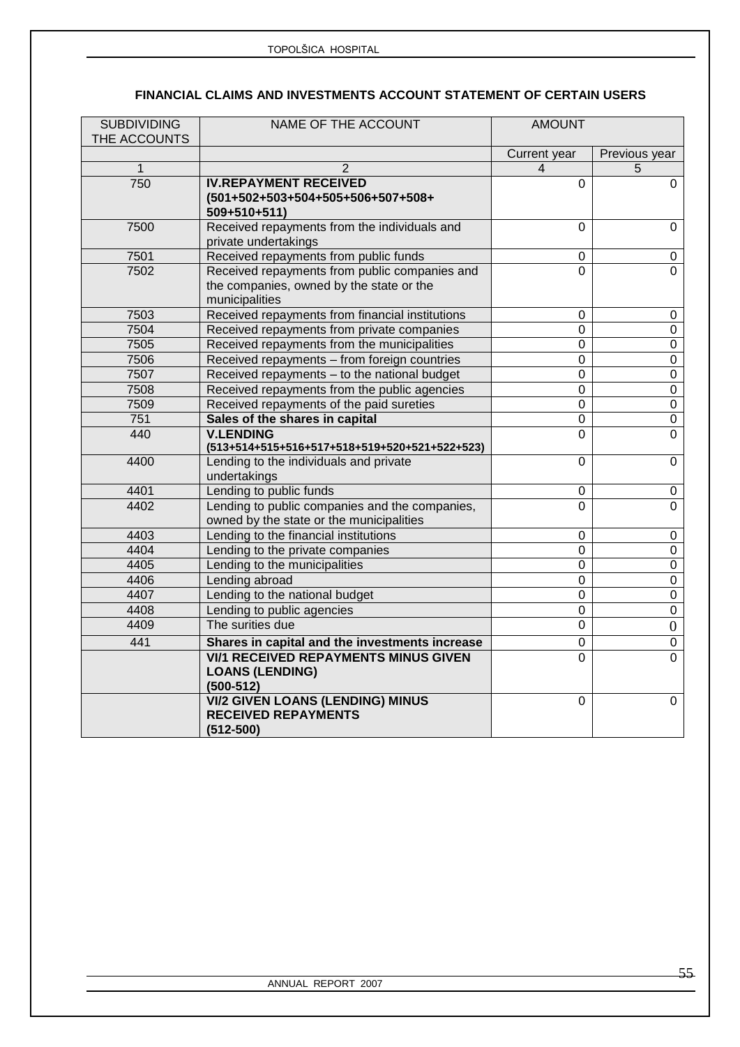## FINANCIAL CLAIMS AND INVESTMENTS ACCOUNT STATEMENT OF CERTAIN USERS

| SUBDIVIDING THE ACCOUNTS | NAME OF THE ACCOUNT | AMOUNT | |
|---|---|---|---|
| | | Current year | Previous year |
| 1 | 2 | 4 | 5 |
| 750 | **IV.REPAYMENT RECEIVED (501+502+503+504+505+506+507+508+ 509+510+511)** | 0 | 0 |
| 7500 | Received repayments from the individuals and private undertakings | 0 | 0 |
| 7501 | Received repayments from public funds | 0 | 0 |
| 7502 | Received repayments from public companies and the companies, owned by the state or the municipalities | 0 | 0 |
| 7503 | Received repayments from financial institutions | 0 | 0 |
| 7504 | Received repayments from private companies | 0 | 0 |
| 7505 | Received repayments from the municipalities | 0 | 0 |
| 7506 | Received repayments – from foreign countries | 0 | 0 |
| 7507 | Received repayments – to the national budget | 0 | 0 |
| 7508 | Received repayments from the public agencies | 0 | 0 |
| 7509 | Received repayments of the paid sureties | 0 | 0 |
| 751 | **Sales of the shares in capital** | 0 | 0 |
| 440 | **V.LENDING (513+514+515+516+517+518+519+520+521+522+523)** | 0 | 0 |
| 4400 | Lending to the individuals and private undertakings | 0 | 0 |
| 4401 | Lending to public funds | 0 | 0 |
| 4402 | Lending to public companies and the companies, owned by the state or the municipalities | 0 | 0 |
| 4403 | Lending to the financial institutions | 0 | 0 |
| 4404 | Lending to the private companies | 0 | 0 |
| 4405 | Lending to the municipalities | 0 | 0 |
| 4406 | Lending abroad | 0 | 0 |
| 4407 | Lending to the national budget | 0 | 0 |
| 4408 | Lending to public agencies | 0 | 0 |
| 4409 | The surities due | 0 | 0 |
| 441 | **Shares in capital and the investments increase** | 0 | 0 |
| | **VI/1 RECEIVED REPAYMENTS MINUS GIVEN LOANS (LENDING) (500-512)** | 0 | 0 |
| | **VI/2 GIVEN LOANS (LENDING) MINUS RECEIVED REPAYMENTS (512-500)** | 0 | 0 |